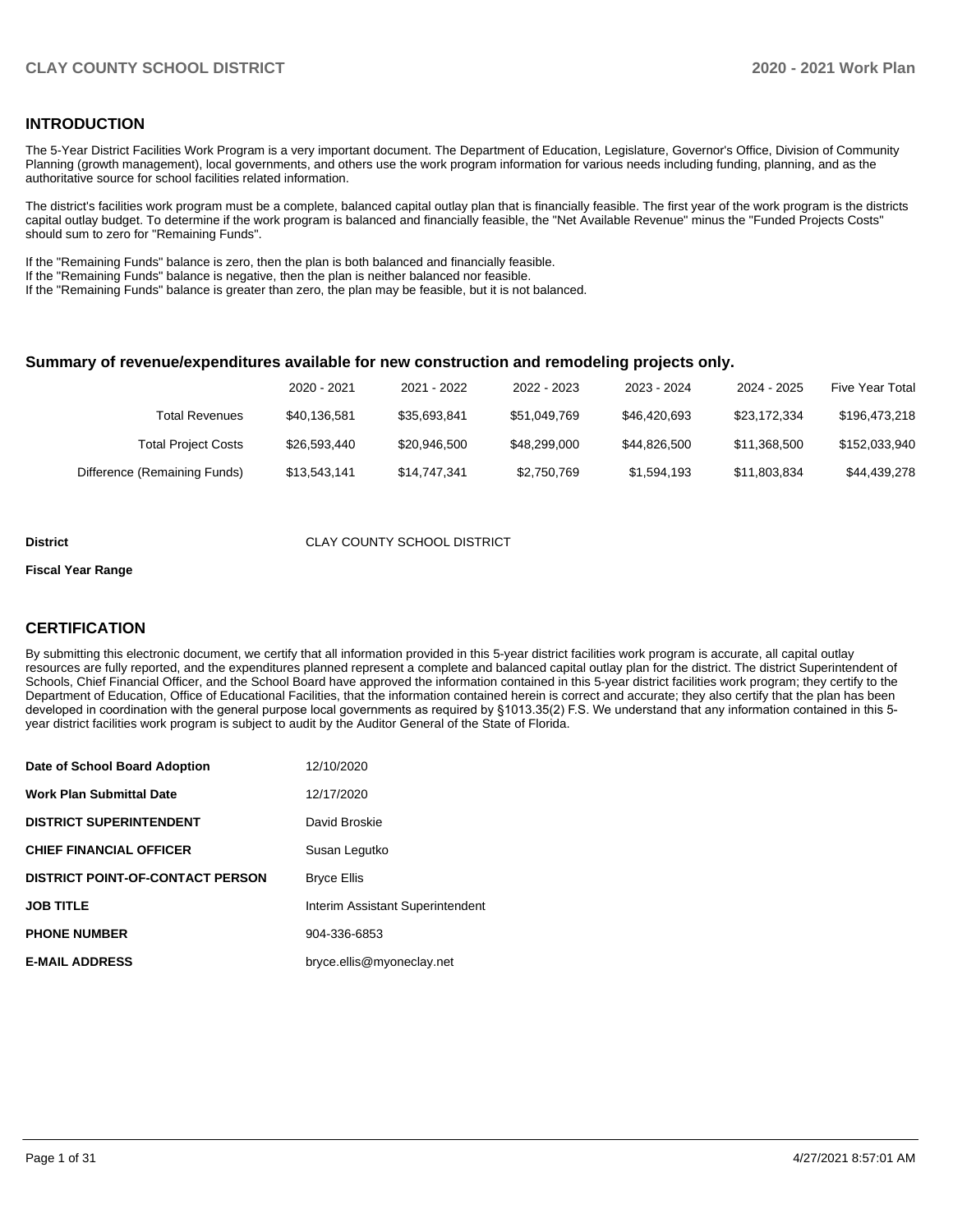## INTRODUCTION

The 5-Year District Facilities Work Program is a very important document. The Department of Education, Legislature, Governor's Office, Division of Community Planning (growth management), local governments, and others use the work program information for various needs including funding, planning, and as the authoritative source for school facilities related information.

The district's facilities work program must be a complete, balanced capital outlay plan that is financially feasible. The first year of the work program is the districts capital outlay budget. To determine if the work program is balanced and financially feasible, the "Net Available Revenue" minus the "Funded Projects Costs" should sum to zero for "Remaining Funds".

If the "Remaining Funds" balance is zero, then the plan is both balanced and financially feasible.
If the "Remaining Funds" balance is negative, then the plan is neither balanced nor feasible.
If the "Remaining Funds" balance is greater than zero, the plan may be feasible, but it is not balanced.

### Summary of revenue/expenditures available for new construction and remodeling projects only.

| | 2020 - 2021 | 2021 - 2022 | 2022 - 2023 | 2023 - 2024 | 2024 - 2025 | Five Year Total |
|---|---|---|---|---|---|---|
| Total Revenues | $40,136,581 | $35,693,841 | $51,049,769 | $46,420,693 | $23,172,334 | $196,473,218 |
| Total Project Costs | $26,593,440 | $20,946,500 | $48,299,000 | $44,826,500 | $11,368,500 | $152,033,940 |
| Difference (Remaining Funds) | $13,543,141 | $14,747,341 | $2,750,769 | $1,594,193 | $11,803,834 | $44,439,278 |

**District** CLAY COUNTY SCHOOL DISTRICT

**Fiscal Year Range**

## CERTIFICATION

By submitting this electronic document, we certify that all information provided in this 5-year district facilities work program is accurate, all capital outlay resources are fully reported, and the expenditures planned represent a complete and balanced capital outlay plan for the district. The district Superintendent of Schools, Chief Financial Officer, and the School Board have approved the information contained in this 5-year district facilities work program; they certify to the Department of Education, Office of Educational Facilities, that the information contained herein is correct and accurate; they also certify that the plan has been developed in coordination with the general purpose local governments as required by §1013.35(2) F.S. We understand that any information contained in this 5-year district facilities work program is subject to audit by the Auditor General of the State of Florida.

| | |
|---|---|
| **Date of School Board Adoption** | 12/10/2020 |
| **Work Plan Submittal Date** | 12/17/2020 |
| **DISTRICT SUPERINTENDENT** | David Broskie |
| **CHIEF FINANCIAL OFFICER** | Susan Legutko |
| **DISTRICT POINT-OF-CONTACT PERSON** | Bryce Ellis |
| **JOB TITLE** | Interim Assistant Superintendent |
| **PHONE NUMBER** | 904-336-6853 |
| **E-MAIL ADDRESS** | bryce.ellis@myoneclay.net |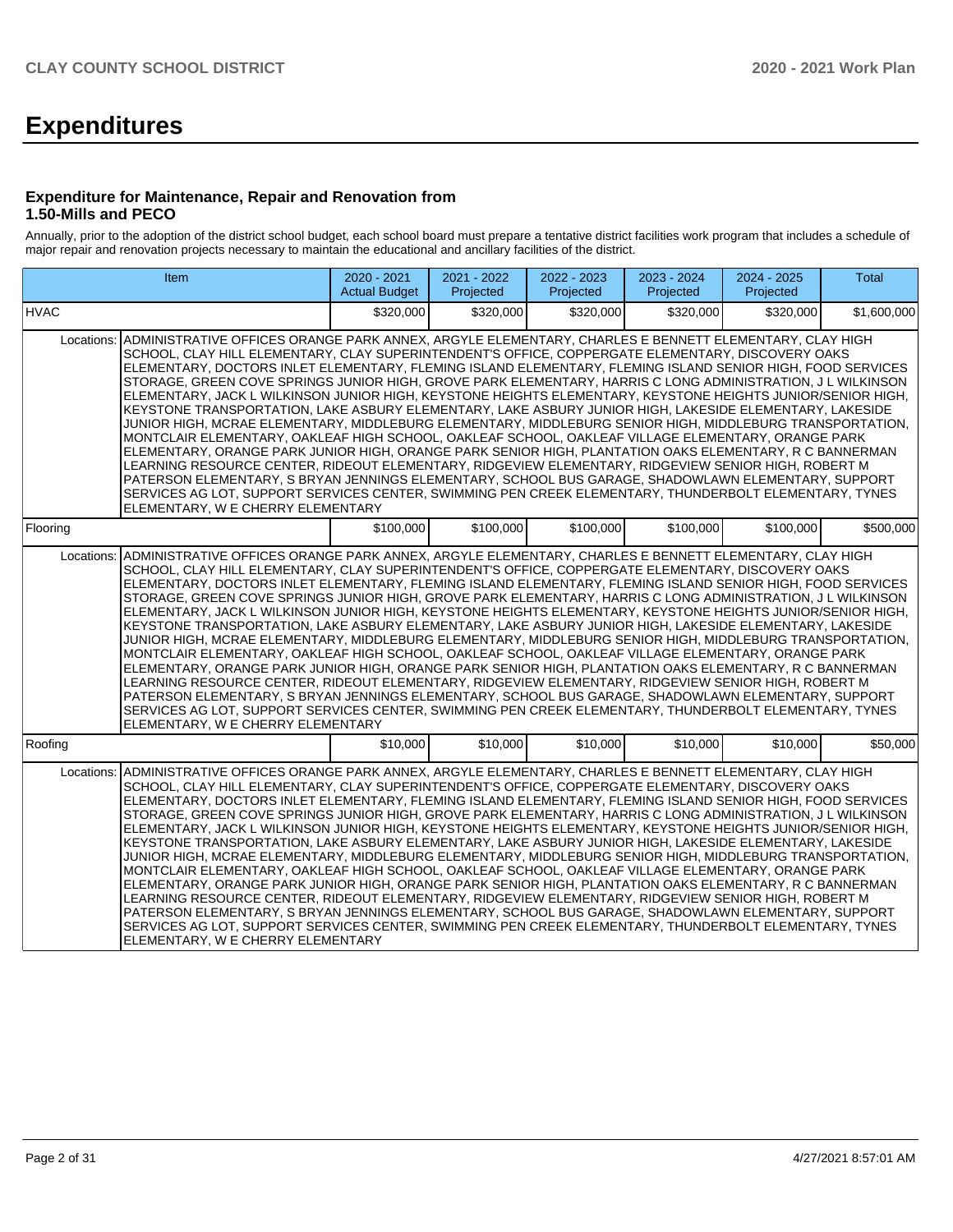# Expenditures

### Expenditure for Maintenance, Repair and Renovation from 1.50-Mills and PECO

Annually, prior to the adoption of the district school budget, each school board must prepare a tentative district facilities work program that includes a schedule of major repair and renovation projects necessary to maintain the educational and ancillary facilities of the district.

| Item | | 2020 - 2021 Actual Budget | 2021 - 2022 Projected | 2022 - 2023 Projected | 2023 - 2024 Projected | 2024 - 2025 Projected | Total |
|---|---|---|---|---|---|---|---|
| HVAC | | $320,000 | $320,000 | $320,000 | $320,000 | $320,000 | $1,600,000 |
| Locations: | ADMINISTRATIVE OFFICES ORANGE PARK ANNEX, ARGYLE ELEMENTARY, CHARLES E BENNETT ELEMENTARY, CLAY HIGH SCHOOL, CLAY HILL ELEMENTARY, CLAY SUPERINTENDENT'S OFFICE, COPPERGATE ELEMENTARY, DISCOVERY OAKS ELEMENTARY, DOCTORS INLET ELEMENTARY, FLEMING ISLAND ELEMENTARY, FLEMING ISLAND SENIOR HIGH, FOOD SERVICES STORAGE, GREEN COVE SPRINGS JUNIOR HIGH, GROVE PARK ELEMENTARY, HARRIS C LONG ADMINISTRATION, J L WILKINSON ELEMENTARY, JACK L WILKINSON JUNIOR HIGH, KEYSTONE HEIGHTS ELEMENTARY, KEYSTONE HEIGHTS JUNIOR/SENIOR HIGH, KEYSTONE TRANSPORTATION, LAKE ASBURY ELEMENTARY, LAKE ASBURY JUNIOR HIGH, LAKESIDE ELEMENTARY, LAKESIDE JUNIOR HIGH, MCRAE ELEMENTARY, MIDDLEBURG ELEMENTARY, MIDDLEBURG SENIOR HIGH, MIDDLEBURG TRANSPORTATION, MONTCLAIR ELEMENTARY, OAKLEAF HIGH SCHOOL, OAKLEAF SCHOOL, OAKLEAF VILLAGE ELEMENTARY, ORANGE PARK ELEMENTARY, ORANGE PARK JUNIOR HIGH, ORANGE PARK SENIOR HIGH, PLANTATION OAKS ELEMENTARY, R C BANNERMAN LEARNING RESOURCE CENTER, RIDEOUT ELEMENTARY, RIDGEVIEW ELEMENTARY, RIDGEVIEW SENIOR HIGH, ROBERT M PATERSON ELEMENTARY, S BRYAN JENNINGS ELEMENTARY, SCHOOL BUS GARAGE, SHADOWLAWN ELEMENTARY, SUPPORT SERVICES AG LOT, SUPPORT SERVICES CENTER, SWIMMING PEN CREEK ELEMENTARY, THUNDERBOLT ELEMENTARY, TYNES ELEMENTARY, W E CHERRY ELEMENTARY | | | | | | |
| Flooring | | $100,000 | $100,000 | $100,000 | $100,000 | $100,000 | $500,000 |
| Locations: | ADMINISTRATIVE OFFICES ORANGE PARK ANNEX, ARGYLE ELEMENTARY, CHARLES E BENNETT ELEMENTARY, CLAY HIGH SCHOOL, CLAY HILL ELEMENTARY, CLAY SUPERINTENDENT'S OFFICE, COPPERGATE ELEMENTARY, DISCOVERY OAKS ELEMENTARY, DOCTORS INLET ELEMENTARY, FLEMING ISLAND ELEMENTARY, FLEMING ISLAND SENIOR HIGH, FOOD SERVICES STORAGE, GREEN COVE SPRINGS JUNIOR HIGH, GROVE PARK ELEMENTARY, HARRIS C LONG ADMINISTRATION, J L WILKINSON ELEMENTARY, JACK L WILKINSON JUNIOR HIGH, KEYSTONE HEIGHTS ELEMENTARY, KEYSTONE HEIGHTS JUNIOR/SENIOR HIGH, KEYSTONE TRANSPORTATION, LAKE ASBURY ELEMENTARY, LAKE ASBURY JUNIOR HIGH, LAKESIDE ELEMENTARY, LAKESIDE JUNIOR HIGH, MCRAE ELEMENTARY, MIDDLEBURG ELEMENTARY, MIDDLEBURG SENIOR HIGH, MIDDLEBURG TRANSPORTATION, MONTCLAIR ELEMENTARY, OAKLEAF HIGH SCHOOL, OAKLEAF SCHOOL, OAKLEAF VILLAGE ELEMENTARY, ORANGE PARK ELEMENTARY, ORANGE PARK JUNIOR HIGH, ORANGE PARK SENIOR HIGH, PLANTATION OAKS ELEMENTARY, R C BANNERMAN LEARNING RESOURCE CENTER, RIDEOUT ELEMENTARY, RIDGEVIEW ELEMENTARY, RIDGEVIEW SENIOR HIGH, ROBERT M PATERSON ELEMENTARY, S BRYAN JENNINGS ELEMENTARY, SCHOOL BUS GARAGE, SHADOWLAWN ELEMENTARY, SUPPORT SERVICES AG LOT, SUPPORT SERVICES CENTER, SWIMMING PEN CREEK ELEMENTARY, THUNDERBOLT ELEMENTARY, TYNES ELEMENTARY, W E CHERRY ELEMENTARY | | | | | | |
| Roofing | | $10,000 | $10,000 | $10,000 | $10,000 | $10,000 | $50,000 |
| Locations: | ADMINISTRATIVE OFFICES ORANGE PARK ANNEX, ARGYLE ELEMENTARY, CHARLES E BENNETT ELEMENTARY, CLAY HIGH SCHOOL, CLAY HILL ELEMENTARY, CLAY SUPERINTENDENT'S OFFICE, COPPERGATE ELEMENTARY, DISCOVERY OAKS ELEMENTARY, DOCTORS INLET ELEMENTARY, FLEMING ISLAND ELEMENTARY, FLEMING ISLAND SENIOR HIGH, FOOD SERVICES STORAGE, GREEN COVE SPRINGS JUNIOR HIGH, GROVE PARK ELEMENTARY, HARRIS C LONG ADMINISTRATION, J L WILKINSON ELEMENTARY, JACK L WILKINSON JUNIOR HIGH, KEYSTONE HEIGHTS ELEMENTARY, KEYSTONE HEIGHTS JUNIOR/SENIOR HIGH, KEYSTONE TRANSPORTATION, LAKE ASBURY ELEMENTARY, LAKE ASBURY JUNIOR HIGH, LAKESIDE ELEMENTARY, LAKESIDE JUNIOR HIGH, MCRAE ELEMENTARY, MIDDLEBURG ELEMENTARY, MIDDLEBURG SENIOR HIGH, MIDDLEBURG TRANSPORTATION, MONTCLAIR ELEMENTARY, OAKLEAF HIGH SCHOOL, OAKLEAF SCHOOL, OAKLEAF VILLAGE ELEMENTARY, ORANGE PARK ELEMENTARY, ORANGE PARK JUNIOR HIGH, ORANGE PARK SENIOR HIGH, PLANTATION OAKS ELEMENTARY, R C BANNERMAN LEARNING RESOURCE CENTER, RIDEOUT ELEMENTARY, RIDGEVIEW ELEMENTARY, RIDGEVIEW SENIOR HIGH, ROBERT M PATERSON ELEMENTARY, S BRYAN JENNINGS ELEMENTARY, SCHOOL BUS GARAGE, SHADOWLAWN ELEMENTARY, SUPPORT SERVICES AG LOT, SUPPORT SERVICES CENTER, SWIMMING PEN CREEK ELEMENTARY, THUNDERBOLT ELEMENTARY, TYNES ELEMENTARY, W E CHERRY ELEMENTARY | | | | | | |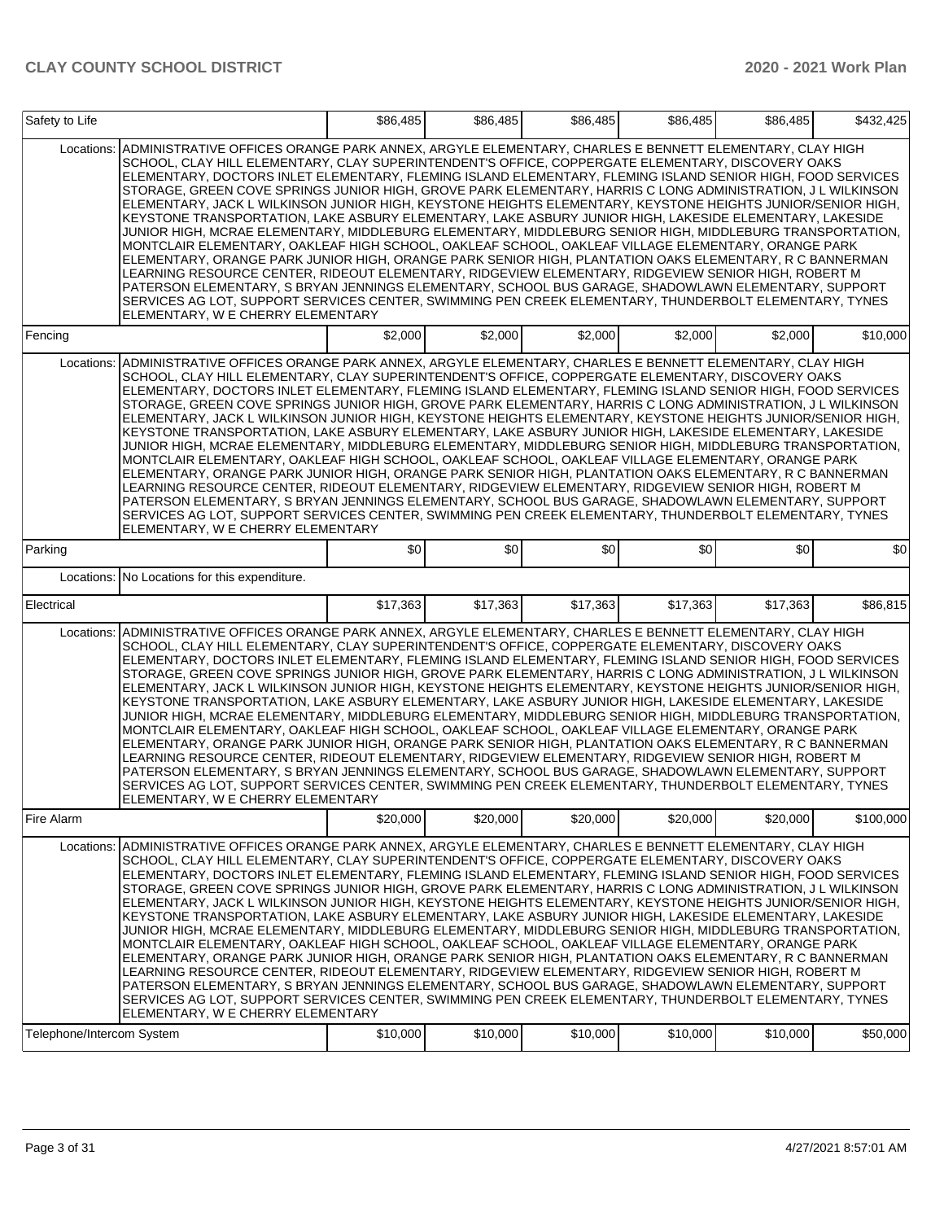| Safety to Life | | $86,485 | $86,485 | $86,485 | $86,485 | $86,485 | $432,425 |
|---|---|---|---|---|---|---|---|
| Locations: | ADMINISTRATIVE OFFICES ORANGE PARK ANNEX, ARGYLE ELEMENTARY, CHARLES E BENNETT ELEMENTARY, CLAY HIGH SCHOOL, CLAY HILL ELEMENTARY, CLAY SUPERINTENDENT'S OFFICE, COPPERGATE ELEMENTARY, DISCOVERY OAKS ELEMENTARY, DOCTORS INLET ELEMENTARY, FLEMING ISLAND ELEMENTARY, FLEMING ISLAND SENIOR HIGH, FOOD SERVICES STORAGE, GREEN COVE SPRINGS JUNIOR HIGH, GROVE PARK ELEMENTARY, HARRIS C LONG ADMINISTRATION, J L WILKINSON ELEMENTARY, JACK L WILKINSON JUNIOR HIGH, KEYSTONE HEIGHTS ELEMENTARY, KEYSTONE HEIGHTS JUNIOR/SENIOR HIGH, KEYSTONE TRANSPORTATION, LAKE ASBURY ELEMENTARY, LAKE ASBURY JUNIOR HIGH, LAKESIDE ELEMENTARY, LAKESIDE JUNIOR HIGH, MCRAE ELEMENTARY, MIDDLEBURG ELEMENTARY, MIDDLEBURG SENIOR HIGH, MIDDLEBURG TRANSPORTATION, MONTCLAIR ELEMENTARY, OAKLEAF HIGH SCHOOL, OAKLEAF SCHOOL, OAKLEAF VILLAGE ELEMENTARY, ORANGE PARK ELEMENTARY, ORANGE PARK JUNIOR HIGH, ORANGE PARK SENIOR HIGH, PLANTATION OAKS ELEMENTARY, R C BANNERMAN LEARNING RESOURCE CENTER, RIDEOUT ELEMENTARY, RIDGEVIEW ELEMENTARY, RIDGEVIEW SENIOR HIGH, ROBERT M PATERSON ELEMENTARY, S BRYAN JENNINGS ELEMENTARY, SCHOOL BUS GARAGE, SHADOWLAWN ELEMENTARY, SUPPORT SERVICES AG LOT, SUPPORT SERVICES CENTER, SWIMMING PEN CREEK ELEMENTARY, THUNDERBOLT ELEMENTARY, TYNES ELEMENTARY, W E CHERRY ELEMENTARY | | | | | | |
| Fencing | | $2,000 | $2,000 | $2,000 | $2,000 | $2,000 | $10,000 |
| Locations: | ADMINISTRATIVE OFFICES ORANGE PARK ANNEX, ARGYLE ELEMENTARY, CHARLES E BENNETT ELEMENTARY, CLAY HIGH SCHOOL, CLAY HILL ELEMENTARY, CLAY SUPERINTENDENT'S OFFICE, COPPERGATE ELEMENTARY, DISCOVERY OAKS ELEMENTARY, DOCTORS INLET ELEMENTARY, FLEMING ISLAND ELEMENTARY, FLEMING ISLAND SENIOR HIGH, FOOD SERVICES STORAGE, GREEN COVE SPRINGS JUNIOR HIGH, GROVE PARK ELEMENTARY, HARRIS C LONG ADMINISTRATION, J L WILKINSON ELEMENTARY, JACK L WILKINSON JUNIOR HIGH, KEYSTONE HEIGHTS ELEMENTARY, KEYSTONE HEIGHTS JUNIOR/SENIOR HIGH, KEYSTONE TRANSPORTATION, LAKE ASBURY ELEMENTARY, LAKE ASBURY JUNIOR HIGH, LAKESIDE ELEMENTARY, LAKESIDE JUNIOR HIGH, MCRAE ELEMENTARY, MIDDLEBURG ELEMENTARY, MIDDLEBURG SENIOR HIGH, MIDDLEBURG TRANSPORTATION, MONTCLAIR ELEMENTARY, OAKLEAF HIGH SCHOOL, OAKLEAF SCHOOL, OAKLEAF VILLAGE ELEMENTARY, ORANGE PARK ELEMENTARY, ORANGE PARK JUNIOR HIGH, ORANGE PARK SENIOR HIGH, PLANTATION OAKS ELEMENTARY, R C BANNERMAN LEARNING RESOURCE CENTER, RIDEOUT ELEMENTARY, RIDGEVIEW ELEMENTARY, RIDGEVIEW SENIOR HIGH, ROBERT M PATERSON ELEMENTARY, S BRYAN JENNINGS ELEMENTARY, SCHOOL BUS GARAGE, SHADOWLAWN ELEMENTARY, SUPPORT SERVICES AG LOT, SUPPORT SERVICES CENTER, SWIMMING PEN CREEK ELEMENTARY, THUNDERBOLT ELEMENTARY, TYNES ELEMENTARY, W E CHERRY ELEMENTARY | | | | | | |
| Parking | | $0 | $0 | $0 | $0 | $0 | $0 |
| Locations: | No Locations for this expenditure. | | | | | | |
| Electrical | | $17,363 | $17,363 | $17,363 | $17,363 | $17,363 | $86,815 |
| Locations: | ADMINISTRATIVE OFFICES ORANGE PARK ANNEX, ARGYLE ELEMENTARY, CHARLES E BENNETT ELEMENTARY, CLAY HIGH SCHOOL, CLAY HILL ELEMENTARY, CLAY SUPERINTENDENT'S OFFICE, COPPERGATE ELEMENTARY, DISCOVERY OAKS ELEMENTARY, DOCTORS INLET ELEMENTARY, FLEMING ISLAND ELEMENTARY, FLEMING ISLAND SENIOR HIGH, FOOD SERVICES STORAGE, GREEN COVE SPRINGS JUNIOR HIGH, GROVE PARK ELEMENTARY, HARRIS C LONG ADMINISTRATION, J L WILKINSON ELEMENTARY, JACK L WILKINSON JUNIOR HIGH, KEYSTONE HEIGHTS ELEMENTARY, KEYSTONE HEIGHTS JUNIOR/SENIOR HIGH, KEYSTONE TRANSPORTATION, LAKE ASBURY ELEMENTARY, LAKE ASBURY JUNIOR HIGH, LAKESIDE ELEMENTARY, LAKESIDE JUNIOR HIGH, MCRAE ELEMENTARY, MIDDLEBURG ELEMENTARY, MIDDLEBURG SENIOR HIGH, MIDDLEBURG TRANSPORTATION, MONTCLAIR ELEMENTARY, OAKLEAF HIGH SCHOOL, OAKLEAF SCHOOL, OAKLEAF VILLAGE ELEMENTARY, ORANGE PARK ELEMENTARY, ORANGE PARK JUNIOR HIGH, ORANGE PARK SENIOR HIGH, PLANTATION OAKS ELEMENTARY, R C BANNERMAN LEARNING RESOURCE CENTER, RIDEOUT ELEMENTARY, RIDGEVIEW ELEMENTARY, RIDGEVIEW SENIOR HIGH, ROBERT M PATERSON ELEMENTARY, S BRYAN JENNINGS ELEMENTARY, SCHOOL BUS GARAGE, SHADOWLAWN ELEMENTARY, SUPPORT SERVICES AG LOT, SUPPORT SERVICES CENTER, SWIMMING PEN CREEK ELEMENTARY, THUNDERBOLT ELEMENTARY, TYNES ELEMENTARY, W E CHERRY ELEMENTARY | | | | | | |
| Fire Alarm | | $20,000 | $20,000 | $20,000 | $20,000 | $20,000 | $100,000 |
| Locations: | ADMINISTRATIVE OFFICES ORANGE PARK ANNEX, ARGYLE ELEMENTARY, CHARLES E BENNETT ELEMENTARY, CLAY HIGH SCHOOL, CLAY HILL ELEMENTARY, CLAY SUPERINTENDENT'S OFFICE, COPPERGATE ELEMENTARY, DISCOVERY OAKS ELEMENTARY, DOCTORS INLET ELEMENTARY, FLEMING ISLAND ELEMENTARY, FLEMING ISLAND SENIOR HIGH, FOOD SERVICES STORAGE, GREEN COVE SPRINGS JUNIOR HIGH, GROVE PARK ELEMENTARY, HARRIS C LONG ADMINISTRATION, J L WILKINSON ELEMENTARY, JACK L WILKINSON JUNIOR HIGH, KEYSTONE HEIGHTS ELEMENTARY, KEYSTONE HEIGHTS JUNIOR/SENIOR HIGH, KEYSTONE TRANSPORTATION, LAKE ASBURY ELEMENTARY, LAKE ASBURY JUNIOR HIGH, LAKESIDE ELEMENTARY, LAKESIDE JUNIOR HIGH, MCRAE ELEMENTARY, MIDDLEBURG ELEMENTARY, MIDDLEBURG SENIOR HIGH, MIDDLEBURG TRANSPORTATION, MONTCLAIR ELEMENTARY, OAKLEAF HIGH SCHOOL, OAKLEAF SCHOOL, OAKLEAF VILLAGE ELEMENTARY, ORANGE PARK ELEMENTARY, ORANGE PARK JUNIOR HIGH, ORANGE PARK SENIOR HIGH, PLANTATION OAKS ELEMENTARY, R C BANNERMAN LEARNING RESOURCE CENTER, RIDEOUT ELEMENTARY, RIDGEVIEW ELEMENTARY, RIDGEVIEW SENIOR HIGH, ROBERT M PATERSON ELEMENTARY, S BRYAN JENNINGS ELEMENTARY, SCHOOL BUS GARAGE, SHADOWLAWN ELEMENTARY, SUPPORT SERVICES AG LOT, SUPPORT SERVICES CENTER, SWIMMING PEN CREEK ELEMENTARY, THUNDERBOLT ELEMENTARY, TYNES ELEMENTARY, W E CHERRY ELEMENTARY | | | | | | |
| Telephone/Intercom System | | $10,000 | $10,000 | $10,000 | $10,000 | $10,000 | $50,000 |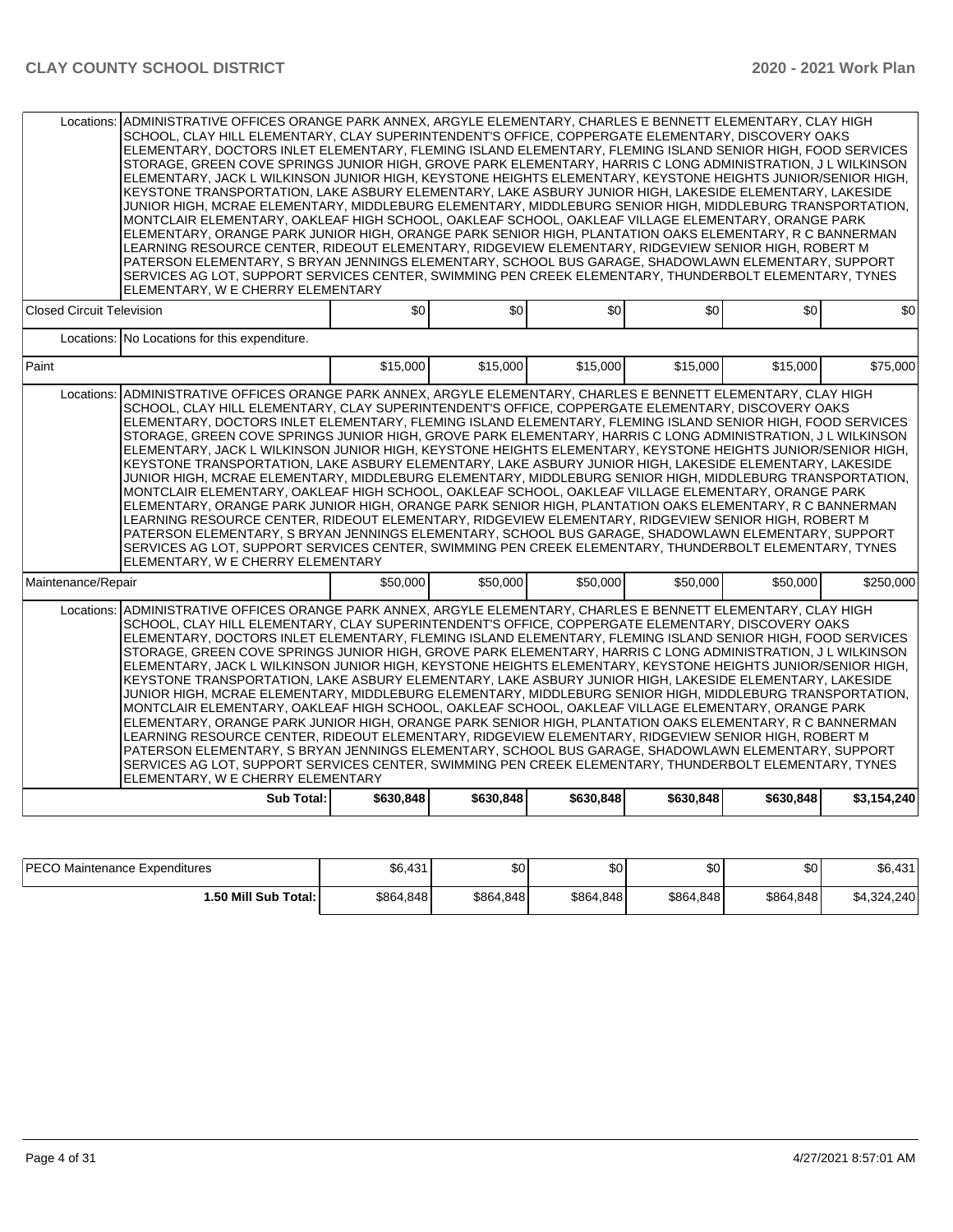| | | | | | | |
|---|---|---|---|---|---|---|
| Locations: | ADMINISTRATIVE OFFICES ORANGE PARK ANNEX, ARGYLE ELEMENTARY, CHARLES E BENNETT ELEMENTARY, CLAY HIGH SCHOOL, CLAY HILL ELEMENTARY, CLAY SUPERINTENDENT'S OFFICE, COPPERGATE ELEMENTARY, DISCOVERY OAKS ELEMENTARY, DOCTORS INLET ELEMENTARY, FLEMING ISLAND ELEMENTARY, FLEMING ISLAND SENIOR HIGH, FOOD SERVICES STORAGE, GREEN COVE SPRINGS JUNIOR HIGH, GROVE PARK ELEMENTARY, HARRIS C LONG ADMINISTRATION, J L WILKINSON ELEMENTARY, JACK L WILKINSON JUNIOR HIGH, KEYSTONE HEIGHTS ELEMENTARY, KEYSTONE HEIGHTS JUNIOR/SENIOR HIGH, KEYSTONE TRANSPORTATION, LAKE ASBURY ELEMENTARY, LAKE ASBURY JUNIOR HIGH, LAKESIDE ELEMENTARY, LAKESIDE JUNIOR HIGH, MCRAE ELEMENTARY, MIDDLEBURG ELEMENTARY, MIDDLEBURG SENIOR HIGH, MIDDLEBURG TRANSPORTATION, MONTCLAIR ELEMENTARY, OAKLEAF HIGH SCHOOL, OAKLEAF SCHOOL, OAKLEAF VILLAGE ELEMENTARY, ORANGE PARK ELEMENTARY, ORANGE PARK JUNIOR HIGH, ORANGE PARK SENIOR HIGH, PLANTATION OAKS ELEMENTARY, R C BANNERMAN LEARNING RESOURCE CENTER, RIDEOUT ELEMENTARY, RIDGEVIEW ELEMENTARY, RIDGEVIEW SENIOR HIGH, ROBERT M PATERSON ELEMENTARY, S BRYAN JENNINGS ELEMENTARY, SCHOOL BUS GARAGE, SHADOWLAWN ELEMENTARY, SUPPORT SERVICES AG LOT, SUPPORT SERVICES CENTER, SWIMMING PEN CREEK ELEMENTARY, THUNDERBOLT ELEMENTARY, TYNES ELEMENTARY, W E CHERRY ELEMENTARY | | | | | |
| Closed Circuit Television | | $0 | $0 | $0 | $0 | $0 | $0 |
| Locations: | No Locations for this expenditure. | | | | | |
| Paint | | $15,000 | $15,000 | $15,000 | $15,000 | $15,000 | $75,000 |
| Locations: | ADMINISTRATIVE OFFICES ORANGE PARK ANNEX, ARGYLE ELEMENTARY, CHARLES E BENNETT ELEMENTARY, CLAY HIGH SCHOOL, CLAY HILL ELEMENTARY, CLAY SUPERINTENDENT'S OFFICE, COPPERGATE ELEMENTARY, DISCOVERY OAKS ELEMENTARY, DOCTORS INLET ELEMENTARY, FLEMING ISLAND ELEMENTARY, FLEMING ISLAND SENIOR HIGH, FOOD SERVICES STORAGE, GREEN COVE SPRINGS JUNIOR HIGH, GROVE PARK ELEMENTARY, HARRIS C LONG ADMINISTRATION, J L WILKINSON ELEMENTARY, JACK L WILKINSON JUNIOR HIGH, KEYSTONE HEIGHTS ELEMENTARY, KEYSTONE HEIGHTS JUNIOR/SENIOR HIGH, KEYSTONE TRANSPORTATION, LAKE ASBURY ELEMENTARY, LAKE ASBURY JUNIOR HIGH, LAKESIDE ELEMENTARY, LAKESIDE JUNIOR HIGH, MCRAE ELEMENTARY, MIDDLEBURG ELEMENTARY, MIDDLEBURG SENIOR HIGH, MIDDLEBURG TRANSPORTATION, MONTCLAIR ELEMENTARY, OAKLEAF HIGH SCHOOL, OAKLEAF SCHOOL, OAKLEAF VILLAGE ELEMENTARY, ORANGE PARK ELEMENTARY, ORANGE PARK JUNIOR HIGH, ORANGE PARK SENIOR HIGH, PLANTATION OAKS ELEMENTARY, R C BANNERMAN LEARNING RESOURCE CENTER, RIDEOUT ELEMENTARY, RIDGEVIEW ELEMENTARY, RIDGEVIEW SENIOR HIGH, ROBERT M PATERSON ELEMENTARY, S BRYAN JENNINGS ELEMENTARY, SCHOOL BUS GARAGE, SHADOWLAWN ELEMENTARY, SUPPORT SERVICES AG LOT, SUPPORT SERVICES CENTER, SWIMMING PEN CREEK ELEMENTARY, THUNDERBOLT ELEMENTARY, TYNES ELEMENTARY, W E CHERRY ELEMENTARY | | | | | |
| Maintenance/Repair | | $50,000 | $50,000 | $50,000 | $50,000 | $50,000 | $250,000 |
| Locations: | ADMINISTRATIVE OFFICES ORANGE PARK ANNEX, ARGYLE ELEMENTARY, CHARLES E BENNETT ELEMENTARY, CLAY HIGH SCHOOL, CLAY HILL ELEMENTARY, CLAY SUPERINTENDENT'S OFFICE, COPPERGATE ELEMENTARY, DISCOVERY OAKS ELEMENTARY, DOCTORS INLET ELEMENTARY, FLEMING ISLAND ELEMENTARY, FLEMING ISLAND SENIOR HIGH, FOOD SERVICES STORAGE, GREEN COVE SPRINGS JUNIOR HIGH, GROVE PARK ELEMENTARY, HARRIS C LONG ADMINISTRATION, J L WILKINSON ELEMENTARY, JACK L WILKINSON JUNIOR HIGH, KEYSTONE HEIGHTS ELEMENTARY, KEYSTONE HEIGHTS JUNIOR/SENIOR HIGH, KEYSTONE TRANSPORTATION, LAKE ASBURY ELEMENTARY, LAKE ASBURY JUNIOR HIGH, LAKESIDE ELEMENTARY, LAKESIDE JUNIOR HIGH, MCRAE ELEMENTARY, MIDDLEBURG ELEMENTARY, MIDDLEBURG SENIOR HIGH, MIDDLEBURG TRANSPORTATION, MONTCLAIR ELEMENTARY, OAKLEAF HIGH SCHOOL, OAKLEAF SCHOOL, OAKLEAF VILLAGE ELEMENTARY, ORANGE PARK ELEMENTARY, ORANGE PARK JUNIOR HIGH, ORANGE PARK SENIOR HIGH, PLANTATION OAKS ELEMENTARY, R C BANNERMAN LEARNING RESOURCE CENTER, RIDEOUT ELEMENTARY, RIDGEVIEW ELEMENTARY, RIDGEVIEW SENIOR HIGH, ROBERT M PATERSON ELEMENTARY, S BRYAN JENNINGS ELEMENTARY, SCHOOL BUS GARAGE, SHADOWLAWN ELEMENTARY, SUPPORT SERVICES AG LOT, SUPPORT SERVICES CENTER, SWIMMING PEN CREEK ELEMENTARY, THUNDERBOLT ELEMENTARY, TYNES ELEMENTARY, W E CHERRY ELEMENTARY | | | | | |
| | **Sub Total:** | **$630,848** | **$630,848** | **$630,848** | **$630,848** | **$630,848** | **$3,154,240** |

| | | | | | |
|---|---|---|---|---|---|
| PECO Maintenance Expenditures | $6,431 | $0 | $0 | $0 | $0 | $6,431 |
| **1.50 Mill Sub Total:** | $864,848 | $864,848 | $864,848 | $864,848 | $864,848 | $4,324,240 |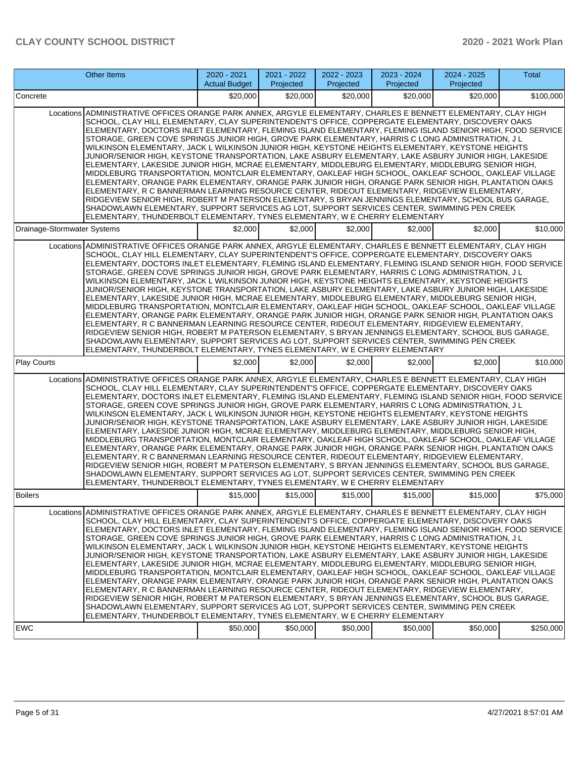| Other Items | 2020 - 2021 Actual Budget | 2021 - 2022 Projected | 2022 - 2023 Projected | 2023 - 2024 Projected | 2024 - 2025 Projected | Total |
|---|---|---|---|---|---|---|
| Concrete | $20,000 | $20,000 | $20,000 | $20,000 | $20,000 | $100,000 |
| Locations ADMINISTRATIVE OFFICES ORANGE PARK ANNEX, ARGYLE ELEMENTARY, CHARLES E BENNETT ELEMENTARY, CLAY HIGH SCHOOL, CLAY HILL ELEMENTARY, CLAY SUPERINTENDENT'S OFFICE, COPPERGATE ELEMENTARY, DISCOVERY OAKS ELEMENTARY, DOCTORS INLET ELEMENTARY, FLEMING ISLAND ELEMENTARY, FLEMING ISLAND SENIOR HIGH, FOOD SERVICE STORAGE, GREEN COVE SPRINGS JUNIOR HIGH, GROVE PARK ELEMENTARY, HARRIS C LONG ADMINISTRATION, J L WILKINSON ELEMENTARY, JACK L WILKINSON JUNIOR HIGH, KEYSTONE HEIGHTS ELEMENTARY, KEYSTONE HEIGHTS JUNIOR/SENIOR HIGH, KEYSTONE TRANSPORTATION, LAKE ASBURY ELEMENTARY, LAKE ASBURY JUNIOR HIGH, LAKESIDE ELEMENTARY, LAKESIDE JUNIOR HIGH, MCRAE ELEMENTARY, MIDDLEBURG ELEMENTARY, MIDDLEBURG SENIOR HIGH, MIDDLEBURG TRANSPORTATION, MONTCLAIR ELEMENTARY, OAKLEAF HIGH SCHOOL, OAKLEAF SCHOOL, OAKLEAF VILLAGE ELEMENTARY, ORANGE PARK ELEMENTARY, ORANGE PARK JUNIOR HIGH, ORANGE PARK SENIOR HIGH, PLANTATION OAKS ELEMENTARY, R C BANNERMAN LEARNING RESOURCE CENTER, RIDEOUT ELEMENTARY, RIDGEVIEW ELEMENTARY, RIDGEVIEW SENIOR HIGH, ROBERT M PATERSON ELEMENTARY, S BRYAN JENNINGS ELEMENTARY, SCHOOL BUS GARAGE, SHADOWLAWN ELEMENTARY, SUPPORT SERVICES AG LOT, SUPPORT SERVICES CENTER, SWIMMING PEN CREEK ELEMENTARY, THUNDERBOLT ELEMENTARY, TYNES ELEMENTARY, W E CHERRY ELEMENTARY | | | | | | |
| Drainage-Stormwater Systems | $2,000 | $2,000 | $2,000 | $2,000 | $2,000 | $10,000 |
| Locations ADMINISTRATIVE OFFICES ORANGE PARK ANNEX, ARGYLE ELEMENTARY, CHARLES E BENNETT ELEMENTARY, CLAY HIGH SCHOOL, CLAY HILL ELEMENTARY, CLAY SUPERINTENDENT'S OFFICE, COPPERGATE ELEMENTARY, DISCOVERY OAKS ELEMENTARY, DOCTORS INLET ELEMENTARY, FLEMING ISLAND ELEMENTARY, FLEMING ISLAND SENIOR HIGH, FOOD SERVICE STORAGE, GREEN COVE SPRINGS JUNIOR HIGH, GROVE PARK ELEMENTARY, HARRIS C LONG ADMINISTRATION, J L WILKINSON ELEMENTARY, JACK L WILKINSON JUNIOR HIGH, KEYSTONE HEIGHTS ELEMENTARY, KEYSTONE HEIGHTS JUNIOR/SENIOR HIGH, KEYSTONE TRANSPORTATION, LAKE ASBURY ELEMENTARY, LAKE ASBURY JUNIOR HIGH, LAKESIDE ELEMENTARY, LAKESIDE JUNIOR HIGH, MCRAE ELEMENTARY, MIDDLEBURG ELEMENTARY, MIDDLEBURG SENIOR HIGH, MIDDLEBURG TRANSPORTATION, MONTCLAIR ELEMENTARY, OAKLEAF HIGH SCHOOL, OAKLEAF SCHOOL, OAKLEAF VILLAGE ELEMENTARY, ORANGE PARK ELEMENTARY, ORANGE PARK JUNIOR HIGH, ORANGE PARK SENIOR HIGH, PLANTATION OAKS ELEMENTARY, R C BANNERMAN LEARNING RESOURCE CENTER, RIDEOUT ELEMENTARY, RIDGEVIEW ELEMENTARY, RIDGEVIEW SENIOR HIGH, ROBERT M PATERSON ELEMENTARY, S BRYAN JENNINGS ELEMENTARY, SCHOOL BUS GARAGE, SHADOWLAWN ELEMENTARY, SUPPORT SERVICES AG LOT, SUPPORT SERVICES CENTER, SWIMMING PEN CREEK ELEMENTARY, THUNDERBOLT ELEMENTARY, TYNES ELEMENTARY, W E CHERRY ELEMENTARY | | | | | | |
| Play Courts | $2,000 | $2,000 | $2,000 | $2,000 | $2,000 | $10,000 |
| Locations ADMINISTRATIVE OFFICES ORANGE PARK ANNEX, ARGYLE ELEMENTARY, CHARLES E BENNETT ELEMENTARY, CLAY HIGH SCHOOL, CLAY HILL ELEMENTARY, CLAY SUPERINTENDENT'S OFFICE, COPPERGATE ELEMENTARY, DISCOVERY OAKS ELEMENTARY, DOCTORS INLET ELEMENTARY, FLEMING ISLAND ELEMENTARY, FLEMING ISLAND SENIOR HIGH, FOOD SERVICE STORAGE, GREEN COVE SPRINGS JUNIOR HIGH, GROVE PARK ELEMENTARY, HARRIS C LONG ADMINISTRATION, J L WILKINSON ELEMENTARY, JACK L WILKINSON JUNIOR HIGH, KEYSTONE HEIGHTS ELEMENTARY, KEYSTONE HEIGHTS JUNIOR/SENIOR HIGH, KEYSTONE TRANSPORTATION, LAKE ASBURY ELEMENTARY, LAKE ASBURY JUNIOR HIGH, LAKESIDE ELEMENTARY, LAKESIDE JUNIOR HIGH, MCRAE ELEMENTARY, MIDDLEBURG ELEMENTARY, MIDDLEBURG SENIOR HIGH, MIDDLEBURG TRANSPORTATION, MONTCLAIR ELEMENTARY, OAKLEAF HIGH SCHOOL, OAKLEAF SCHOOL, OAKLEAF VILLAGE ELEMENTARY, ORANGE PARK ELEMENTARY, ORANGE PARK JUNIOR HIGH, ORANGE PARK SENIOR HIGH, PLANTATION OAKS ELEMENTARY, R C BANNERMAN LEARNING RESOURCE CENTER, RIDEOUT ELEMENTARY, RIDGEVIEW ELEMENTARY, RIDGEVIEW SENIOR HIGH, ROBERT M PATERSON ELEMENTARY, S BRYAN JENNINGS ELEMENTARY, SCHOOL BUS GARAGE, SHADOWLAWN ELEMENTARY, SUPPORT SERVICES AG LOT, SUPPORT SERVICES CENTER, SWIMMING PEN CREEK ELEMENTARY, THUNDERBOLT ELEMENTARY, TYNES ELEMENTARY, W E CHERRY ELEMENTARY | | | | | | |
| Boilers | $15,000 | $15,000 | $15,000 | $15,000 | $15,000 | $75,000 |
| Locations ADMINISTRATIVE OFFICES ORANGE PARK ANNEX, ARGYLE ELEMENTARY, CHARLES E BENNETT ELEMENTARY, CLAY HIGH SCHOOL, CLAY HILL ELEMENTARY, CLAY SUPERINTENDENT'S OFFICE, COPPERGATE ELEMENTARY, DISCOVERY OAKS ELEMENTARY, DOCTORS INLET ELEMENTARY, FLEMING ISLAND ELEMENTARY, FLEMING ISLAND SENIOR HIGH, FOOD SERVICE STORAGE, GREEN COVE SPRINGS JUNIOR HIGH, GROVE PARK ELEMENTARY, HARRIS C LONG ADMINISTRATION, J L WILKINSON ELEMENTARY, JACK L WILKINSON JUNIOR HIGH, KEYSTONE HEIGHTS ELEMENTARY, KEYSTONE HEIGHTS JUNIOR/SENIOR HIGH, KEYSTONE TRANSPORTATION, LAKE ASBURY ELEMENTARY, LAKE ASBURY JUNIOR HIGH, LAKESIDE ELEMENTARY, LAKESIDE JUNIOR HIGH, MCRAE ELEMENTARY, MIDDLEBURG ELEMENTARY, MIDDLEBURG SENIOR HIGH, MIDDLEBURG TRANSPORTATION, MONTCLAIR ELEMENTARY, OAKLEAF HIGH SCHOOL, OAKLEAF SCHOOL, OAKLEAF VILLAGE ELEMENTARY, ORANGE PARK ELEMENTARY, ORANGE PARK JUNIOR HIGH, ORANGE PARK SENIOR HIGH, PLANTATION OAKS ELEMENTARY, R C BANNERMAN LEARNING RESOURCE CENTER, RIDEOUT ELEMENTARY, RIDGEVIEW ELEMENTARY, RIDGEVIEW SENIOR HIGH, ROBERT M PATERSON ELEMENTARY, S BRYAN JENNINGS ELEMENTARY, SCHOOL BUS GARAGE, SHADOWLAWN ELEMENTARY, SUPPORT SERVICES AG LOT, SUPPORT SERVICES CENTER, SWIMMING PEN CREEK ELEMENTARY, THUNDERBOLT ELEMENTARY, TYNES ELEMENTARY, W E CHERRY ELEMENTARY | | | | | | |
| EWC | $50,000 | $50,000 | $50,000 | $50,000 | $50,000 | $250,000 |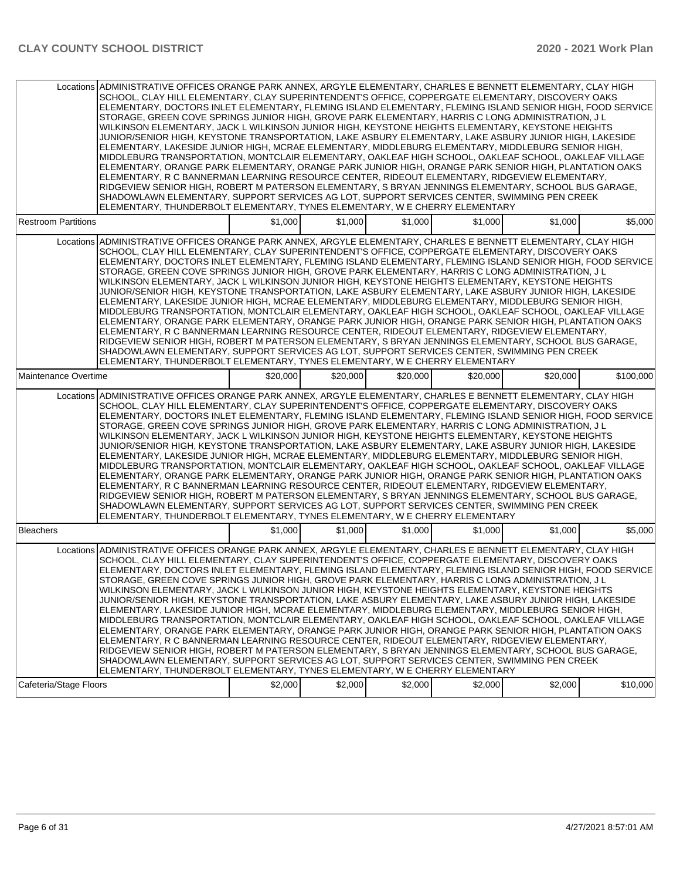| | | | | | | |
|---|---|---|---|---|---|---|
| Locations | ADMINISTRATIVE OFFICES ORANGE PARK ANNEX, ARGYLE ELEMENTARY, CHARLES E BENNETT ELEMENTARY, CLAY HIGH SCHOOL, CLAY HILL ELEMENTARY, CLAY SUPERINTENDENT'S OFFICE, COPPERGATE ELEMENTARY, DISCOVERY OAKS ELEMENTARY, DOCTORS INLET ELEMENTARY, FLEMING ISLAND ELEMENTARY, FLEMING ISLAND SENIOR HIGH, FOOD SERVICE STORAGE, GREEN COVE SPRINGS JUNIOR HIGH, GROVE PARK ELEMENTARY, HARRIS C LONG ADMINISTRATION, J L WILKINSON ELEMENTARY, JACK L WILKINSON JUNIOR HIGH, KEYSTONE HEIGHTS ELEMENTARY, KEYSTONE HEIGHTS JUNIOR/SENIOR HIGH, KEYSTONE TRANSPORTATION, LAKE ASBURY ELEMENTARY, LAKE ASBURY JUNIOR HIGH, LAKESIDE ELEMENTARY, LAKESIDE JUNIOR HIGH, MCRAE ELEMENTARY, MIDDLEBURG ELEMENTARY, MIDDLEBURG SENIOR HIGH, MIDDLEBURG TRANSPORTATION, MONTCLAIR ELEMENTARY, OAKLEAF HIGH SCHOOL, OAKLEAF SCHOOL, OAKLEAF VILLAGE ELEMENTARY, ORANGE PARK ELEMENTARY, ORANGE PARK JUNIOR HIGH, ORANGE PARK SENIOR HIGH, PLANTATION OAKS ELEMENTARY, R C BANNERMAN LEARNING RESOURCE CENTER, RIDEOUT ELEMENTARY, RIDGEVIEW ELEMENTARY, RIDGEVIEW SENIOR HIGH, ROBERT M PATERSON ELEMENTARY, S BRYAN JENNINGS ELEMENTARY, SCHOOL BUS GARAGE, SHADOWLAWN ELEMENTARY, SUPPORT SERVICES AG LOT, SUPPORT SERVICES CENTER, SWIMMING PEN CREEK ELEMENTARY, THUNDERBOLT ELEMENTARY, TYNES ELEMENTARY, W E CHERRY ELEMENTARY | | | | | |
| Restroom Partitions | | $1,000 | $1,000 | $1,000 | $1,000 | $1,000 | $5,000 |
| Locations | ADMINISTRATIVE OFFICES ORANGE PARK ANNEX, ARGYLE ELEMENTARY, CHARLES E BENNETT ELEMENTARY, CLAY HIGH SCHOOL, CLAY HILL ELEMENTARY, CLAY SUPERINTENDENT'S OFFICE, COPPERGATE ELEMENTARY, DISCOVERY OAKS ELEMENTARY, DOCTORS INLET ELEMENTARY, FLEMING ISLAND ELEMENTARY, FLEMING ISLAND SENIOR HIGH, FOOD SERVICE STORAGE, GREEN COVE SPRINGS JUNIOR HIGH, GROVE PARK ELEMENTARY, HARRIS C LONG ADMINISTRATION, J L WILKINSON ELEMENTARY, JACK L WILKINSON JUNIOR HIGH, KEYSTONE HEIGHTS ELEMENTARY, KEYSTONE HEIGHTS JUNIOR/SENIOR HIGH, KEYSTONE TRANSPORTATION, LAKE ASBURY ELEMENTARY, LAKE ASBURY JUNIOR HIGH, LAKESIDE ELEMENTARY, LAKESIDE JUNIOR HIGH, MCRAE ELEMENTARY, MIDDLEBURG ELEMENTARY, MIDDLEBURG SENIOR HIGH, MIDDLEBURG TRANSPORTATION, MONTCLAIR ELEMENTARY, OAKLEAF HIGH SCHOOL, OAKLEAF SCHOOL, OAKLEAF VILLAGE ELEMENTARY, ORANGE PARK ELEMENTARY, ORANGE PARK JUNIOR HIGH, ORANGE PARK SENIOR HIGH, PLANTATION OAKS ELEMENTARY, R C BANNERMAN LEARNING RESOURCE CENTER, RIDEOUT ELEMENTARY, RIDGEVIEW ELEMENTARY, RIDGEVIEW SENIOR HIGH, ROBERT M PATERSON ELEMENTARY, S BRYAN JENNINGS ELEMENTARY, SCHOOL BUS GARAGE, SHADOWLAWN ELEMENTARY, SUPPORT SERVICES AG LOT, SUPPORT SERVICES CENTER, SWIMMING PEN CREEK ELEMENTARY, THUNDERBOLT ELEMENTARY, TYNES ELEMENTARY, W E CHERRY ELEMENTARY | | | | | |
| Maintenance Overtime | | $20,000 | $20,000 | $20,000 | $20,000 | $20,000 | $100,000 |
| Locations | ADMINISTRATIVE OFFICES ORANGE PARK ANNEX, ARGYLE ELEMENTARY, CHARLES E BENNETT ELEMENTARY, CLAY HIGH SCHOOL, CLAY HILL ELEMENTARY, CLAY SUPERINTENDENT'S OFFICE, COPPERGATE ELEMENTARY, DISCOVERY OAKS ELEMENTARY, DOCTORS INLET ELEMENTARY, FLEMING ISLAND ELEMENTARY, FLEMING ISLAND SENIOR HIGH, FOOD SERVICE STORAGE, GREEN COVE SPRINGS JUNIOR HIGH, GROVE PARK ELEMENTARY, HARRIS C LONG ADMINISTRATION, J L WILKINSON ELEMENTARY, JACK L WILKINSON JUNIOR HIGH, KEYSTONE HEIGHTS ELEMENTARY, KEYSTONE HEIGHTS JUNIOR/SENIOR HIGH, KEYSTONE TRANSPORTATION, LAKE ASBURY ELEMENTARY, LAKE ASBURY JUNIOR HIGH, LAKESIDE ELEMENTARY, LAKESIDE JUNIOR HIGH, MCRAE ELEMENTARY, MIDDLEBURG ELEMENTARY, MIDDLEBURG SENIOR HIGH, MIDDLEBURG TRANSPORTATION, MONTCLAIR ELEMENTARY, OAKLEAF HIGH SCHOOL, OAKLEAF SCHOOL, OAKLEAF VILLAGE ELEMENTARY, ORANGE PARK ELEMENTARY, ORANGE PARK JUNIOR HIGH, ORANGE PARK SENIOR HIGH, PLANTATION OAKS ELEMENTARY, R C BANNERMAN LEARNING RESOURCE CENTER, RIDEOUT ELEMENTARY, RIDGEVIEW ELEMENTARY, RIDGEVIEW SENIOR HIGH, ROBERT M PATERSON ELEMENTARY, S BRYAN JENNINGS ELEMENTARY, SCHOOL BUS GARAGE, SHADOWLAWN ELEMENTARY, SUPPORT SERVICES AG LOT, SUPPORT SERVICES CENTER, SWIMMING PEN CREEK ELEMENTARY, THUNDERBOLT ELEMENTARY, TYNES ELEMENTARY, W E CHERRY ELEMENTARY | | | | | |
| Bleachers | | $1,000 | $1,000 | $1,000 | $1,000 | $1,000 | $5,000 |
| Locations | ADMINISTRATIVE OFFICES ORANGE PARK ANNEX, ARGYLE ELEMENTARY, CHARLES E BENNETT ELEMENTARY, CLAY HIGH SCHOOL, CLAY HILL ELEMENTARY, CLAY SUPERINTENDENT'S OFFICE, COPPERGATE ELEMENTARY, DISCOVERY OAKS ELEMENTARY, DOCTORS INLET ELEMENTARY, FLEMING ISLAND ELEMENTARY, FLEMING ISLAND SENIOR HIGH, FOOD SERVICE STORAGE, GREEN COVE SPRINGS JUNIOR HIGH, GROVE PARK ELEMENTARY, HARRIS C LONG ADMINISTRATION, J L WILKINSON ELEMENTARY, JACK L WILKINSON JUNIOR HIGH, KEYSTONE HEIGHTS ELEMENTARY, KEYSTONE HEIGHTS JUNIOR/SENIOR HIGH, KEYSTONE TRANSPORTATION, LAKE ASBURY ELEMENTARY, LAKE ASBURY JUNIOR HIGH, LAKESIDE ELEMENTARY, LAKESIDE JUNIOR HIGH, MCRAE ELEMENTARY, MIDDLEBURG ELEMENTARY, MIDDLEBURG SENIOR HIGH, MIDDLEBURG TRANSPORTATION, MONTCLAIR ELEMENTARY, OAKLEAF HIGH SCHOOL, OAKLEAF SCHOOL, OAKLEAF VILLAGE ELEMENTARY, ORANGE PARK ELEMENTARY, ORANGE PARK JUNIOR HIGH, ORANGE PARK SENIOR HIGH, PLANTATION OAKS ELEMENTARY, R C BANNERMAN LEARNING RESOURCE CENTER, RIDEOUT ELEMENTARY, RIDGEVIEW ELEMENTARY, RIDGEVIEW SENIOR HIGH, ROBERT M PATERSON ELEMENTARY, S BRYAN JENNINGS ELEMENTARY, SCHOOL BUS GARAGE, SHADOWLAWN ELEMENTARY, SUPPORT SERVICES AG LOT, SUPPORT SERVICES CENTER, SWIMMING PEN CREEK ELEMENTARY, THUNDERBOLT ELEMENTARY, TYNES ELEMENTARY, W E CHERRY ELEMENTARY | | | | | |
| Cafeteria/Stage Floors | | $2,000 | $2,000 | $2,000 | $2,000 | $2,000 | $10,000 |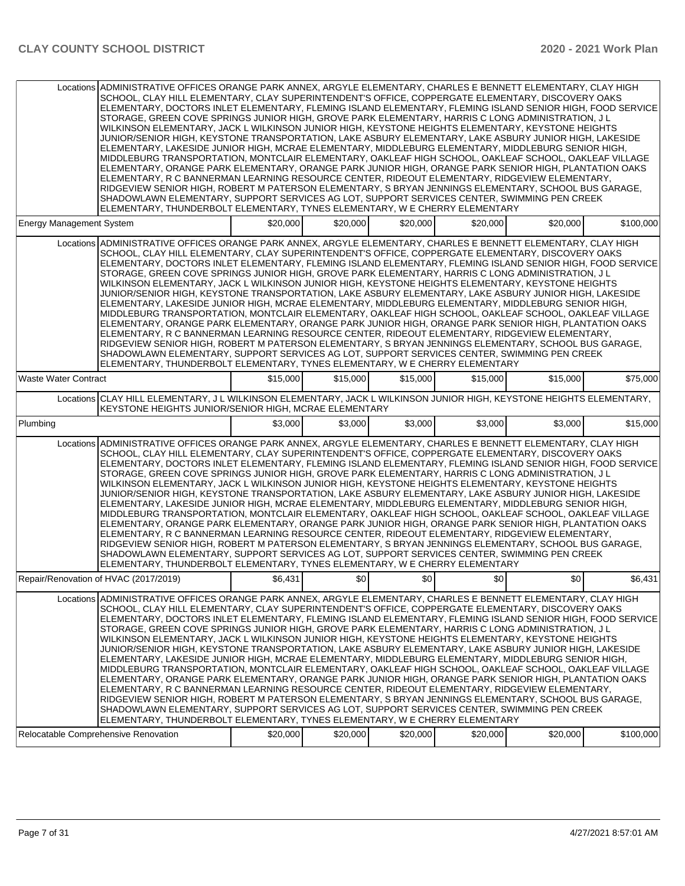| | | | | | | |
|---|---|---|---|---|---|---|
| Locations | ADMINISTRATIVE OFFICES ORANGE PARK ANNEX, ARGYLE ELEMENTARY, CHARLES E BENNETT ELEMENTARY, CLAY HIGH SCHOOL, CLAY HILL ELEMENTARY, CLAY SUPERINTENDENT'S OFFICE, COPPERGATE ELEMENTARY, DISCOVERY OAKS ELEMENTARY, DOCTORS INLET ELEMENTARY, FLEMING ISLAND ELEMENTARY, FLEMING ISLAND SENIOR HIGH, FOOD SERVICE STORAGE, GREEN COVE SPRINGS JUNIOR HIGH, GROVE PARK ELEMENTARY, HARRIS C LONG ADMINISTRATION, J L WILKINSON ELEMENTARY, JACK L WILKINSON JUNIOR HIGH, KEYSTONE HEIGHTS ELEMENTARY, KEYSTONE HEIGHTS JUNIOR/SENIOR HIGH, KEYSTONE TRANSPORTATION, LAKE ASBURY ELEMENTARY, LAKE ASBURY JUNIOR HIGH, LAKESIDE ELEMENTARY, LAKESIDE JUNIOR HIGH, MCRAE ELEMENTARY, MIDDLEBURG ELEMENTARY, MIDDLEBURG SENIOR HIGH, MIDDLEBURG TRANSPORTATION, MONTCLAIR ELEMENTARY, OAKLEAF HIGH SCHOOL, OAKLEAF SCHOOL, OAKLEAF VILLAGE ELEMENTARY, ORANGE PARK ELEMENTARY, ORANGE PARK JUNIOR HIGH, ORANGE PARK SENIOR HIGH, PLANTATION OAKS ELEMENTARY, R C BANNERMAN LEARNING RESOURCE CENTER, RIDEOUT ELEMENTARY, RIDGEVIEW ELEMENTARY, RIDGEVIEW SENIOR HIGH, ROBERT M PATERSON ELEMENTARY, S BRYAN JENNINGS ELEMENTARY, SCHOOL BUS GARAGE, SHADOWLAWN ELEMENTARY, SUPPORT SERVICES AG LOT, SUPPORT SERVICES CENTER, SWIMMING PEN CREEK ELEMENTARY, THUNDERBOLT ELEMENTARY, TYNES ELEMENTARY, W E CHERRY ELEMENTARY | | | | | |
| Energy Management System | | $20,000 | $20,000 | $20,000 | $20,000 | $20,000 | $100,000 |
| Locations | ADMINISTRATIVE OFFICES ORANGE PARK ANNEX, ARGYLE ELEMENTARY, CHARLES E BENNETT ELEMENTARY, CLAY HIGH SCHOOL, CLAY HILL ELEMENTARY, CLAY SUPERINTENDENT'S OFFICE, COPPERGATE ELEMENTARY, DISCOVERY OAKS ELEMENTARY, DOCTORS INLET ELEMENTARY, FLEMING ISLAND ELEMENTARY, FLEMING ISLAND SENIOR HIGH, FOOD SERVICE STORAGE, GREEN COVE SPRINGS JUNIOR HIGH, GROVE PARK ELEMENTARY, HARRIS C LONG ADMINISTRATION, J L WILKINSON ELEMENTARY, JACK L WILKINSON JUNIOR HIGH, KEYSTONE HEIGHTS ELEMENTARY, KEYSTONE HEIGHTS JUNIOR/SENIOR HIGH, KEYSTONE TRANSPORTATION, LAKE ASBURY ELEMENTARY, LAKE ASBURY JUNIOR HIGH, LAKESIDE ELEMENTARY, LAKESIDE JUNIOR HIGH, MCRAE ELEMENTARY, MIDDLEBURG ELEMENTARY, MIDDLEBURG SENIOR HIGH, MIDDLEBURG TRANSPORTATION, MONTCLAIR ELEMENTARY, OAKLEAF HIGH SCHOOL, OAKLEAF SCHOOL, OAKLEAF VILLAGE ELEMENTARY, ORANGE PARK ELEMENTARY, ORANGE PARK JUNIOR HIGH, ORANGE PARK SENIOR HIGH, PLANTATION OAKS ELEMENTARY, R C BANNERMAN LEARNING RESOURCE CENTER, RIDEOUT ELEMENTARY, RIDGEVIEW ELEMENTARY, RIDGEVIEW SENIOR HIGH, ROBERT M PATERSON ELEMENTARY, S BRYAN JENNINGS ELEMENTARY, SCHOOL BUS GARAGE, SHADOWLAWN ELEMENTARY, SUPPORT SERVICES AG LOT, SUPPORT SERVICES CENTER, SWIMMING PEN CREEK ELEMENTARY, THUNDERBOLT ELEMENTARY, TYNES ELEMENTARY, W E CHERRY ELEMENTARY | | | | | |
| Waste Water Contract | | $15,000 | $15,000 | $15,000 | $15,000 | $15,000 | $75,000 |
| Locations | CLAY HILL ELEMENTARY, J L WILKINSON ELEMENTARY, JACK L WILKINSON JUNIOR HIGH, KEYSTONE HEIGHTS ELEMENTARY, KEYSTONE HEIGHTS JUNIOR/SENIOR HIGH, MCRAE ELEMENTARY | | | | | |
| Plumbing | | $3,000 | $3,000 | $3,000 | $3,000 | $3,000 | $15,000 |
| Locations | ADMINISTRATIVE OFFICES ORANGE PARK ANNEX, ARGYLE ELEMENTARY, CHARLES E BENNETT ELEMENTARY, CLAY HIGH SCHOOL, CLAY HILL ELEMENTARY, CLAY SUPERINTENDENT'S OFFICE, COPPERGATE ELEMENTARY, DISCOVERY OAKS ELEMENTARY, DOCTORS INLET ELEMENTARY, FLEMING ISLAND ELEMENTARY, FLEMING ISLAND SENIOR HIGH, FOOD SERVICE STORAGE, GREEN COVE SPRINGS JUNIOR HIGH, GROVE PARK ELEMENTARY, HARRIS C LONG ADMINISTRATION, J L WILKINSON ELEMENTARY, JACK L WILKINSON JUNIOR HIGH, KEYSTONE HEIGHTS ELEMENTARY, KEYSTONE HEIGHTS JUNIOR/SENIOR HIGH, KEYSTONE TRANSPORTATION, LAKE ASBURY ELEMENTARY, LAKE ASBURY JUNIOR HIGH, LAKESIDE ELEMENTARY, LAKESIDE JUNIOR HIGH, MCRAE ELEMENTARY, MIDDLEBURG ELEMENTARY, MIDDLEBURG SENIOR HIGH, MIDDLEBURG TRANSPORTATION, MONTCLAIR ELEMENTARY, OAKLEAF HIGH SCHOOL, OAKLEAF SCHOOL, OAKLEAF VILLAGE ELEMENTARY, ORANGE PARK ELEMENTARY, ORANGE PARK JUNIOR HIGH, ORANGE PARK SENIOR HIGH, PLANTATION OAKS ELEMENTARY, R C BANNERMAN LEARNING RESOURCE CENTER, RIDEOUT ELEMENTARY, RIDGEVIEW ELEMENTARY, RIDGEVIEW SENIOR HIGH, ROBERT M PATERSON ELEMENTARY, S BRYAN JENNINGS ELEMENTARY, SCHOOL BUS GARAGE, SHADOWLAWN ELEMENTARY, SUPPORT SERVICES AG LOT, SUPPORT SERVICES CENTER, SWIMMING PEN CREEK ELEMENTARY, THUNDERBOLT ELEMENTARY, TYNES ELEMENTARY, W E CHERRY ELEMENTARY | | | | | |
| Repair/Renovation of HVAC (2017/2019) | | $6,431 | $0 | $0 | $0 | $0 | $6,431 |
| Locations | ADMINISTRATIVE OFFICES ORANGE PARK ANNEX, ARGYLE ELEMENTARY, CHARLES E BENNETT ELEMENTARY, CLAY HIGH SCHOOL, CLAY HILL ELEMENTARY, CLAY SUPERINTENDENT'S OFFICE, COPPERGATE ELEMENTARY, DISCOVERY OAKS ELEMENTARY, DOCTORS INLET ELEMENTARY, FLEMING ISLAND ELEMENTARY, FLEMING ISLAND SENIOR HIGH, FOOD SERVICE STORAGE, GREEN COVE SPRINGS JUNIOR HIGH, GROVE PARK ELEMENTARY, HARRIS C LONG ADMINISTRATION, J L WILKINSON ELEMENTARY, JACK L WILKINSON JUNIOR HIGH, KEYSTONE HEIGHTS ELEMENTARY, KEYSTONE HEIGHTS JUNIOR/SENIOR HIGH, KEYSTONE TRANSPORTATION, LAKE ASBURY ELEMENTARY, LAKE ASBURY JUNIOR HIGH, LAKESIDE ELEMENTARY, LAKESIDE JUNIOR HIGH, MCRAE ELEMENTARY, MIDDLEBURG ELEMENTARY, MIDDLEBURG SENIOR HIGH, MIDDLEBURG TRANSPORTATION, MONTCLAIR ELEMENTARY, OAKLEAF HIGH SCHOOL, OAKLEAF SCHOOL, OAKLEAF VILLAGE ELEMENTARY, ORANGE PARK ELEMENTARY, ORANGE PARK JUNIOR HIGH, ORANGE PARK SENIOR HIGH, PLANTATION OAKS ELEMENTARY, R C BANNERMAN LEARNING RESOURCE CENTER, RIDEOUT ELEMENTARY, RIDGEVIEW ELEMENTARY, RIDGEVIEW SENIOR HIGH, ROBERT M PATERSON ELEMENTARY, S BRYAN JENNINGS ELEMENTARY, SCHOOL BUS GARAGE, SHADOWLAWN ELEMENTARY, SUPPORT SERVICES AG LOT, SUPPORT SERVICES CENTER, SWIMMING PEN CREEK ELEMENTARY, THUNDERBOLT ELEMENTARY, TYNES ELEMENTARY, W E CHERRY ELEMENTARY | | | | | |
| Relocatable Comprehensive Renovation | | $20,000 | $20,000 | $20,000 | $20,000 | $20,000 | $100,000 |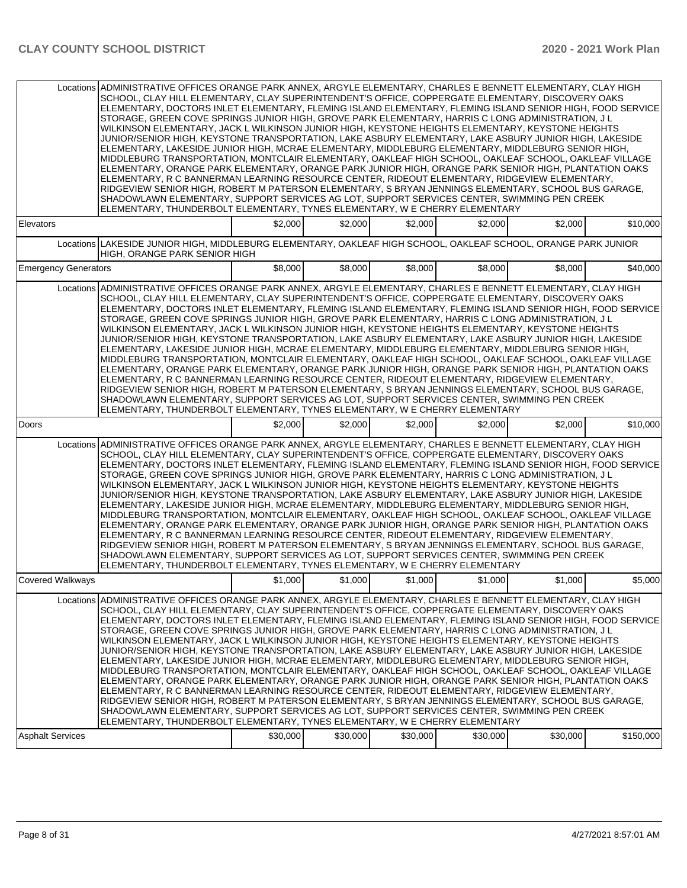| | | | | | | | |
|---|---|---|---|---|---|---|---|
| | Locations | ADMINISTRATIVE OFFICES ORANGE PARK ANNEX, ARGYLE ELEMENTARY, CHARLES E BENNETT ELEMENTARY, CLAY HIGH SCHOOL, CLAY HILL ELEMENTARY, CLAY SUPERINTENDENT'S OFFICE, COPPERGATE ELEMENTARY, DISCOVERY OAKS ELEMENTARY, DOCTORS INLET ELEMENTARY, FLEMING ISLAND ELEMENTARY, FLEMING ISLAND SENIOR HIGH, FOOD SERVICE STORAGE, GREEN COVE SPRINGS JUNIOR HIGH, GROVE PARK ELEMENTARY, HARRIS C LONG ADMINISTRATION, J L WILKINSON ELEMENTARY, JACK L WILKINSON JUNIOR HIGH, KEYSTONE HEIGHTS ELEMENTARY, KEYSTONE HEIGHTS JUNIOR/SENIOR HIGH, KEYSTONE TRANSPORTATION, LAKE ASBURY ELEMENTARY, LAKE ASBURY JUNIOR HIGH, LAKESIDE ELEMENTARY, LAKESIDE JUNIOR HIGH, MCRAE ELEMENTARY, MIDDLEBURG ELEMENTARY, MIDDLEBURG SENIOR HIGH, MIDDLEBURG TRANSPORTATION, MONTCLAIR ELEMENTARY, OAKLEAF HIGH SCHOOL, OAKLEAF SCHOOL, OAKLEAF VILLAGE ELEMENTARY, ORANGE PARK ELEMENTARY, ORANGE PARK JUNIOR HIGH, ORANGE PARK SENIOR HIGH, PLANTATION OAKS ELEMENTARY, R C BANNERMAN LEARNING RESOURCE CENTER, RIDEOUT ELEMENTARY, RIDGEVIEW ELEMENTARY, RIDGEVIEW SENIOR HIGH, ROBERT M PATERSON ELEMENTARY, S BRYAN JENNINGS ELEMENTARY, SCHOOL BUS GARAGE, SHADOWLAWN ELEMENTARY, SUPPORT SERVICES AG LOT, SUPPORT SERVICES CENTER, SWIMMING PEN CREEK ELEMENTARY, THUNDERBOLT ELEMENTARY, TYNES ELEMENTARY, W E CHERRY ELEMENTARY | | | | | |
| Elevators | | $2,000 | $2,000 | $2,000 | $2,000 | $2,000 | $10,000 |
| | Locations | LAKESIDE JUNIOR HIGH, MIDDLEBURG ELEMENTARY, OAKLEAF HIGH SCHOOL, OAKLEAF SCHOOL, ORANGE PARK JUNIOR HIGH, ORANGE PARK SENIOR HIGH | | | | | |
| Emergency Generators | | $8,000 | $8,000 | $8,000 | $8,000 | $8,000 | $40,000 |
| | Locations | ADMINISTRATIVE OFFICES ORANGE PARK ANNEX, ARGYLE ELEMENTARY, CHARLES E BENNETT ELEMENTARY, CLAY HIGH SCHOOL, CLAY HILL ELEMENTARY, CLAY SUPERINTENDENT'S OFFICE, COPPERGATE ELEMENTARY, DISCOVERY OAKS ELEMENTARY, DOCTORS INLET ELEMENTARY, FLEMING ISLAND ELEMENTARY, FLEMING ISLAND SENIOR HIGH, FOOD SERVICE STORAGE, GREEN COVE SPRINGS JUNIOR HIGH, GROVE PARK ELEMENTARY, HARRIS C LONG ADMINISTRATION, J L WILKINSON ELEMENTARY, JACK L WILKINSON JUNIOR HIGH, KEYSTONE HEIGHTS ELEMENTARY, KEYSTONE HEIGHTS JUNIOR/SENIOR HIGH, KEYSTONE TRANSPORTATION, LAKE ASBURY ELEMENTARY, LAKE ASBURY JUNIOR HIGH, LAKESIDE ELEMENTARY, LAKESIDE JUNIOR HIGH, MCRAE ELEMENTARY, MIDDLEBURG ELEMENTARY, MIDDLEBURG SENIOR HIGH, MIDDLEBURG TRANSPORTATION, MONTCLAIR ELEMENTARY, OAKLEAF HIGH SCHOOL, OAKLEAF SCHOOL, OAKLEAF VILLAGE ELEMENTARY, ORANGE PARK ELEMENTARY, ORANGE PARK JUNIOR HIGH, ORANGE PARK SENIOR HIGH, PLANTATION OAKS ELEMENTARY, R C BANNERMAN LEARNING RESOURCE CENTER, RIDEOUT ELEMENTARY, RIDGEVIEW ELEMENTARY, RIDGEVIEW SENIOR HIGH, ROBERT M PATERSON ELEMENTARY, S BRYAN JENNINGS ELEMENTARY, SCHOOL BUS GARAGE, SHADOWLAWN ELEMENTARY, SUPPORT SERVICES AG LOT, SUPPORT SERVICES CENTER, SWIMMING PEN CREEK ELEMENTARY, THUNDERBOLT ELEMENTARY, TYNES ELEMENTARY, W E CHERRY ELEMENTARY | | | | | |
| Doors | | $2,000 | $2,000 | $2,000 | $2,000 | $2,000 | $10,000 |
| | Locations | ADMINISTRATIVE OFFICES ORANGE PARK ANNEX, ARGYLE ELEMENTARY, CHARLES E BENNETT ELEMENTARY, CLAY HIGH SCHOOL, CLAY HILL ELEMENTARY, CLAY SUPERINTENDENT'S OFFICE, COPPERGATE ELEMENTARY, DISCOVERY OAKS ELEMENTARY, DOCTORS INLET ELEMENTARY, FLEMING ISLAND ELEMENTARY, FLEMING ISLAND SENIOR HIGH, FOOD SERVICE STORAGE, GREEN COVE SPRINGS JUNIOR HIGH, GROVE PARK ELEMENTARY, HARRIS C LONG ADMINISTRATION, J L WILKINSON ELEMENTARY, JACK L WILKINSON JUNIOR HIGH, KEYSTONE HEIGHTS ELEMENTARY, KEYSTONE HEIGHTS JUNIOR/SENIOR HIGH, KEYSTONE TRANSPORTATION, LAKE ASBURY ELEMENTARY, LAKE ASBURY JUNIOR HIGH, LAKESIDE ELEMENTARY, LAKESIDE JUNIOR HIGH, MCRAE ELEMENTARY, MIDDLEBURG ELEMENTARY, MIDDLEBURG SENIOR HIGH, MIDDLEBURG TRANSPORTATION, MONTCLAIR ELEMENTARY, OAKLEAF HIGH SCHOOL, OAKLEAF SCHOOL, OAKLEAF VILLAGE ELEMENTARY, ORANGE PARK ELEMENTARY, ORANGE PARK JUNIOR HIGH, ORANGE PARK SENIOR HIGH, PLANTATION OAKS ELEMENTARY, R C BANNERMAN LEARNING RESOURCE CENTER, RIDEOUT ELEMENTARY, RIDGEVIEW ELEMENTARY, RIDGEVIEW SENIOR HIGH, ROBERT M PATERSON ELEMENTARY, S BRYAN JENNINGS ELEMENTARY, SCHOOL BUS GARAGE, SHADOWLAWN ELEMENTARY, SUPPORT SERVICES AG LOT, SUPPORT SERVICES CENTER, SWIMMING PEN CREEK ELEMENTARY, THUNDERBOLT ELEMENTARY, TYNES ELEMENTARY, W E CHERRY ELEMENTARY | | | | | |
| Covered Walkways | | $1,000 | $1,000 | $1,000 | $1,000 | $1,000 | $5,000 |
| | Locations | ADMINISTRATIVE OFFICES ORANGE PARK ANNEX, ARGYLE ELEMENTARY, CHARLES E BENNETT ELEMENTARY, CLAY HIGH SCHOOL, CLAY HILL ELEMENTARY, CLAY SUPERINTENDENT'S OFFICE, COPPERGATE ELEMENTARY, DISCOVERY OAKS ELEMENTARY, DOCTORS INLET ELEMENTARY, FLEMING ISLAND ELEMENTARY, FLEMING ISLAND SENIOR HIGH, FOOD SERVICE STORAGE, GREEN COVE SPRINGS JUNIOR HIGH, GROVE PARK ELEMENTARY, HARRIS C LONG ADMINISTRATION, J L WILKINSON ELEMENTARY, JACK L WILKINSON JUNIOR HIGH, KEYSTONE HEIGHTS ELEMENTARY, KEYSTONE HEIGHTS JUNIOR/SENIOR HIGH, KEYSTONE TRANSPORTATION, LAKE ASBURY ELEMENTARY, LAKE ASBURY JUNIOR HIGH, LAKESIDE ELEMENTARY, LAKESIDE JUNIOR HIGH, MCRAE ELEMENTARY, MIDDLEBURG ELEMENTARY, MIDDLEBURG SENIOR HIGH, MIDDLEBURG TRANSPORTATION, MONTCLAIR ELEMENTARY, OAKLEAF HIGH SCHOOL, OAKLEAF SCHOOL, OAKLEAF VILLAGE ELEMENTARY, ORANGE PARK ELEMENTARY, ORANGE PARK JUNIOR HIGH, ORANGE PARK SENIOR HIGH, PLANTATION OAKS ELEMENTARY, R C BANNERMAN LEARNING RESOURCE CENTER, RIDEOUT ELEMENTARY, RIDGEVIEW ELEMENTARY, RIDGEVIEW SENIOR HIGH, ROBERT M PATERSON ELEMENTARY, S BRYAN JENNINGS ELEMENTARY, SCHOOL BUS GARAGE, SHADOWLAWN ELEMENTARY, SUPPORT SERVICES AG LOT, SUPPORT SERVICES CENTER, SWIMMING PEN CREEK ELEMENTARY, THUNDERBOLT ELEMENTARY, TYNES ELEMENTARY, W E CHERRY ELEMENTARY | | | | | |
| Asphalt Services | | $30,000 | $30,000 | $30,000 | $30,000 | $30,000 | $150,000 |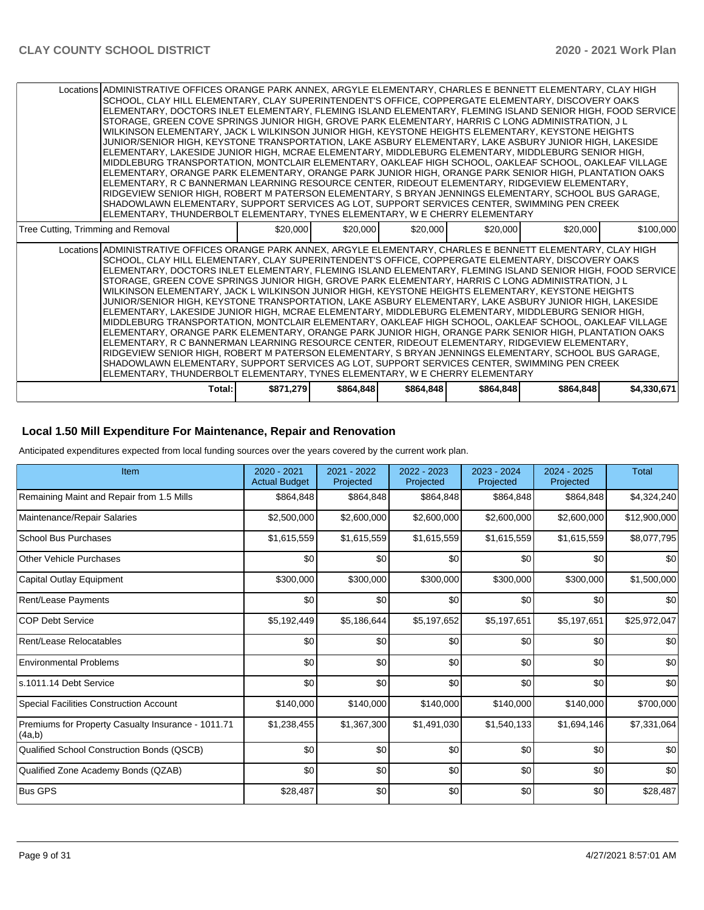| | | | | | | |
|---|---|---|---|---|---|---|
| Locations | ADMINISTRATIVE OFFICES ORANGE PARK ANNEX, ARGYLE ELEMENTARY, CHARLES E BENNETT ELEMENTARY, CLAY HIGH SCHOOL, CLAY HILL ELEMENTARY, CLAY SUPERINTENDENT'S OFFICE, COPPERGATE ELEMENTARY, DISCOVERY OAKS ELEMENTARY, DOCTORS INLET ELEMENTARY, FLEMING ISLAND ELEMENTARY, FLEMING ISLAND SENIOR HIGH, FOOD SERVICE STORAGE, GREEN COVE SPRINGS JUNIOR HIGH, GROVE PARK ELEMENTARY, HARRIS C LONG ADMINISTRATION, J L WILKINSON ELEMENTARY, JACK L WILKINSON JUNIOR HIGH, KEYSTONE HEIGHTS ELEMENTARY, KEYSTONE HEIGHTS JUNIOR/SENIOR HIGH, KEYSTONE TRANSPORTATION, LAKE ASBURY ELEMENTARY, LAKE ASBURY JUNIOR HIGH, LAKESIDE ELEMENTARY, LAKESIDE JUNIOR HIGH, MCRAE ELEMENTARY, MIDDLEBURG ELEMENTARY, MIDDLEBURG SENIOR HIGH, MIDDLEBURG TRANSPORTATION, MONTCLAIR ELEMENTARY, OAKLEAF HIGH SCHOOL, OAKLEAF SCHOOL, OAKLEAF VILLAGE ELEMENTARY, ORANGE PARK ELEMENTARY, ORANGE PARK JUNIOR HIGH, ORANGE PARK SENIOR HIGH, PLANTATION OAKS ELEMENTARY, R C BANNERMAN LEARNING RESOURCE CENTER, RIDEOUT ELEMENTARY, RIDGEVIEW ELEMENTARY, RIDGEVIEW SENIOR HIGH, ROBERT M PATERSON ELEMENTARY, S BRYAN JENNINGS ELEMENTARY, SCHOOL BUS GARAGE, SHADOWLAWN ELEMENTARY, SUPPORT SERVICES AG LOT, SUPPORT SERVICES CENTER, SWIMMING PEN CREEK ELEMENTARY, THUNDERBOLT ELEMENTARY, TYNES ELEMENTARY, W E CHERRY ELEMENTARY | | | | | |
| Tree Cutting, Trimming and Removal | $20,000 | $20,000 | $20,000 | $20,000 | $20,000 | $100,000 |
| Locations | ADMINISTRATIVE OFFICES ORANGE PARK ANNEX, ARGYLE ELEMENTARY, CHARLES E BENNETT ELEMENTARY, CLAY HIGH SCHOOL, CLAY HILL ELEMENTARY, CLAY SUPERINTENDENT'S OFFICE, COPPERGATE ELEMENTARY, DISCOVERY OAKS ELEMENTARY, DOCTORS INLET ELEMENTARY, FLEMING ISLAND ELEMENTARY, FLEMING ISLAND SENIOR HIGH, FOOD SERVICE STORAGE, GREEN COVE SPRINGS JUNIOR HIGH, GROVE PARK ELEMENTARY, HARRIS C LONG ADMINISTRATION, J L WILKINSON ELEMENTARY, JACK L WILKINSON JUNIOR HIGH, KEYSTONE HEIGHTS ELEMENTARY, KEYSTONE HEIGHTS JUNIOR/SENIOR HIGH, KEYSTONE TRANSPORTATION, LAKE ASBURY ELEMENTARY, LAKE ASBURY JUNIOR HIGH, LAKESIDE ELEMENTARY, LAKESIDE JUNIOR HIGH, MCRAE ELEMENTARY, MIDDLEBURG ELEMENTARY, MIDDLEBURG SENIOR HIGH, MIDDLEBURG TRANSPORTATION, MONTCLAIR ELEMENTARY, OAKLEAF HIGH SCHOOL, OAKLEAF SCHOOL, OAKLEAF VILLAGE ELEMENTARY, ORANGE PARK ELEMENTARY, ORANGE PARK JUNIOR HIGH, ORANGE PARK SENIOR HIGH, PLANTATION OAKS ELEMENTARY, R C BANNERMAN LEARNING RESOURCE CENTER, RIDEOUT ELEMENTARY, RIDGEVIEW ELEMENTARY, RIDGEVIEW SENIOR HIGH, ROBERT M PATERSON ELEMENTARY, S BRYAN JENNINGS ELEMENTARY, SCHOOL BUS GARAGE, SHADOWLAWN ELEMENTARY, SUPPORT SERVICES AG LOT, SUPPORT SERVICES CENTER, SWIMMING PEN CREEK ELEMENTARY, THUNDERBOLT ELEMENTARY, TYNES ELEMENTARY, W E CHERRY ELEMENTARY | | | | | |
| Total: | $871,279 | $864,848 | $864,848 | $864,848 | $864,848 | $4,330,671 |

## Local 1.50 Mill Expenditure For Maintenance, Repair and Renovation

Anticipated expenditures expected from local funding sources over the years covered by the current work plan.

| Item | 2020 - 2021 Actual Budget | 2021 - 2022 Projected | 2022 - 2023 Projected | 2023 - 2024 Projected | 2024 - 2025 Projected | Total |
|---|---|---|---|---|---|---|
| Remaining Maint and Repair from 1.5 Mills | $864,848 | $864,848 | $864,848 | $864,848 | $864,848 | $4,324,240 |
| Maintenance/Repair Salaries | $2,500,000 | $2,600,000 | $2,600,000 | $2,600,000 | $2,600,000 | $12,900,000 |
| School Bus Purchases | $1,615,559 | $1,615,559 | $1,615,559 | $1,615,559 | $1,615,559 | $8,077,795 |
| Other Vehicle Purchases | $0 | $0 | $0 | $0 | $0 | $0 |
| Capital Outlay Equipment | $300,000 | $300,000 | $300,000 | $300,000 | $300,000 | $1,500,000 |
| Rent/Lease Payments | $0 | $0 | $0 | $0 | $0 | $0 |
| COP Debt Service | $5,192,449 | $5,186,644 | $5,197,652 | $5,197,651 | $5,197,651 | $25,972,047 |
| Rent/Lease Relocatables | $0 | $0 | $0 | $0 | $0 | $0 |
| Environmental Problems | $0 | $0 | $0 | $0 | $0 | $0 |
| s.1011.14 Debt Service | $0 | $0 | $0 | $0 | $0 | $0 |
| Special Facilities Construction Account | $140,000 | $140,000 | $140,000 | $140,000 | $140,000 | $700,000 |
| Premiums for Property Casualty Insurance - 1011.71 (4a,b) | $1,238,455 | $1,367,300 | $1,491,030 | $1,540,133 | $1,694,146 | $7,331,064 |
| Qualified School Construction Bonds (QSCB) | $0 | $0 | $0 | $0 | $0 | $0 |
| Qualified Zone Academy Bonds (QZAB) | $0 | $0 | $0 | $0 | $0 | $0 |
| Bus GPS | $28,487 | $0 | $0 | $0 | $0 | $28,487 |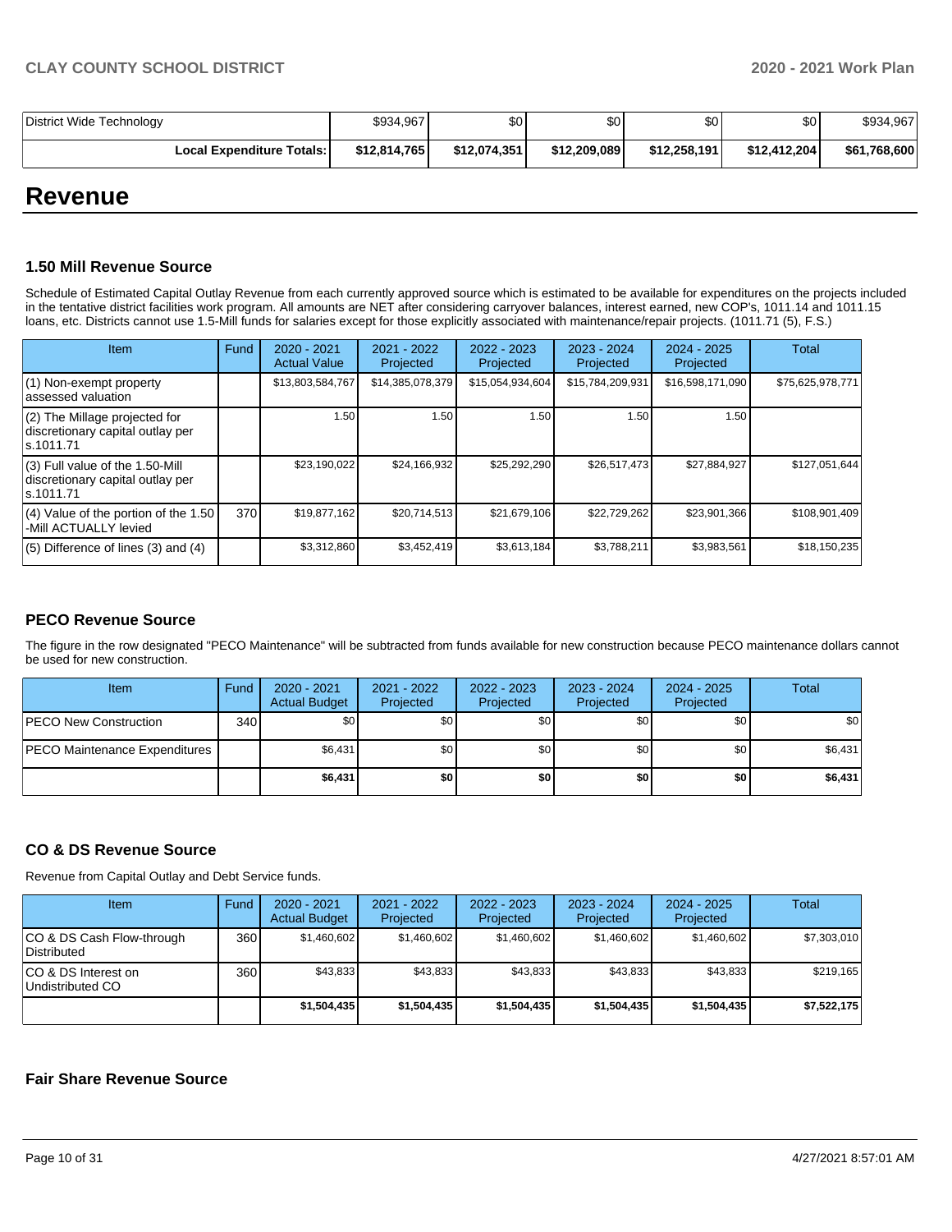| District Wide Technology | $934,967 | $0 | $0 | $0 | $0 | $934,967 |
|---|---|---|---|---|---|---|
| **Local Expenditure Totals:** | **$12,814,765** | **$12,074,351** | **$12,209,089** | **$12,258,191** | **$12,412,204** | **$61,768,600** |

# Revenue

### 1.50 Mill Revenue Source

Schedule of Estimated Capital Outlay Revenue from each currently approved source which is estimated to be available for expenditures on the projects included in the tentative district facilities work program. All amounts are NET after considering carryover balances, interest earned, new COP's, 1011.14 and 1011.15 loans, etc. Districts cannot use 1.5-Mill funds for salaries except for those explicitly associated with maintenance/repair projects. (1011.71 (5), F.S.)

| Item | Fund | 2020 - 2021 Actual Value | 2021 - 2022 Projected | 2022 - 2023 Projected | 2023 - 2024 Projected | 2024 - 2025 Projected | Total |
|---|---|---|---|---|---|---|---|
| (1) Non-exempt property assessed valuation | | $13,803,584,767 | $14,385,078,379 | $15,054,934,604 | $15,784,209,931 | $16,598,171,090 | $75,625,978,771 |
| (2) The Millage projected for discretionary capital outlay per s.1011.71 | | 1.50 | 1.50 | 1.50 | 1.50 | 1.50 | |
| (3) Full value of the 1.50-Mill discretionary capital outlay per s.1011.71 | | $23,190,022 | $24,166,932 | $25,292,290 | $26,517,473 | $27,884,927 | $127,051,644 |
| (4) Value of the portion of the 1.50 -Mill ACTUALLY levied | 370 | $19,877,162 | $20,714,513 | $21,679,106 | $22,729,262 | $23,901,366 | $108,901,409 |
| (5) Difference of lines (3) and (4) | | $3,312,860 | $3,452,419 | $3,613,184 | $3,788,211 | $3,983,561 | $18,150,235 |

### PECO Revenue Source

The figure in the row designated "PECO Maintenance" will be subtracted from funds available for new construction because PECO maintenance dollars cannot be used for new construction.

| Item | Fund | 2020 - 2021 Actual Budget | 2021 - 2022 Projected | 2022 - 2023 Projected | 2023 - 2024 Projected | 2024 - 2025 Projected | Total |
|---|---|---|---|---|---|---|---|
| PECO New Construction | 340 | $0 | $0 | $0 | $0 | $0 | $0 |
| PECO Maintenance Expenditures | | $6,431 | $0 | $0 | $0 | $0 | $6,431 |
| | | **$6,431** | **$0** | **$0** | **$0** | **$0** | **$6,431** |

### CO & DS Revenue Source

Revenue from Capital Outlay and Debt Service funds.

| Item | Fund | 2020 - 2021 Actual Budget | 2021 - 2022 Projected | 2022 - 2023 Projected | 2023 - 2024 Projected | 2024 - 2025 Projected | Total |
|---|---|---|---|---|---|---|---|
| CO & DS Cash Flow-through Distributed | 360 | $1,460,602 | $1,460,602 | $1,460,602 | $1,460,602 | $1,460,602 | $7,303,010 |
| CO & DS Interest on Undistributed CO | 360 | $43,833 | $43,833 | $43,833 | $43,833 | $43,833 | $219,165 |
| | | **$1,504,435** | **$1,504,435** | **$1,504,435** | **$1,504,435** | **$1,504,435** | **$7,522,175** |

### Fair Share Revenue Source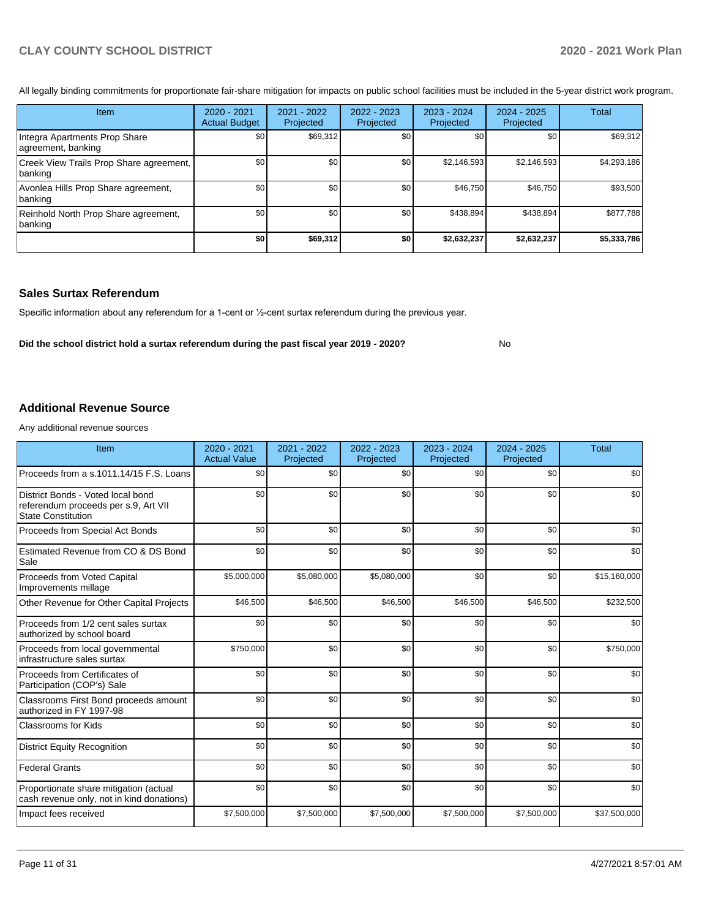All legally binding commitments for proportionate fair-share mitigation for impacts on public school facilities must be included in the 5-year district work program.

| Item | 2020 - 2021 Actual Budget | 2021 - 2022 Projected | 2022 - 2023 Projected | 2023 - 2024 Projected | 2024 - 2025 Projected | Total |
| --- | --- | --- | --- | --- | --- | --- |
| Integra Apartments Prop Share agreement, banking | $0 | $69,312 | $0 | $0 | $0 | $69,312 |
| Creek View Trails Prop Share agreement, banking | $0 | $0 | $0 | $2,146,593 | $2,146,593 | $4,293,186 |
| Avonlea Hills Prop Share agreement, banking | $0 | $0 | $0 | $46,750 | $46,750 | $93,500 |
| Reinhold North Prop Share agreement, banking | $0 | $0 | $0 | $438,894 | $438,894 | $877,788 |
| | **$0** | **$69,312** | **$0** | **$2,632,237** | **$2,632,237** | **$5,333,786** |

## Sales Surtax Referendum

Specific information about any referendum for a 1-cent or ½-cent surtax referendum during the previous year.

**Did the school district hold a surtax referendum during the past fiscal year 2019 - 2020?** No

## Additional Revenue Source

Any additional revenue sources

| Item | 2020 - 2021 Actual Value | 2021 - 2022 Projected | 2022 - 2023 Projected | 2023 - 2024 Projected | 2024 - 2025 Projected | Total |
| --- | --- | --- | --- | --- | --- | --- |
| Proceeds from a s.1011.14/15 F.S. Loans | $0 | $0 | $0 | $0 | $0 | $0 |
| District Bonds - Voted local bond referendum proceeds per s.9, Art VII State Constitution | $0 | $0 | $0 | $0 | $0 | $0 |
| Proceeds from Special Act Bonds | $0 | $0 | $0 | $0 | $0 | $0 |
| Estimated Revenue from CO & DS Bond Sale | $0 | $0 | $0 | $0 | $0 | $0 |
| Proceeds from Voted Capital Improvements millage | $5,000,000 | $5,080,000 | $5,080,000 | $0 | $0 | $15,160,000 |
| Other Revenue for Other Capital Projects | $46,500 | $46,500 | $46,500 | $46,500 | $46,500 | $232,500 |
| Proceeds from 1/2 cent sales surtax authorized by school board | $0 | $0 | $0 | $0 | $0 | $0 |
| Proceeds from local governmental infrastructure sales surtax | $750,000 | $0 | $0 | $0 | $0 | $750,000 |
| Proceeds from Certificates of Participation (COP's) Sale | $0 | $0 | $0 | $0 | $0 | $0 |
| Classrooms First Bond proceeds amount authorized in FY 1997-98 | $0 | $0 | $0 | $0 | $0 | $0 |
| Classrooms for Kids | $0 | $0 | $0 | $0 | $0 | $0 |
| District Equity Recognition | $0 | $0 | $0 | $0 | $0 | $0 |
| Federal Grants | $0 | $0 | $0 | $0 | $0 | $0 |
| Proportionate share mitigation (actual cash revenue only, not in kind donations) | $0 | $0 | $0 | $0 | $0 | $0 |
| Impact fees received | $7,500,000 | $7,500,000 | $7,500,000 | $7,500,000 | $7,500,000 | $37,500,000 |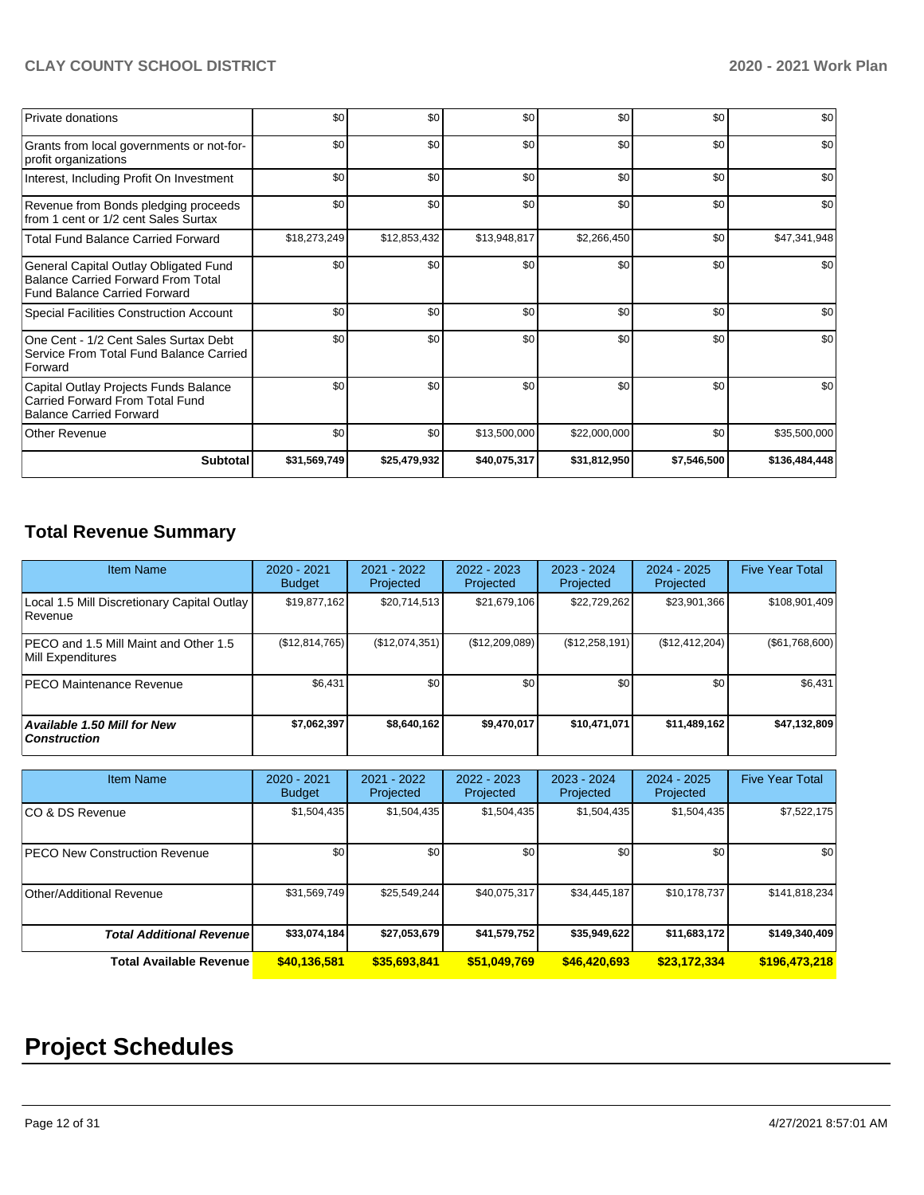| | | | | | | |
|---|---|---|---|---|---|---|
| Private donations | $0 | $0 | $0 | $0 | $0 | $0 |
| Grants from local governments or not-for-profit organizations | $0 | $0 | $0 | $0 | $0 | $0 |
| Interest, Including Profit On Investment | $0 | $0 | $0 | $0 | $0 | $0 |
| Revenue from Bonds pledging proceeds from 1 cent or 1/2 cent Sales Surtax | $0 | $0 | $0 | $0 | $0 | $0 |
| Total Fund Balance Carried Forward | $18,273,249 | $12,853,432 | $13,948,817 | $2,266,450 | $0 | $47,341,948 |
| General Capital Outlay Obligated Fund Balance Carried Forward From Total Fund Balance Carried Forward | $0 | $0 | $0 | $0 | $0 | $0 |
| Special Facilities Construction Account | $0 | $0 | $0 | $0 | $0 | $0 |
| One Cent - 1/2 Cent Sales Surtax Debt Service From Total Fund Balance Carried Forward | $0 | $0 | $0 | $0 | $0 | $0 |
| Capital Outlay Projects Funds Balance Carried Forward From Total Fund Balance Carried Forward | $0 | $0 | $0 | $0 | $0 | $0 |
| Other Revenue | $0 | $0 | $13,500,000 | $22,000,000 | $0 | $35,500,000 |
| **Subtotal** | **$31,569,749** | **$25,479,932** | **$40,075,317** | **$31,812,950** | **$7,546,500** | **$136,484,448** |

## Total Revenue Summary

| Item Name | 2020 - 2021 Budget | 2021 - 2022 Projected | 2022 - 2023 Projected | 2023 - 2024 Projected | 2024 - 2025 Projected | Five Year Total |
|---|---|---|---|---|---|---|
| Local 1.5 Mill Discretionary Capital Outlay Revenue | $19,877,162 | $20,714,513 | $21,679,106 | $22,729,262 | $23,901,366 | $108,901,409 |
| PECO and 1.5 Mill Maint and Other 1.5 Mill Expenditures | ($12,814,765) | ($12,074,351) | ($12,209,089) | ($12,258,191) | ($12,412,204) | ($61,768,600) |
| PECO Maintenance Revenue | $6,431 | $0 | $0 | $0 | $0 | $6,431 |
| ***Available 1.50 Mill for New Construction*** | **$7,062,397** | **$8,640,162** | **$9,470,017** | **$10,471,071** | **$11,489,162** | **$47,132,809** |

| Item Name | 2020 - 2021 Budget | 2021 - 2022 Projected | 2022 - 2023 Projected | 2023 - 2024 Projected | 2024 - 2025 Projected | Five Year Total |
|---|---|---|---|---|---|---|
| CO & DS Revenue | $1,504,435 | $1,504,435 | $1,504,435 | $1,504,435 | $1,504,435 | $7,522,175 |
| PECO New Construction Revenue | $0 | $0 | $0 | $0 | $0 | $0 |
| Other/Additional Revenue | $31,569,749 | $25,549,244 | $40,075,317 | $34,445,187 | $10,178,737 | $141,818,234 |
| ***Total Additional Revenue*** | **$33,074,184** | **$27,053,679** | **$41,579,752** | **$35,949,622** | **$11,683,172** | **$149,340,409** |
| **Total Available Revenue** | **$40,136,581** | **$35,693,841** | **$51,049,769** | **$46,420,693** | **$23,172,334** | **$196,473,218** |

# Project Schedules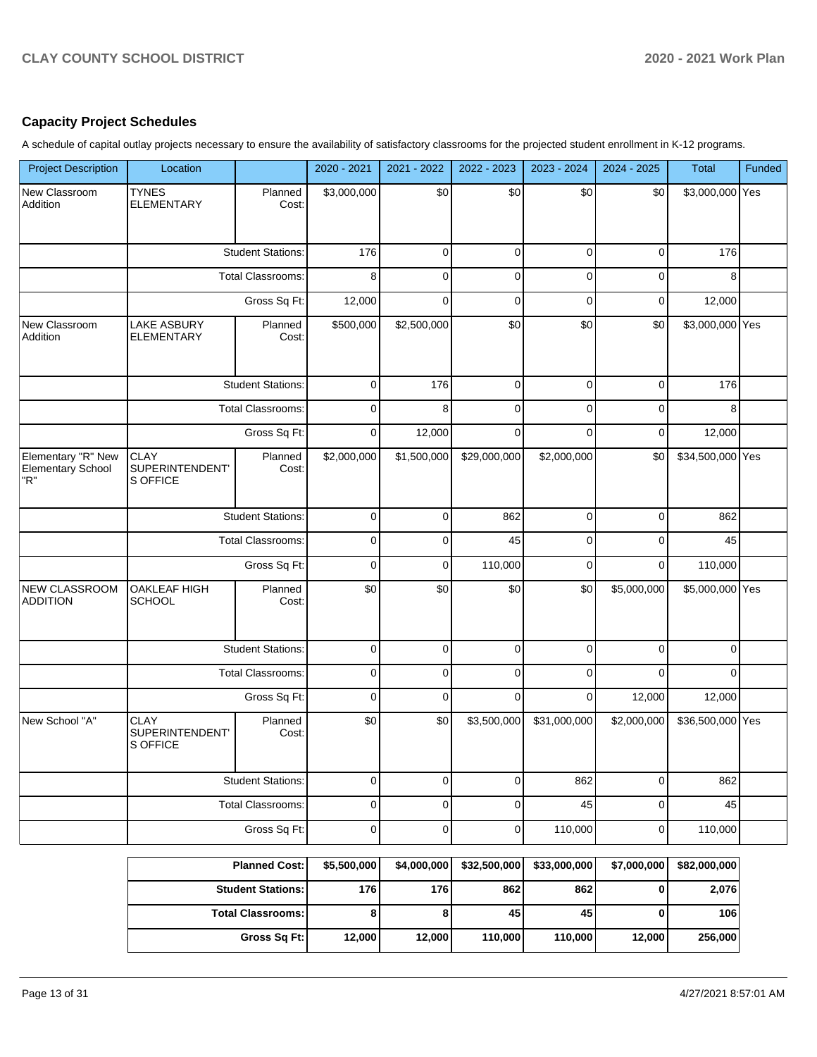## Capacity Project Schedules

A schedule of capital outlay projects necessary to ensure the availability of satisfactory classrooms for the projected student enrollment in K-12 programs.

| Project Description | Location | | 2020 - 2021 | 2021 - 2022 | 2022 - 2023 | 2023 - 2024 | 2024 - 2025 | Total | Funded |
|---|---|---|---|---|---|---|---|---|---|
| New Classroom Addition | TYNES ELEMENTARY | Planned Cost: | $3,000,000 | $0 | $0 | $0 | $0 | $3,000,000 | Yes |
| | | Student Stations: | 176 | 0 | 0 | 0 | 0 | 176 | |
| | | Total Classrooms: | 8 | 0 | 0 | 0 | 0 | 8 | |
| | | Gross Sq Ft: | 12,000 | 0 | 0 | 0 | 0 | 12,000 | |
| New Classroom Addition | LAKE ASBURY ELEMENTARY | Planned Cost: | $500,000 | $2,500,000 | $0 | $0 | $0 | $3,000,000 | Yes |
| | | Student Stations: | 0 | 176 | 0 | 0 | 0 | 176 | |
| | | Total Classrooms: | 0 | 8 | 0 | 0 | 0 | 8 | |
| | | Gross Sq Ft: | 0 | 12,000 | 0 | 0 | 0 | 12,000 | |
| Elementary "R" New Elementary School "R" | CLAY SUPERINTENDENT'S OFFICE | Planned Cost: | $2,000,000 | $1,500,000 | $29,000,000 | $2,000,000 | $0 | $34,500,000 | Yes |
| | | Student Stations: | 0 | 0 | 862 | 0 | 0 | 862 | |
| | | Total Classrooms: | 0 | 0 | 45 | 0 | 0 | 45 | |
| | | Gross Sq Ft: | 0 | 0 | 110,000 | 0 | 0 | 110,000 | |
| NEW CLASSROOM ADDITION | OAKLEAF HIGH SCHOOL | Planned Cost: | $0 | $0 | $0 | $0 | $5,000,000 | $5,000,000 | Yes |
| | | Student Stations: | 0 | 0 | 0 | 0 | 0 | 0 | |
| | | Total Classrooms: | 0 | 0 | 0 | 0 | 0 | 0 | |
| | | Gross Sq Ft: | 0 | 0 | 0 | 0 | 12,000 | 12,000 | |
| New School "A" | CLAY SUPERINTENDENT'S OFFICE | Planned Cost: | $0 | $0 | $3,500,000 | $31,000,000 | $2,000,000 | $36,500,000 | Yes |
| | | Student Stations: | 0 | 0 | 0 | 862 | 0 | 862 | |
| | | Total Classrooms: | 0 | 0 | 0 | 45 | 0 | 45 | |
| | | Gross Sq Ft: | 0 | 0 | 0 | 110,000 | 0 | 110,000 | |

| | 2020 - 2021 | 2021 - 2022 | 2022 - 2023 | 2023 - 2024 | 2024 - 2025 | Total |
|---|---|---|---|---|---|---|
| **Planned Cost:** | **$5,500,000** | **$4,000,000** | **$32,500,000** | **$33,000,000** | **$7,000,000** | **$82,000,000** |
| **Student Stations:** | **176** | **176** | **862** | **862** | **0** | **2,076** |
| **Total Classrooms:** | **8** | **8** | **45** | **45** | **0** | **106** |
| **Gross Sq Ft:** | **12,000** | **12,000** | **110,000** | **110,000** | **12,000** | **256,000** |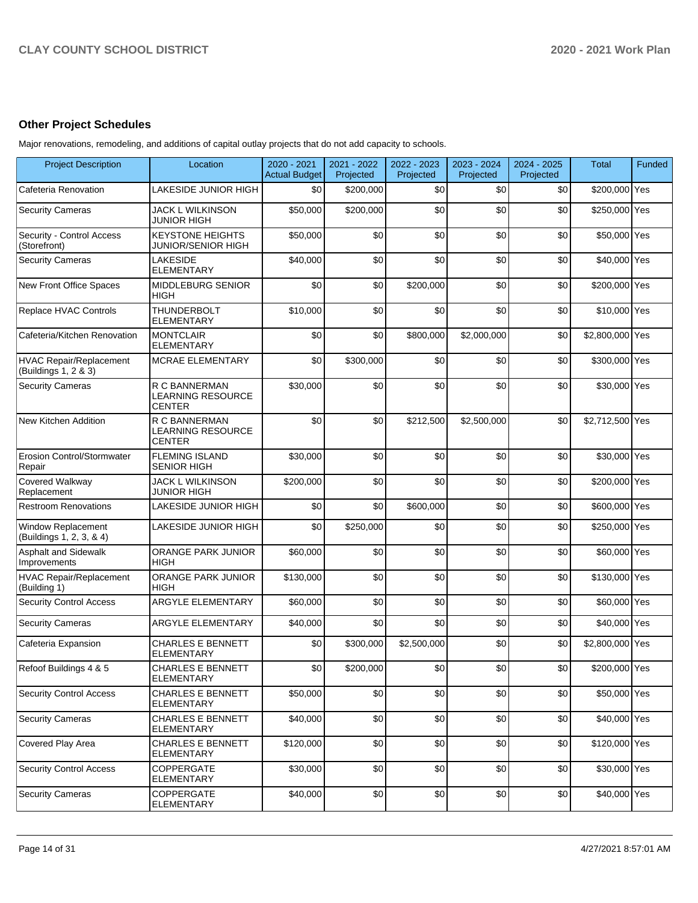## Other Project Schedules

Major renovations, remodeling, and additions of capital outlay projects that do not add capacity to schools.

| Project Description | Location | 2020 - 2021 Actual Budget | 2021 - 2022 Projected | 2022 - 2023 Projected | 2023 - 2024 Projected | 2024 - 2025 Projected | Total | Funded |
|---|---|---|---|---|---|---|---|---|
| Cafeteria Renovation | LAKESIDE JUNIOR HIGH | $0 | $200,000 | $0 | $0 | $0 | $200,000 | Yes |
| Security Cameras | JACK L WILKINSON JUNIOR HIGH | $50,000 | $200,000 | $0 | $0 | $0 | $250,000 | Yes |
| Security - Control Access (Storefront) | KEYSTONE HEIGHTS JUNIOR/SENIOR HIGH | $50,000 | $0 | $0 | $0 | $0 | $50,000 | Yes |
| Security Cameras | LAKESIDE ELEMENTARY | $40,000 | $0 | $0 | $0 | $0 | $40,000 | Yes |
| New Front Office Spaces | MIDDLEBURG SENIOR HIGH | $0 | $0 | $200,000 | $0 | $0 | $200,000 | Yes |
| Replace HVAC Controls | THUNDERBOLT ELEMENTARY | $10,000 | $0 | $0 | $0 | $0 | $10,000 | Yes |
| Cafeteria/Kitchen Renovation | MONTCLAIR ELEMENTARY | $0 | $0 | $800,000 | $2,000,000 | $0 | $2,800,000 | Yes |
| HVAC Repair/Replacement (Buildings 1, 2 & 3) | MCRAE ELEMENTARY | $0 | $300,000 | $0 | $0 | $0 | $300,000 | Yes |
| Security Cameras | R C BANNERMAN LEARNING RESOURCE CENTER | $30,000 | $0 | $0 | $0 | $0 | $30,000 | Yes |
| New Kitchen Addition | R C BANNERMAN LEARNING RESOURCE CENTER | $0 | $0 | $212,500 | $2,500,000 | $0 | $2,712,500 | Yes |
| Erosion Control/Stormwater Repair | FLEMING ISLAND SENIOR HIGH | $30,000 | $0 | $0 | $0 | $0 | $30,000 | Yes |
| Covered Walkway Replacement | JACK L WILKINSON JUNIOR HIGH | $200,000 | $0 | $0 | $0 | $0 | $200,000 | Yes |
| Restroom Renovations | LAKESIDE JUNIOR HIGH | $0 | $0 | $600,000 | $0 | $0 | $600,000 | Yes |
| Window Replacement (Buildings 1, 2, 3, & 4) | LAKESIDE JUNIOR HIGH | $0 | $250,000 | $0 | $0 | $0 | $250,000 | Yes |
| Asphalt and Sidewalk Improvements | ORANGE PARK JUNIOR HIGH | $60,000 | $0 | $0 | $0 | $0 | $60,000 | Yes |
| HVAC Repair/Replacement (Building 1) | ORANGE PARK JUNIOR HIGH | $130,000 | $0 | $0 | $0 | $0 | $130,000 | Yes |
| Security Control Access | ARGYLE ELEMENTARY | $60,000 | $0 | $0 | $0 | $0 | $60,000 | Yes |
| Security Cameras | ARGYLE ELEMENTARY | $40,000 | $0 | $0 | $0 | $0 | $40,000 | Yes |
| Cafeteria Expansion | CHARLES E BENNETT ELEMENTARY | $0 | $300,000 | $2,500,000 | $0 | $0 | $2,800,000 | Yes |
| Refoof Buildings 4 & 5 | CHARLES E BENNETT ELEMENTARY | $0 | $200,000 | $0 | $0 | $0 | $200,000 | Yes |
| Security Control Access | CHARLES E BENNETT ELEMENTARY | $50,000 | $0 | $0 | $0 | $0 | $50,000 | Yes |
| Security Cameras | CHARLES E BENNETT ELEMENTARY | $40,000 | $0 | $0 | $0 | $0 | $40,000 | Yes |
| Covered Play Area | CHARLES E BENNETT ELEMENTARY | $120,000 | $0 | $0 | $0 | $0 | $120,000 | Yes |
| Security Control Access | COPPERGATE ELEMENTARY | $30,000 | $0 | $0 | $0 | $0 | $30,000 | Yes |
| Security Cameras | COPPERGATE ELEMENTARY | $40,000 | $0 | $0 | $0 | $0 | $40,000 | Yes |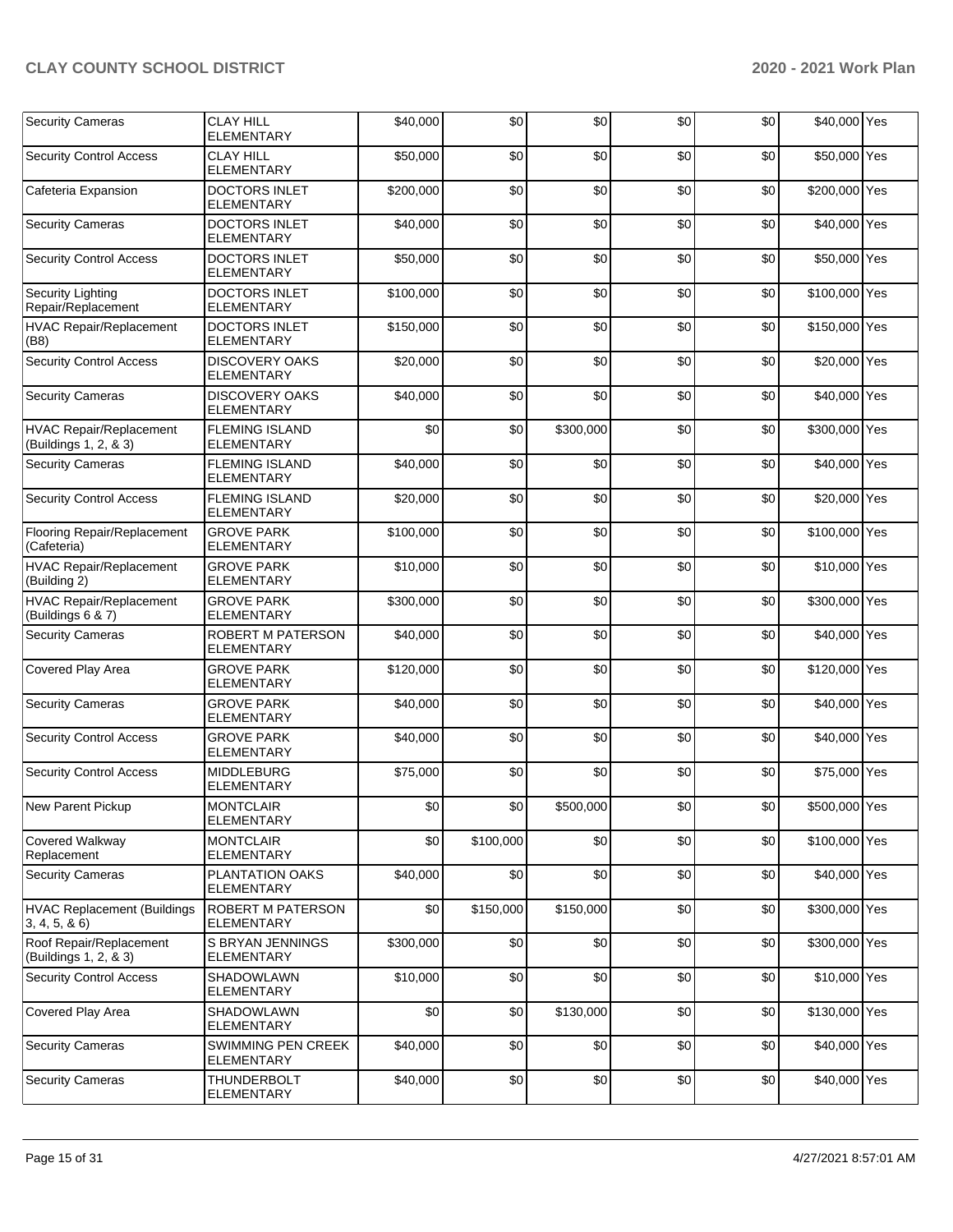| Security Cameras | CLAY HILL ELEMENTARY | $40,000 | $0 | $0 | $0 | $0 | $40,000 | Yes |
|---|---|---|---|---|---|---|---|---|
| Security Control Access | CLAY HILL ELEMENTARY | $50,000 | $0 | $0 | $0 | $0 | $50,000 | Yes |
| Cafeteria Expansion | DOCTORS INLET ELEMENTARY | $200,000 | $0 | $0 | $0 | $0 | $200,000 | Yes |
| Security Cameras | DOCTORS INLET ELEMENTARY | $40,000 | $0 | $0 | $0 | $0 | $40,000 | Yes |
| Security Control Access | DOCTORS INLET ELEMENTARY | $50,000 | $0 | $0 | $0 | $0 | $50,000 | Yes |
| Security Lighting Repair/Replacement | DOCTORS INLET ELEMENTARY | $100,000 | $0 | $0 | $0 | $0 | $100,000 | Yes |
| HVAC Repair/Replacement (B8) | DOCTORS INLET ELEMENTARY | $150,000 | $0 | $0 | $0 | $0 | $150,000 | Yes |
| Security Control Access | DISCOVERY OAKS ELEMENTARY | $20,000 | $0 | $0 | $0 | $0 | $20,000 | Yes |
| Security Cameras | DISCOVERY OAKS ELEMENTARY | $40,000 | $0 | $0 | $0 | $0 | $40,000 | Yes |
| HVAC Repair/Replacement (Buildings 1, 2, & 3) | FLEMING ISLAND ELEMENTARY | $0 | $0 | $300,000 | $0 | $0 | $300,000 | Yes |
| Security Cameras | FLEMING ISLAND ELEMENTARY | $40,000 | $0 | $0 | $0 | $0 | $40,000 | Yes |
| Security Control Access | FLEMING ISLAND ELEMENTARY | $20,000 | $0 | $0 | $0 | $0 | $20,000 | Yes |
| Flooring Repair/Replacement (Cafeteria) | GROVE PARK ELEMENTARY | $100,000 | $0 | $0 | $0 | $0 | $100,000 | Yes |
| HVAC Repair/Replacement (Building 2) | GROVE PARK ELEMENTARY | $10,000 | $0 | $0 | $0 | $0 | $10,000 | Yes |
| HVAC Repair/Replacement (Buildings 6 & 7) | GROVE PARK ELEMENTARY | $300,000 | $0 | $0 | $0 | $0 | $300,000 | Yes |
| Security Cameras | ROBERT M PATERSON ELEMENTARY | $40,000 | $0 | $0 | $0 | $0 | $40,000 | Yes |
| Covered Play Area | GROVE PARK ELEMENTARY | $120,000 | $0 | $0 | $0 | $0 | $120,000 | Yes |
| Security Cameras | GROVE PARK ELEMENTARY | $40,000 | $0 | $0 | $0 | $0 | $40,000 | Yes |
| Security Control Access | GROVE PARK ELEMENTARY | $40,000 | $0 | $0 | $0 | $0 | $40,000 | Yes |
| Security Control Access | MIDDLEBURG ELEMENTARY | $75,000 | $0 | $0 | $0 | $0 | $75,000 | Yes |
| New Parent Pickup | MONTCLAIR ELEMENTARY | $0 | $0 | $500,000 | $0 | $0 | $500,000 | Yes |
| Covered Walkway Replacement | MONTCLAIR ELEMENTARY | $0 | $100,000 | $0 | $0 | $0 | $100,000 | Yes |
| Security Cameras | PLANTATION OAKS ELEMENTARY | $40,000 | $0 | $0 | $0 | $0 | $40,000 | Yes |
| HVAC Replacement (Buildings 3, 4, 5, & 6) | ROBERT M PATERSON ELEMENTARY | $0 | $150,000 | $150,000 | $0 | $0 | $300,000 | Yes |
| Roof Repair/Replacement (Buildings 1, 2, & 3) | S BRYAN JENNINGS ELEMENTARY | $300,000 | $0 | $0 | $0 | $0 | $300,000 | Yes |
| Security Control Access | SHADOWLAWN ELEMENTARY | $10,000 | $0 | $0 | $0 | $0 | $10,000 | Yes |
| Covered Play Area | SHADOWLAWN ELEMENTARY | $0 | $0 | $130,000 | $0 | $0 | $130,000 | Yes |
| Security Cameras | SWIMMING PEN CREEK ELEMENTARY | $40,000 | $0 | $0 | $0 | $0 | $40,000 | Yes |
| Security Cameras | THUNDERBOLT ELEMENTARY | $40,000 | $0 | $0 | $0 | $0 | $40,000 | Yes |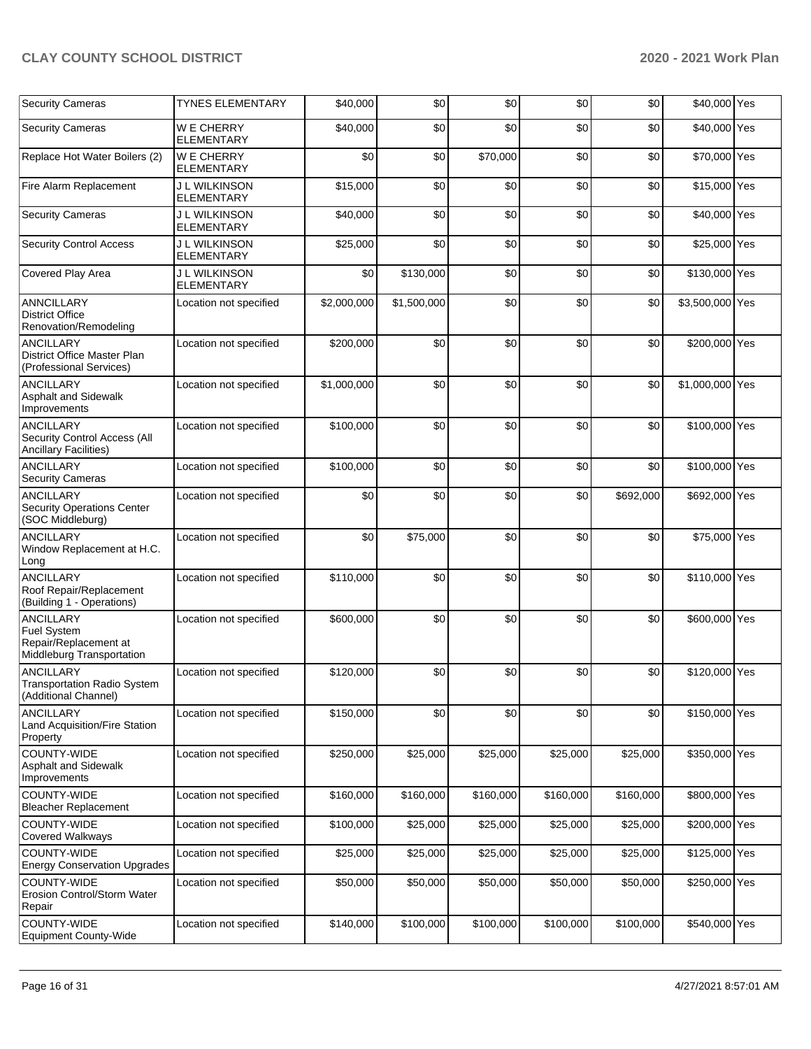| | | | | | | | | |
|---|---|---|---|---|---|---|---|---|
| Security Cameras | TYNES ELEMENTARY | $40,000 | $0 | $0 | $0 | $0 | $40,000 | Yes |
| Security Cameras | W E CHERRY ELEMENTARY | $40,000 | $0 | $0 | $0 | $0 | $40,000 | Yes |
| Replace Hot Water Boilers (2) | W E CHERRY ELEMENTARY | $0 | $0 | $70,000 | $0 | $0 | $70,000 | Yes |
| Fire Alarm Replacement | J L WILKINSON ELEMENTARY | $15,000 | $0 | $0 | $0 | $0 | $15,000 | Yes |
| Security Cameras | J L WILKINSON ELEMENTARY | $40,000 | $0 | $0 | $0 | $0 | $40,000 | Yes |
| Security Control Access | J L WILKINSON ELEMENTARY | $25,000 | $0 | $0 | $0 | $0 | $25,000 | Yes |
| Covered Play Area | J L WILKINSON ELEMENTARY | $0 | $130,000 | $0 | $0 | $0 | $130,000 | Yes |
| ANNCILLARY District Office Renovation/Remodeling | Location not specified | $2,000,000 | $1,500,000 | $0 | $0 | $0 | $3,500,000 | Yes |
| ANCILLARY District Office Master Plan (Professional Services) | Location not specified | $200,000 | $0 | $0 | $0 | $0 | $200,000 | Yes |
| ANCILLARY Asphalt and Sidewalk Improvements | Location not specified | $1,000,000 | $0 | $0 | $0 | $0 | $1,000,000 | Yes |
| ANCILLARY Security Control Access (All Ancillary Facilities) | Location not specified | $100,000 | $0 | $0 | $0 | $0 | $100,000 | Yes |
| ANCILLARY Security Cameras | Location not specified | $100,000 | $0 | $0 | $0 | $0 | $100,000 | Yes |
| ANCILLARY Security Operations Center (SOC Middleburg) | Location not specified | $0 | $0 | $0 | $0 | $692,000 | $692,000 | Yes |
| ANCILLARY Window Replacement at H.C. Long | Location not specified | $0 | $75,000 | $0 | $0 | $0 | $75,000 | Yes |
| ANCILLARY Roof Repair/Replacement (Building 1 - Operations) | Location not specified | $110,000 | $0 | $0 | $0 | $0 | $110,000 | Yes |
| ANCILLARY Fuel System Repair/Replacement at Middleburg Transportation | Location not specified | $600,000 | $0 | $0 | $0 | $0 | $600,000 | Yes |
| ANCILLARY Transportation Radio System (Additional Channel) | Location not specified | $120,000 | $0 | $0 | $0 | $0 | $120,000 | Yes |
| ANCILLARY Land Acquisition/Fire Station Property | Location not specified | $150,000 | $0 | $0 | $0 | $0 | $150,000 | Yes |
| COUNTY-WIDE Asphalt and Sidewalk Improvements | Location not specified | $250,000 | $25,000 | $25,000 | $25,000 | $25,000 | $350,000 | Yes |
| COUNTY-WIDE Bleacher Replacement | Location not specified | $160,000 | $160,000 | $160,000 | $160,000 | $160,000 | $800,000 | Yes |
| COUNTY-WIDE Covered Walkways | Location not specified | $100,000 | $25,000 | $25,000 | $25,000 | $25,000 | $200,000 | Yes |
| COUNTY-WIDE Energy Conservation Upgrades | Location not specified | $25,000 | $25,000 | $25,000 | $25,000 | $25,000 | $125,000 | Yes |
| COUNTY-WIDE Erosion Control/Storm Water Repair | Location not specified | $50,000 | $50,000 | $50,000 | $50,000 | $50,000 | $250,000 | Yes |
| COUNTY-WIDE Equipment County-Wide | Location not specified | $140,000 | $100,000 | $100,000 | $100,000 | $100,000 | $540,000 | Yes |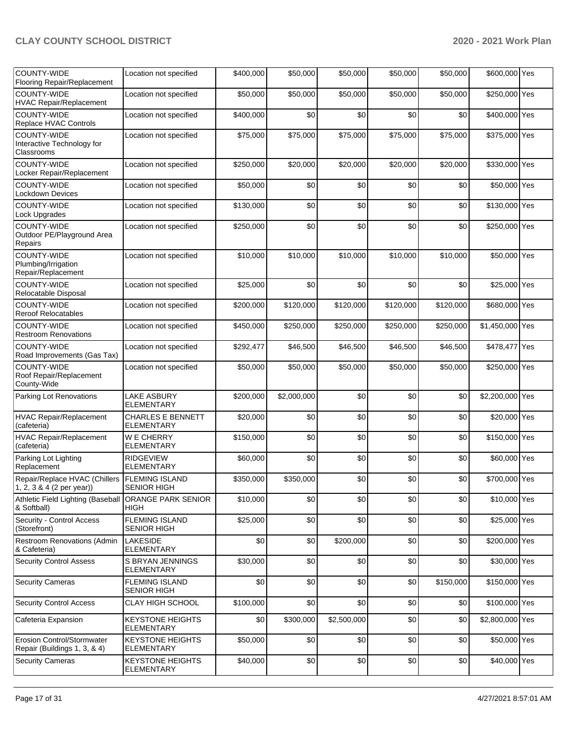| | | | | | | | | |
|---|---|---|---|---|---|---|---|---|
| COUNTY-WIDE Flooring Repair/Replacement | Location not specified | $400,000 | $50,000 | $50,000 | $50,000 | $50,000 | $600,000 | Yes |
| COUNTY-WIDE HVAC Repair/Replacement | Location not specified | $50,000 | $50,000 | $50,000 | $50,000 | $50,000 | $250,000 | Yes |
| COUNTY-WIDE Replace HVAC Controls | Location not specified | $400,000 | $0 | $0 | $0 | $0 | $400,000 | Yes |
| COUNTY-WIDE Interactive Technology for Classrooms | Location not specified | $75,000 | $75,000 | $75,000 | $75,000 | $75,000 | $375,000 | Yes |
| COUNTY-WIDE Locker Repair/Replacement | Location not specified | $250,000 | $20,000 | $20,000 | $20,000 | $20,000 | $330,000 | Yes |
| COUNTY-WIDE Lockdown Devices | Location not specified | $50,000 | $0 | $0 | $0 | $0 | $50,000 | Yes |
| COUNTY-WIDE Lock Upgrades | Location not specified | $130,000 | $0 | $0 | $0 | $0 | $130,000 | Yes |
| COUNTY-WIDE Outdoor PE/Playground Area Repairs | Location not specified | $250,000 | $0 | $0 | $0 | $0 | $250,000 | Yes |
| COUNTY-WIDE Plumbing/Irrigation Repair/Replacement | Location not specified | $10,000 | $10,000 | $10,000 | $10,000 | $10,000 | $50,000 | Yes |
| COUNTY-WIDE Relocatable Disposal | Location not specified | $25,000 | $0 | $0 | $0 | $0 | $25,000 | Yes |
| COUNTY-WIDE Reroof Relocatables | Location not specified | $200,000 | $120,000 | $120,000 | $120,000 | $120,000 | $680,000 | Yes |
| COUNTY-WIDE Restroom Renovations | Location not specified | $450,000 | $250,000 | $250,000 | $250,000 | $250,000 | $1,450,000 | Yes |
| COUNTY-WIDE Road Improvements (Gas Tax) | Location not specified | $292,477 | $46,500 | $46,500 | $46,500 | $46,500 | $478,477 | Yes |
| COUNTY-WIDE Roof Repair/Replacement County-Wide | Location not specified | $50,000 | $50,000 | $50,000 | $50,000 | $50,000 | $250,000 | Yes |
| Parking Lot Renovations | LAKE ASBURY ELEMENTARY | $200,000 | $2,000,000 | $0 | $0 | $0 | $2,200,000 | Yes |
| HVAC Repair/Replacement (cafeteria) | CHARLES E BENNETT ELEMENTARY | $20,000 | $0 | $0 | $0 | $0 | $20,000 | Yes |
| HVAC Repair/Replacement (cafeteria) | W E CHERRY ELEMENTARY | $150,000 | $0 | $0 | $0 | $0 | $150,000 | Yes |
| Parking Lot Lighting Replacement | RIDGEVIEW ELEMENTARY | $60,000 | $0 | $0 | $0 | $0 | $60,000 | Yes |
| Repair/Replace HVAC (Chillers 1, 2, 3 & 4 (2 per year)) | FLEMING ISLAND SENIOR HIGH | $350,000 | $350,000 | $0 | $0 | $0 | $700,000 | Yes |
| Athletic Field Lighting (Baseball & Softball) | ORANGE PARK SENIOR HIGH | $10,000 | $0 | $0 | $0 | $0 | $10,000 | Yes |
| Security - Control Access (Storefront) | FLEMING ISLAND SENIOR HIGH | $25,000 | $0 | $0 | $0 | $0 | $25,000 | Yes |
| Restroom Renovations (Admin & Cafeteria) | LAKESIDE ELEMENTARY | $0 | $0 | $200,000 | $0 | $0 | $200,000 | Yes |
| Security Control Assess | S BRYAN JENNINGS ELEMENTARY | $30,000 | $0 | $0 | $0 | $0 | $30,000 | Yes |
| Security Cameras | FLEMING ISLAND SENIOR HIGH | $0 | $0 | $0 | $0 | $150,000 | $150,000 | Yes |
| Security Control Access | CLAY HIGH SCHOOL | $100,000 | $0 | $0 | $0 | $0 | $100,000 | Yes |
| Cafeteria Expansion | KEYSTONE HEIGHTS ELEMENTARY | $0 | $300,000 | $2,500,000 | $0 | $0 | $2,800,000 | Yes |
| Erosion Control/Stormwater Repair (Buildings 1, 3, & 4) | KEYSTONE HEIGHTS ELEMENTARY | $50,000 | $0 | $0 | $0 | $0 | $50,000 | Yes |
| Security Cameras | KEYSTONE HEIGHTS ELEMENTARY | $40,000 | $0 | $0 | $0 | $0 | $40,000 | Yes |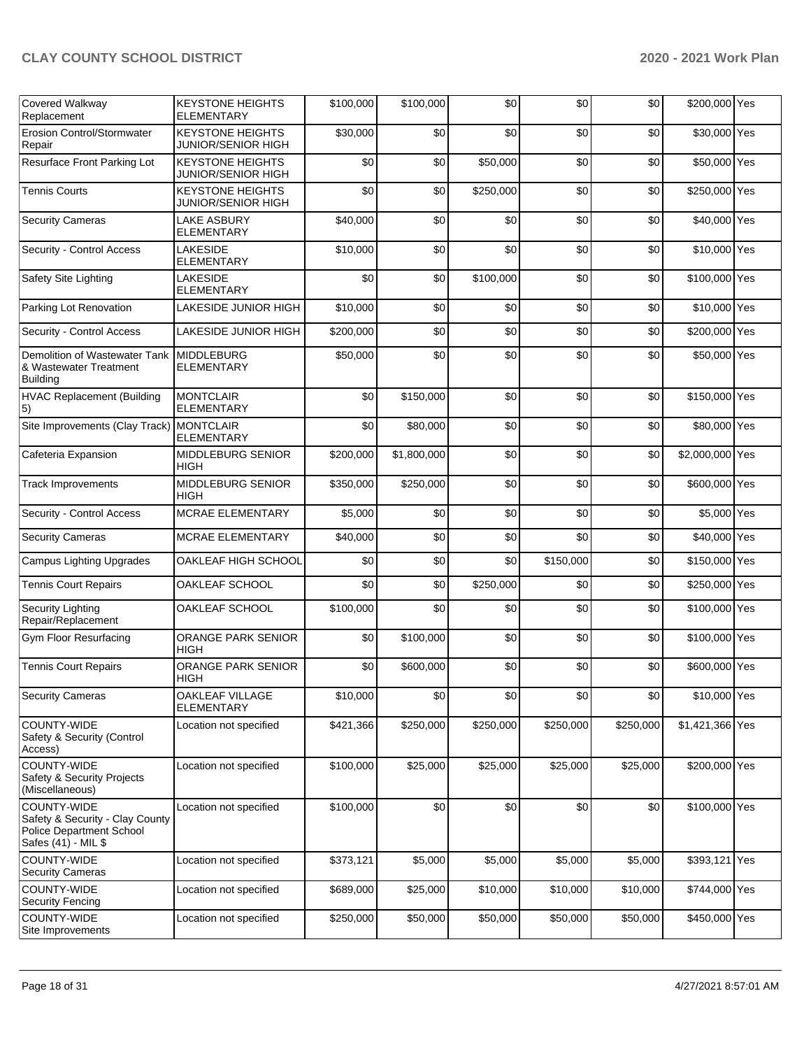| Covered Walkway Replacement | KEYSTONE HEIGHTS ELEMENTARY | $100,000 | $100,000 | $0 | $0 | $0 | $200,000 | Yes |
|---|---|---|---|---|---|---|---|---|
| Erosion Control/Stormwater Repair | KEYSTONE HEIGHTS JUNIOR/SENIOR HIGH | $30,000 | $0 | $0 | $0 | $0 | $30,000 | Yes |
| Resurface Front Parking Lot | KEYSTONE HEIGHTS JUNIOR/SENIOR HIGH | $0 | $0 | $50,000 | $0 | $0 | $50,000 | Yes |
| Tennis Courts | KEYSTONE HEIGHTS JUNIOR/SENIOR HIGH | $0 | $0 | $250,000 | $0 | $0 | $250,000 | Yes |
| Security Cameras | LAKE ASBURY ELEMENTARY | $40,000 | $0 | $0 | $0 | $0 | $40,000 | Yes |
| Security - Control Access | LAKESIDE ELEMENTARY | $10,000 | $0 | $0 | $0 | $0 | $10,000 | Yes |
| Safety Site Lighting | LAKESIDE ELEMENTARY | $0 | $0 | $100,000 | $0 | $0 | $100,000 | Yes |
| Parking Lot Renovation | LAKESIDE JUNIOR HIGH | $10,000 | $0 | $0 | $0 | $0 | $10,000 | Yes |
| Security - Control Access | LAKESIDE JUNIOR HIGH | $200,000 | $0 | $0 | $0 | $0 | $200,000 | Yes |
| Demolition of Wastewater Tank & Wastewater Treatment Building | MIDDLEBURG ELEMENTARY | $50,000 | $0 | $0 | $0 | $0 | $50,000 | Yes |
| HVAC Replacement (Building 5) | MONTCLAIR ELEMENTARY | $0 | $150,000 | $0 | $0 | $0 | $150,000 | Yes |
| Site Improvements (Clay Track) | MONTCLAIR ELEMENTARY | $0 | $80,000 | $0 | $0 | $0 | $80,000 | Yes |
| Cafeteria Expansion | MIDDLEBURG SENIOR HIGH | $200,000 | $1,800,000 | $0 | $0 | $0 | $2,000,000 | Yes |
| Track Improvements | MIDDLEBURG SENIOR HIGH | $350,000 | $250,000 | $0 | $0 | $0 | $600,000 | Yes |
| Security - Control Access | MCRAE ELEMENTARY | $5,000 | $0 | $0 | $0 | $0 | $5,000 | Yes |
| Security Cameras | MCRAE ELEMENTARY | $40,000 | $0 | $0 | $0 | $0 | $40,000 | Yes |
| Campus Lighting Upgrades | OAKLEAF HIGH SCHOOL | $0 | $0 | $0 | $150,000 | $0 | $150,000 | Yes |
| Tennis Court Repairs | OAKLEAF SCHOOL | $0 | $0 | $250,000 | $0 | $0 | $250,000 | Yes |
| Security Lighting Repair/Replacement | OAKLEAF SCHOOL | $100,000 | $0 | $0 | $0 | $0 | $100,000 | Yes |
| Gym Floor Resurfacing | ORANGE PARK SENIOR HIGH | $0 | $100,000 | $0 | $0 | $0 | $100,000 | Yes |
| Tennis Court Repairs | ORANGE PARK SENIOR HIGH | $0 | $600,000 | $0 | $0 | $0 | $600,000 | Yes |
| Security Cameras | OAKLEAF VILLAGE ELEMENTARY | $10,000 | $0 | $0 | $0 | $0 | $10,000 | Yes |
| COUNTY-WIDE Safety & Security (Control Access) | Location not specified | $421,366 | $250,000 | $250,000 | $250,000 | $250,000 | $1,421,366 | Yes |
| COUNTY-WIDE Safety & Security Projects (Miscellaneous) | Location not specified | $100,000 | $25,000 | $25,000 | $25,000 | $25,000 | $200,000 | Yes |
| COUNTY-WIDE Safety & Security - Clay County Police Department School Safes (41) - MIL $ | Location not specified | $100,000 | $0 | $0 | $0 | $0 | $100,000 | Yes |
| COUNTY-WIDE Security Cameras | Location not specified | $373,121 | $5,000 | $5,000 | $5,000 | $5,000 | $393,121 | Yes |
| COUNTY-WIDE Security Fencing | Location not specified | $689,000 | $25,000 | $10,000 | $10,000 | $10,000 | $744,000 | Yes |
| COUNTY-WIDE Site Improvements | Location not specified | $250,000 | $50,000 | $50,000 | $50,000 | $50,000 | $450,000 | Yes |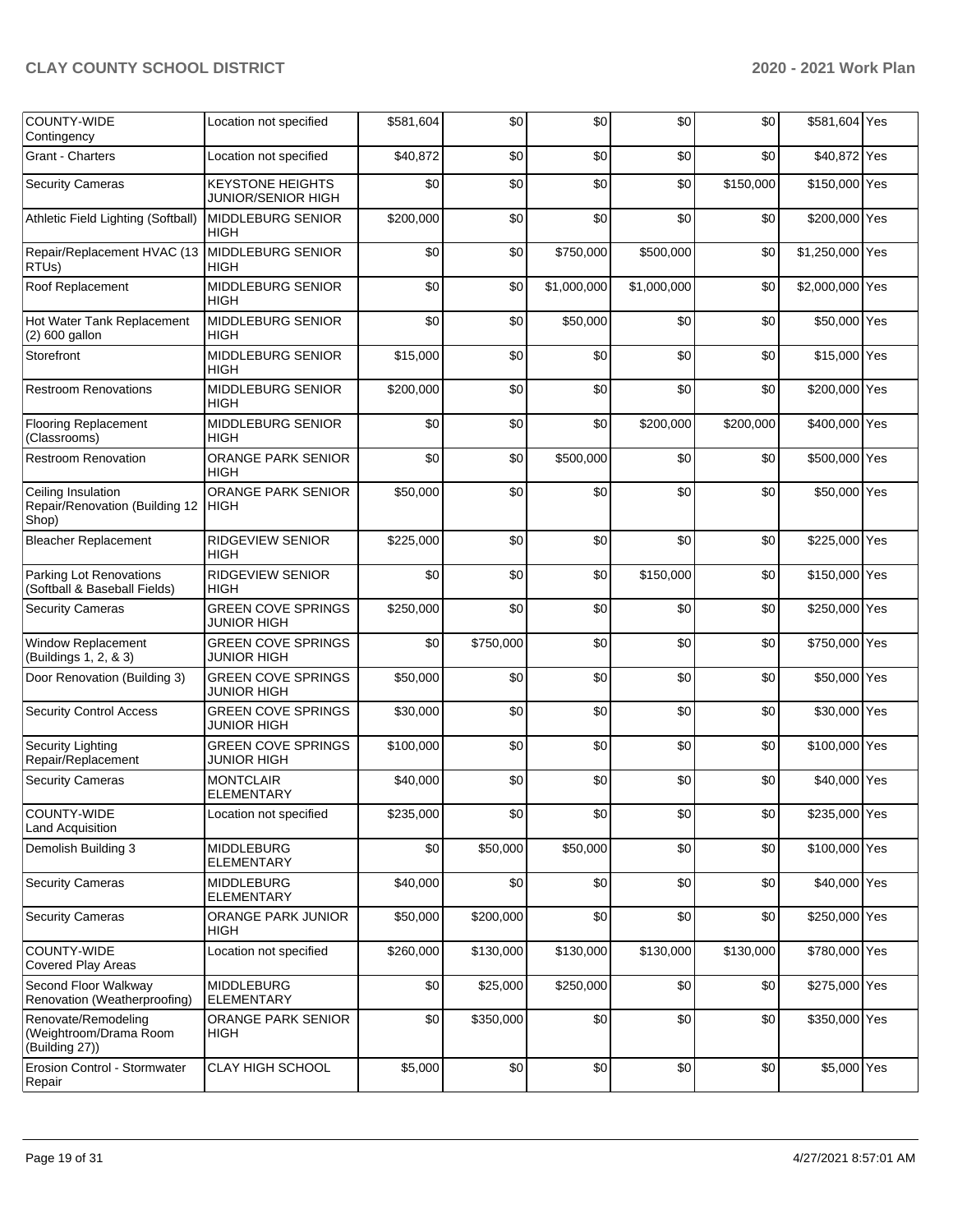| COUNTY-WIDE Contingency | Location not specified | $581,604 | $0 | $0 | $0 | $0 | $581,604 | Yes |
|---|---|---|---|---|---|---|---|---|
| Grant - Charters | Location not specified | $40,872 | $0 | $0 | $0 | $0 | $40,872 | Yes |
| Security Cameras | KEYSTONE HEIGHTS JUNIOR/SENIOR HIGH | $0 | $0 | $0 | $0 | $150,000 | $150,000 | Yes |
| Athletic Field Lighting (Softball) | MIDDLEBURG SENIOR HIGH | $200,000 | $0 | $0 | $0 | $0 | $200,000 | Yes |
| Repair/Replacement HVAC (13 RTUs) | MIDDLEBURG SENIOR HIGH | $0 | $0 | $750,000 | $500,000 | $0 | $1,250,000 | Yes |
| Roof Replacement | MIDDLEBURG SENIOR HIGH | $0 | $0 | $1,000,000 | $1,000,000 | $0 | $2,000,000 | Yes |
| Hot Water Tank Replacement (2) 600 gallon | MIDDLEBURG SENIOR HIGH | $0 | $0 | $50,000 | $0 | $0 | $50,000 | Yes |
| Storefront | MIDDLEBURG SENIOR HIGH | $15,000 | $0 | $0 | $0 | $0 | $15,000 | Yes |
| Restroom Renovations | MIDDLEBURG SENIOR HIGH | $200,000 | $0 | $0 | $0 | $0 | $200,000 | Yes |
| Flooring Replacement (Classrooms) | MIDDLEBURG SENIOR HIGH | $0 | $0 | $0 | $200,000 | $200,000 | $400,000 | Yes |
| Restroom Renovation | ORANGE PARK SENIOR HIGH | $0 | $0 | $500,000 | $0 | $0 | $500,000 | Yes |
| Ceiling Insulation Repair/Renovation (Building 12 Shop) | ORANGE PARK SENIOR HIGH | $50,000 | $0 | $0 | $0 | $0 | $50,000 | Yes |
| Bleacher Replacement | RIDGEVIEW SENIOR HIGH | $225,000 | $0 | $0 | $0 | $0 | $225,000 | Yes |
| Parking Lot Renovations (Softball & Baseball Fields) | RIDGEVIEW SENIOR HIGH | $0 | $0 | $0 | $150,000 | $0 | $150,000 | Yes |
| Security Cameras | GREEN COVE SPRINGS JUNIOR HIGH | $250,000 | $0 | $0 | $0 | $0 | $250,000 | Yes |
| Window Replacement (Buildings 1, 2, & 3) | GREEN COVE SPRINGS JUNIOR HIGH | $0 | $750,000 | $0 | $0 | $0 | $750,000 | Yes |
| Door Renovation (Building 3) | GREEN COVE SPRINGS JUNIOR HIGH | $50,000 | $0 | $0 | $0 | $0 | $50,000 | Yes |
| Security Control Access | GREEN COVE SPRINGS JUNIOR HIGH | $30,000 | $0 | $0 | $0 | $0 | $30,000 | Yes |
| Security Lighting Repair/Replacement | GREEN COVE SPRINGS JUNIOR HIGH | $100,000 | $0 | $0 | $0 | $0 | $100,000 | Yes |
| Security Cameras | MONTCLAIR ELEMENTARY | $40,000 | $0 | $0 | $0 | $0 | $40,000 | Yes |
| COUNTY-WIDE Land Acquisition | Location not specified | $235,000 | $0 | $0 | $0 | $0 | $235,000 | Yes |
| Demolish Building 3 | MIDDLEBURG ELEMENTARY | $0 | $50,000 | $50,000 | $0 | $0 | $100,000 | Yes |
| Security Cameras | MIDDLEBURG ELEMENTARY | $40,000 | $0 | $0 | $0 | $0 | $40,000 | Yes |
| Security Cameras | ORANGE PARK JUNIOR HIGH | $50,000 | $200,000 | $0 | $0 | $0 | $250,000 | Yes |
| COUNTY-WIDE Covered Play Areas | Location not specified | $260,000 | $130,000 | $130,000 | $130,000 | $130,000 | $780,000 | Yes |
| Second Floor Walkway Renovation (Weatherproofing) | MIDDLEBURG ELEMENTARY | $0 | $25,000 | $250,000 | $0 | $0 | $275,000 | Yes |
| Renovate/Remodeling (Weightroom/Drama Room (Building 27)) | ORANGE PARK SENIOR HIGH | $0 | $350,000 | $0 | $0 | $0 | $350,000 | Yes |
| Erosion Control - Stormwater Repair | CLAY HIGH SCHOOL | $5,000 | $0 | $0 | $0 | $0 | $5,000 | Yes |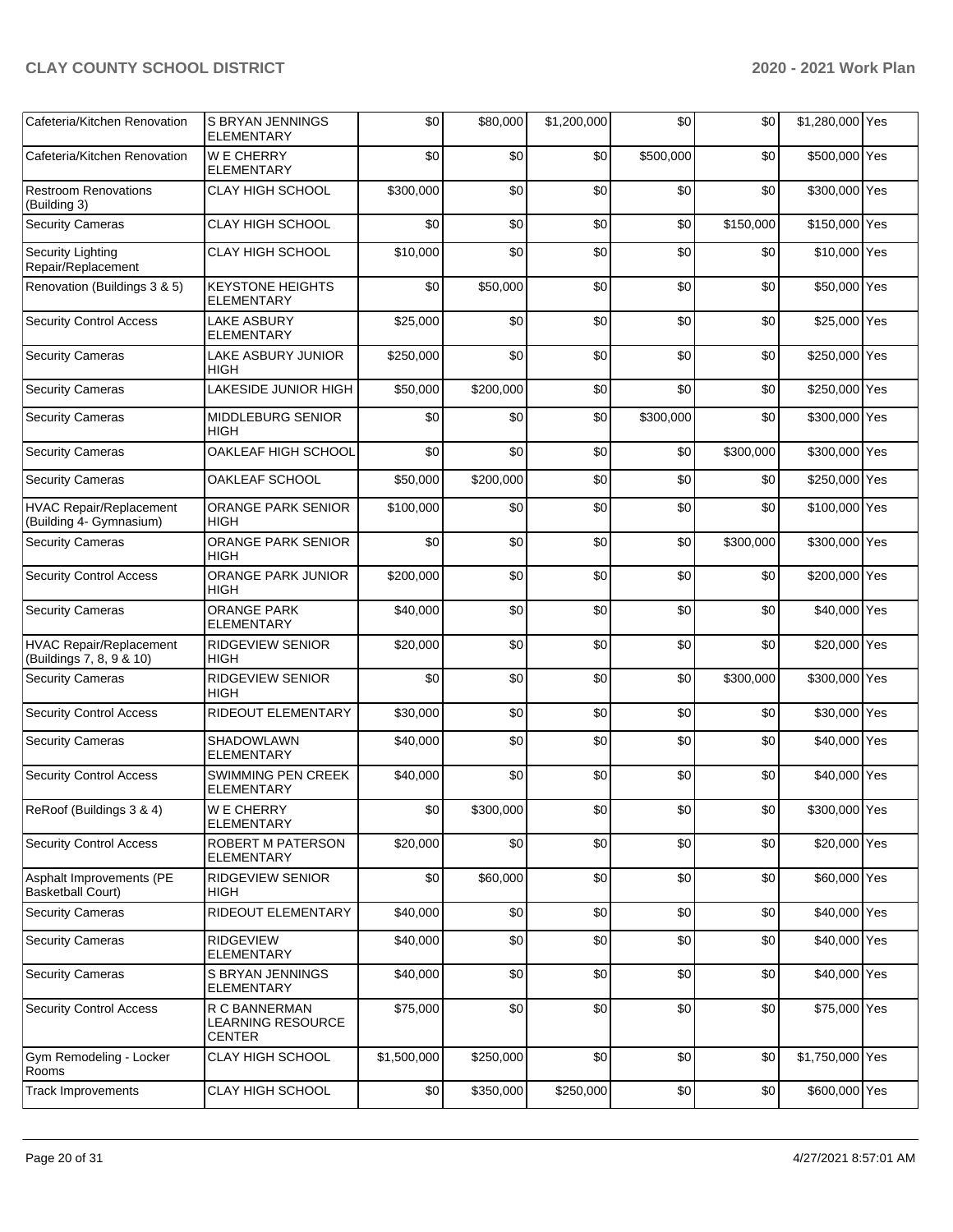| Cafeteria/Kitchen Renovation | S BRYAN JENNINGS ELEMENTARY | $0 | $80,000 | $1,200,000 | $0 | $0 | $1,280,000 | Yes |
|---|---|---|---|---|---|---|---|---|
| Cafeteria/Kitchen Renovation | W E CHERRY ELEMENTARY | $0 | $0 | $0 | $500,000 | $0 | $500,000 | Yes |
| Restroom Renovations (Building 3) | CLAY HIGH SCHOOL | $300,000 | $0 | $0 | $0 | $0 | $300,000 | Yes |
| Security Cameras | CLAY HIGH SCHOOL | $0 | $0 | $0 | $0 | $150,000 | $150,000 | Yes |
| Security Lighting Repair/Replacement | CLAY HIGH SCHOOL | $10,000 | $0 | $0 | $0 | $0 | $10,000 | Yes |
| Renovation (Buildings 3 & 5) | KEYSTONE HEIGHTS ELEMENTARY | $0 | $50,000 | $0 | $0 | $0 | $50,000 | Yes |
| Security Control Access | LAKE ASBURY ELEMENTARY | $25,000 | $0 | $0 | $0 | $0 | $25,000 | Yes |
| Security Cameras | LAKE ASBURY JUNIOR HIGH | $250,000 | $0 | $0 | $0 | $0 | $250,000 | Yes |
| Security Cameras | LAKESIDE JUNIOR HIGH | $50,000 | $200,000 | $0 | $0 | $0 | $250,000 | Yes |
| Security Cameras | MIDDLEBURG SENIOR HIGH | $0 | $0 | $0 | $300,000 | $0 | $300,000 | Yes |
| Security Cameras | OAKLEAF HIGH SCHOOL | $0 | $0 | $0 | $0 | $300,000 | $300,000 | Yes |
| Security Cameras | OAKLEAF SCHOOL | $50,000 | $200,000 | $0 | $0 | $0 | $250,000 | Yes |
| HVAC Repair/Replacement (Building 4- Gymnasium) | ORANGE PARK SENIOR HIGH | $100,000 | $0 | $0 | $0 | $0 | $100,000 | Yes |
| Security Cameras | ORANGE PARK SENIOR HIGH | $0 | $0 | $0 | $0 | $300,000 | $300,000 | Yes |
| Security Control Access | ORANGE PARK JUNIOR HIGH | $200,000 | $0 | $0 | $0 | $0 | $200,000 | Yes |
| Security Cameras | ORANGE PARK ELEMENTARY | $40,000 | $0 | $0 | $0 | $0 | $40,000 | Yes |
| HVAC Repair/Replacement (Buildings 7, 8, 9 & 10) | RIDGEVIEW SENIOR HIGH | $20,000 | $0 | $0 | $0 | $0 | $20,000 | Yes |
| Security Cameras | RIDGEVIEW SENIOR HIGH | $0 | $0 | $0 | $0 | $300,000 | $300,000 | Yes |
| Security Control Access | RIDEOUT ELEMENTARY | $30,000 | $0 | $0 | $0 | $0 | $30,000 | Yes |
| Security Cameras | SHADOWLAWN ELEMENTARY | $40,000 | $0 | $0 | $0 | $0 | $40,000 | Yes |
| Security Control Access | SWIMMING PEN CREEK ELEMENTARY | $40,000 | $0 | $0 | $0 | $0 | $40,000 | Yes |
| ReRoof (Buildings 3 & 4) | W E CHERRY ELEMENTARY | $0 | $300,000 | $0 | $0 | $0 | $300,000 | Yes |
| Security Control Access | ROBERT M PATERSON ELEMENTARY | $20,000 | $0 | $0 | $0 | $0 | $20,000 | Yes |
| Asphalt Improvements (PE Basketball Court) | RIDGEVIEW SENIOR HIGH | $0 | $60,000 | $0 | $0 | $0 | $60,000 | Yes |
| Security Cameras | RIDEOUT ELEMENTARY | $40,000 | $0 | $0 | $0 | $0 | $40,000 | Yes |
| Security Cameras | RIDGEVIEW ELEMENTARY | $40,000 | $0 | $0 | $0 | $0 | $40,000 | Yes |
| Security Cameras | S BRYAN JENNINGS ELEMENTARY | $40,000 | $0 | $0 | $0 | $0 | $40,000 | Yes |
| Security Control Access | R C BANNERMAN LEARNING RESOURCE CENTER | $75,000 | $0 | $0 | $0 | $0 | $75,000 | Yes |
| Gym Remodeling - Locker Rooms | CLAY HIGH SCHOOL | $1,500,000 | $250,000 | $0 | $0 | $0 | $1,750,000 | Yes |
| Track Improvements | CLAY HIGH SCHOOL | $0 | $350,000 | $250,000 | $0 | $0 | $600,000 | Yes |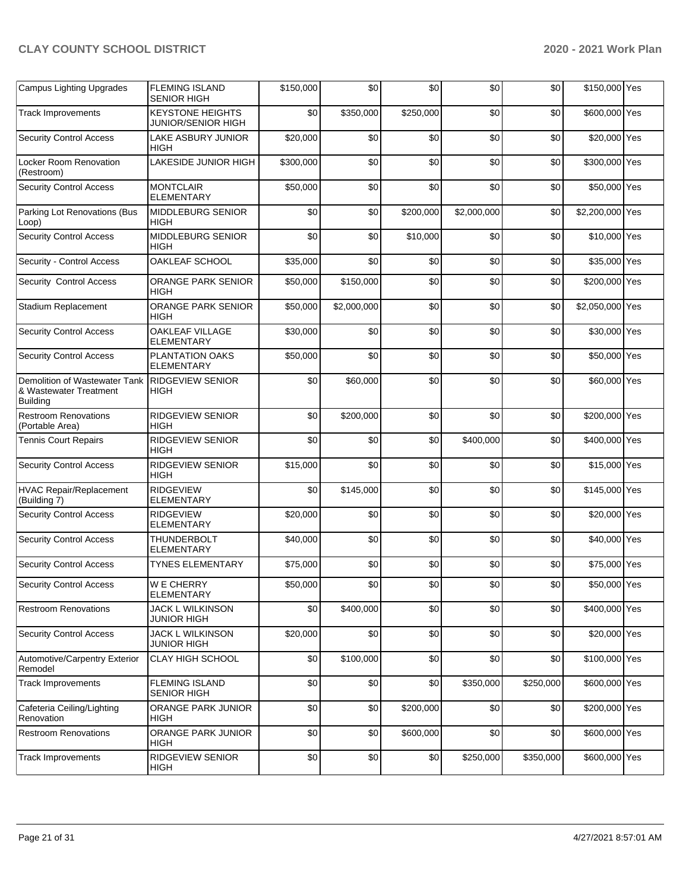| Campus Lighting Upgrades | FLEMING ISLAND SENIOR HIGH | $150,000 | $0 | $0 | $0 | $0 | $150,000 | Yes |
|---|---|---|---|---|---|---|---|---|
| Track Improvements | KEYSTONE HEIGHTS JUNIOR/SENIOR HIGH | $0 | $350,000 | $250,000 | $0 | $0 | $600,000 | Yes |
| Security Control Access | LAKE ASBURY JUNIOR HIGH | $20,000 | $0 | $0 | $0 | $0 | $20,000 | Yes |
| Locker Room Renovation (Restroom) | LAKESIDE JUNIOR HIGH | $300,000 | $0 | $0 | $0 | $0 | $300,000 | Yes |
| Security Control Access | MONTCLAIR ELEMENTARY | $50,000 | $0 | $0 | $0 | $0 | $50,000 | Yes |
| Parking Lot Renovations (Bus Loop) | MIDDLEBURG SENIOR HIGH | $0 | $0 | $200,000 | $2,000,000 | $0 | $2,200,000 | Yes |
| Security Control Access | MIDDLEBURG SENIOR HIGH | $0 | $0 | $10,000 | $0 | $0 | $10,000 | Yes |
| Security - Control Access | OAKLEAF SCHOOL | $35,000 | $0 | $0 | $0 | $0 | $35,000 | Yes |
| Security Control Access | ORANGE PARK SENIOR HIGH | $50,000 | $150,000 | $0 | $0 | $0 | $200,000 | Yes |
| Stadium Replacement | ORANGE PARK SENIOR HIGH | $50,000 | $2,000,000 | $0 | $0 | $0 | $2,050,000 | Yes |
| Security Control Access | OAKLEAF VILLAGE ELEMENTARY | $30,000 | $0 | $0 | $0 | $0 | $30,000 | Yes |
| Security Control Access | PLANTATION OAKS ELEMENTARY | $50,000 | $0 | $0 | $0 | $0 | $50,000 | Yes |
| Demolition of Wastewater Tank & Wastewater Treatment Building | RIDGEVIEW SENIOR HIGH | $0 | $60,000 | $0 | $0 | $0 | $60,000 | Yes |
| Restroom Renovations (Portable Area) | RIDGEVIEW SENIOR HIGH | $0 | $200,000 | $0 | $0 | $0 | $200,000 | Yes |
| Tennis Court Repairs | RIDGEVIEW SENIOR HIGH | $0 | $0 | $0 | $400,000 | $0 | $400,000 | Yes |
| Security Control Access | RIDGEVIEW SENIOR HIGH | $15,000 | $0 | $0 | $0 | $0 | $15,000 | Yes |
| HVAC Repair/Replacement (Building 7) | RIDGEVIEW ELEMENTARY | $0 | $145,000 | $0 | $0 | $0 | $145,000 | Yes |
| Security Control Access | RIDGEVIEW ELEMENTARY | $20,000 | $0 | $0 | $0 | $0 | $20,000 | Yes |
| Security Control Access | THUNDERBOLT ELEMENTARY | $40,000 | $0 | $0 | $0 | $0 | $40,000 | Yes |
| Security Control Access | TYNES ELEMENTARY | $75,000 | $0 | $0 | $0 | $0 | $75,000 | Yes |
| Security Control Access | W E CHERRY ELEMENTARY | $50,000 | $0 | $0 | $0 | $0 | $50,000 | Yes |
| Restroom Renovations | JACK L WILKINSON JUNIOR HIGH | $0 | $400,000 | $0 | $0 | $0 | $400,000 | Yes |
| Security Control Access | JACK L WILKINSON JUNIOR HIGH | $20,000 | $0 | $0 | $0 | $0 | $20,000 | Yes |
| Automotive/Carpentry Exterior Remodel | CLAY HIGH SCHOOL | $0 | $100,000 | $0 | $0 | $0 | $100,000 | Yes |
| Track Improvements | FLEMING ISLAND SENIOR HIGH | $0 | $0 | $0 | $350,000 | $250,000 | $600,000 | Yes |
| Cafeteria Ceiling/Lighting Renovation | ORANGE PARK JUNIOR HIGH | $0 | $0 | $200,000 | $0 | $0 | $200,000 | Yes |
| Restroom Renovations | ORANGE PARK JUNIOR HIGH | $0 | $0 | $600,000 | $0 | $0 | $600,000 | Yes |
| Track Improvements | RIDGEVIEW SENIOR HIGH | $0 | $0 | $0 | $250,000 | $350,000 | $600,000 | Yes |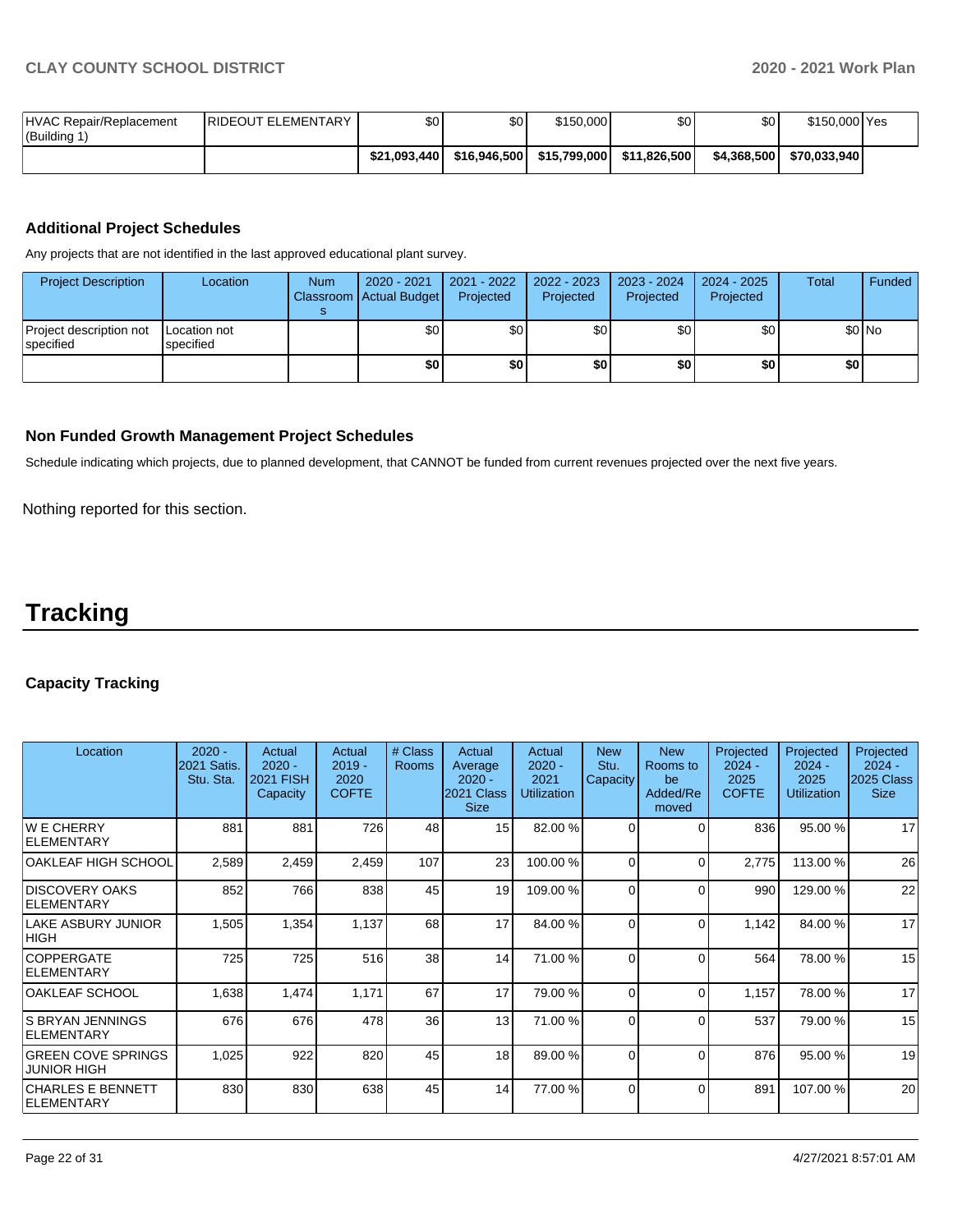| HVAC Repair/Replacement (Building 1) | RIDEOUT ELEMENTARY | $0 | $0 | $150,000 | $0 | $0 | $150,000 | Yes |
|---|---|---|---|---|---|---|---|---|
| | | $21,093,440 | $16,946,500 | $15,799,000 | $11,826,500 | $4,368,500 | $70,033,940 | |

### Additional Project Schedules

Any projects that are not identified in the last approved educational plant survey.

| Project Description | Location | Num Classrooms | 2020 - 2021 Actual Budget | 2021 - 2022 Projected | 2022 - 2023 Projected | 2023 - 2024 Projected | 2024 - 2025 Projected | Total | Funded |
|---|---|---|---|---|---|---|---|---|---|
| Project description not specified | Location not specified | | $0 | $0 | $0 | $0 | $0 | $0 | No |
| | | | $0 | $0 | $0 | $0 | $0 | $0 | |

### Non Funded Growth Management Project Schedules

Schedule indicating which projects, due to planned development, that CANNOT be funded from current revenues projected over the next five years.

Nothing reported for this section.

# Tracking

### Capacity Tracking

| Location | 2020 - 2021 Satis. Stu. Sta. | Actual 2020 - 2021 FISH Capacity | Actual 2019 - 2020 COFTE | # Class Rooms | Actual Average 2020 - 2021 Class Size | Actual 2020 - 2021 Utilization | New Stu. Capacity | New Rooms to be Added/Removed | Projected 2024 - 2025 COFTE | Projected 2024 - 2025 Utilization | Projected 2024 - 2025 Class Size |
|---|---|---|---|---|---|---|---|---|---|---|---|
| W E CHERRY ELEMENTARY | 881 | 881 | 726 | 48 | 15 | 82.00 % | 0 | 0 | 836 | 95.00 % | 17 |
| OAKLEAF HIGH SCHOOL | 2,589 | 2,459 | 2,459 | 107 | 23 | 100.00 % | 0 | 0 | 2,775 | 113.00 % | 26 |
| DISCOVERY OAKS ELEMENTARY | 852 | 766 | 838 | 45 | 19 | 109.00 % | 0 | 0 | 990 | 129.00 % | 22 |
| LAKE ASBURY JUNIOR HIGH | 1,505 | 1,354 | 1,137 | 68 | 17 | 84.00 % | 0 | 0 | 1,142 | 84.00 % | 17 |
| COPPERGATE ELEMENTARY | 725 | 725 | 516 | 38 | 14 | 71.00 % | 0 | 0 | 564 | 78.00 % | 15 |
| OAKLEAF SCHOOL | 1,638 | 1,474 | 1,171 | 67 | 17 | 79.00 % | 0 | 0 | 1,157 | 78.00 % | 17 |
| S BRYAN JENNINGS ELEMENTARY | 676 | 676 | 478 | 36 | 13 | 71.00 % | 0 | 0 | 537 | 79.00 % | 15 |
| GREEN COVE SPRINGS JUNIOR HIGH | 1,025 | 922 | 820 | 45 | 18 | 89.00 % | 0 | 0 | 876 | 95.00 % | 19 |
| CHARLES E BENNETT ELEMENTARY | 830 | 830 | 638 | 45 | 14 | 77.00 % | 0 | 0 | 891 | 107.00 % | 20 |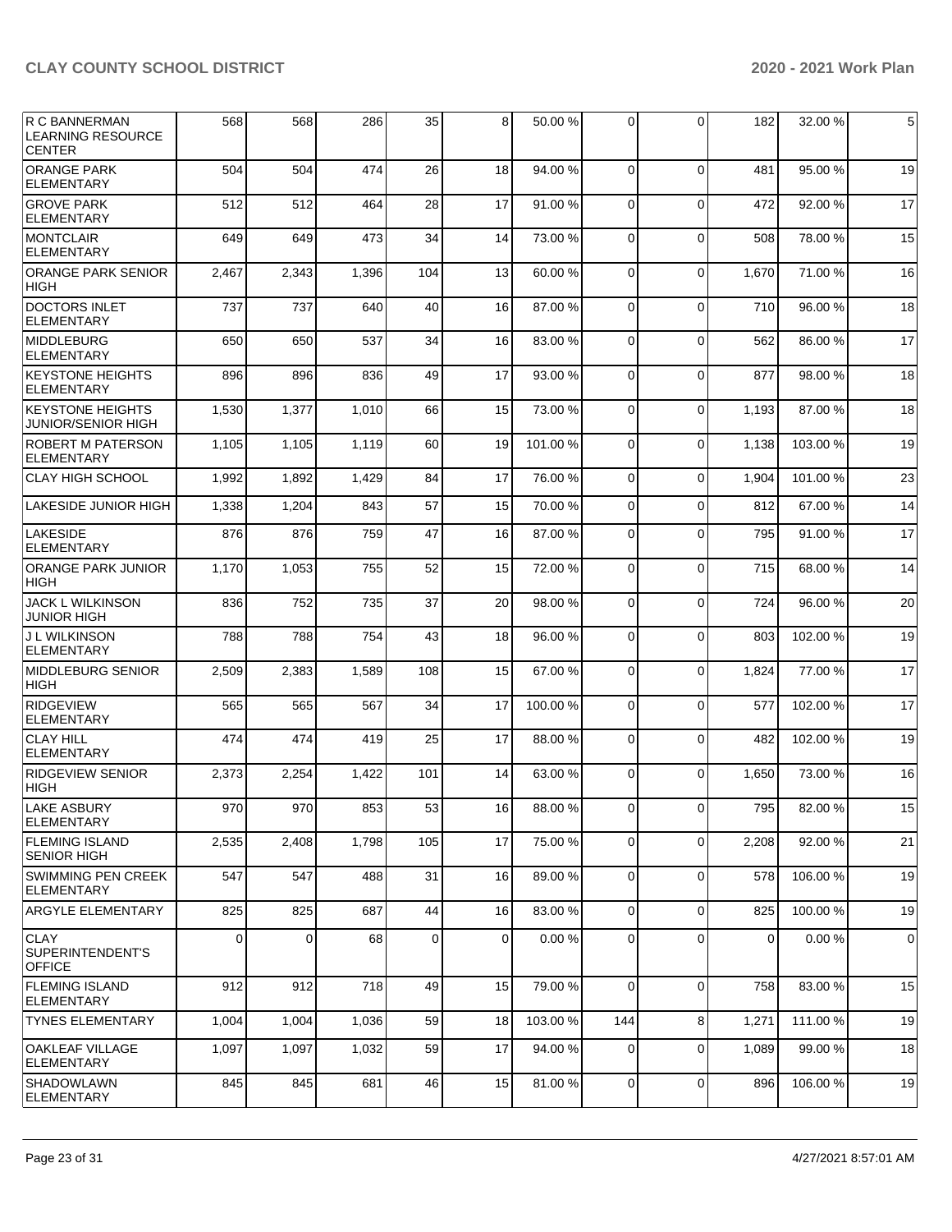| | | | | | | | | | | | |
|---|---|---|---|---|---|---|---|---|---|---|---|
| R C BANNERMAN LEARNING RESOURCE CENTER | 568 | 568 | 286 | 35 | 8 | 50.00 % | 0 | 0 | 182 | 32.00 % | 5 |
| ORANGE PARK ELEMENTARY | 504 | 504 | 474 | 26 | 18 | 94.00 % | 0 | 0 | 481 | 95.00 % | 19 |
| GROVE PARK ELEMENTARY | 512 | 512 | 464 | 28 | 17 | 91.00 % | 0 | 0 | 472 | 92.00 % | 17 |
| MONTCLAIR ELEMENTARY | 649 | 649 | 473 | 34 | 14 | 73.00 % | 0 | 0 | 508 | 78.00 % | 15 |
| ORANGE PARK SENIOR HIGH | 2,467 | 2,343 | 1,396 | 104 | 13 | 60.00 % | 0 | 0 | 1,670 | 71.00 % | 16 |
| DOCTORS INLET ELEMENTARY | 737 | 737 | 640 | 40 | 16 | 87.00 % | 0 | 0 | 710 | 96.00 % | 18 |
| MIDDLEBURG ELEMENTARY | 650 | 650 | 537 | 34 | 16 | 83.00 % | 0 | 0 | 562 | 86.00 % | 17 |
| KEYSTONE HEIGHTS ELEMENTARY | 896 | 896 | 836 | 49 | 17 | 93.00 % | 0 | 0 | 877 | 98.00 % | 18 |
| KEYSTONE HEIGHTS JUNIOR/SENIOR HIGH | 1,530 | 1,377 | 1,010 | 66 | 15 | 73.00 % | 0 | 0 | 1,193 | 87.00 % | 18 |
| ROBERT M PATERSON ELEMENTARY | 1,105 | 1,105 | 1,119 | 60 | 19 | 101.00 % | 0 | 0 | 1,138 | 103.00 % | 19 |
| CLAY HIGH SCHOOL | 1,992 | 1,892 | 1,429 | 84 | 17 | 76.00 % | 0 | 0 | 1,904 | 101.00 % | 23 |
| LAKESIDE JUNIOR HIGH | 1,338 | 1,204 | 843 | 57 | 15 | 70.00 % | 0 | 0 | 812 | 67.00 % | 14 |
| LAKESIDE ELEMENTARY | 876 | 876 | 759 | 47 | 16 | 87.00 % | 0 | 0 | 795 | 91.00 % | 17 |
| ORANGE PARK JUNIOR HIGH | 1,170 | 1,053 | 755 | 52 | 15 | 72.00 % | 0 | 0 | 715 | 68.00 % | 14 |
| JACK L WILKINSON JUNIOR HIGH | 836 | 752 | 735 | 37 | 20 | 98.00 % | 0 | 0 | 724 | 96.00 % | 20 |
| J L WILKINSON ELEMENTARY | 788 | 788 | 754 | 43 | 18 | 96.00 % | 0 | 0 | 803 | 102.00 % | 19 |
| MIDDLEBURG SENIOR HIGH | 2,509 | 2,383 | 1,589 | 108 | 15 | 67.00 % | 0 | 0 | 1,824 | 77.00 % | 17 |
| RIDGEVIEW ELEMENTARY | 565 | 565 | 567 | 34 | 17 | 100.00 % | 0 | 0 | 577 | 102.00 % | 17 |
| CLAY HILL ELEMENTARY | 474 | 474 | 419 | 25 | 17 | 88.00 % | 0 | 0 | 482 | 102.00 % | 19 |
| RIDGEVIEW SENIOR HIGH | 2,373 | 2,254 | 1,422 | 101 | 14 | 63.00 % | 0 | 0 | 1,650 | 73.00 % | 16 |
| LAKE ASBURY ELEMENTARY | 970 | 970 | 853 | 53 | 16 | 88.00 % | 0 | 0 | 795 | 82.00 % | 15 |
| FLEMING ISLAND SENIOR HIGH | 2,535 | 2,408 | 1,798 | 105 | 17 | 75.00 % | 0 | 0 | 2,208 | 92.00 % | 21 |
| SWIMMING PEN CREEK ELEMENTARY | 547 | 547 | 488 | 31 | 16 | 89.00 % | 0 | 0 | 578 | 106.00 % | 19 |
| ARGYLE ELEMENTARY | 825 | 825 | 687 | 44 | 16 | 83.00 % | 0 | 0 | 825 | 100.00 % | 19 |
| CLAY SUPERINTENDENT'S OFFICE | 0 | 0 | 68 | 0 | 0 | 0.00 % | 0 | 0 | 0 | 0.00 % | 0 |
| FLEMING ISLAND ELEMENTARY | 912 | 912 | 718 | 49 | 15 | 79.00 % | 0 | 0 | 758 | 83.00 % | 15 |
| TYNES ELEMENTARY | 1,004 | 1,004 | 1,036 | 59 | 18 | 103.00 % | 144 | 8 | 1,271 | 111.00 % | 19 |
| OAKLEAF VILLAGE ELEMENTARY | 1,097 | 1,097 | 1,032 | 59 | 17 | 94.00 % | 0 | 0 | 1,089 | 99.00 % | 18 |
| SHADOWLAWN ELEMENTARY | 845 | 845 | 681 | 46 | 15 | 81.00 % | 0 | 0 | 896 | 106.00 % | 19 |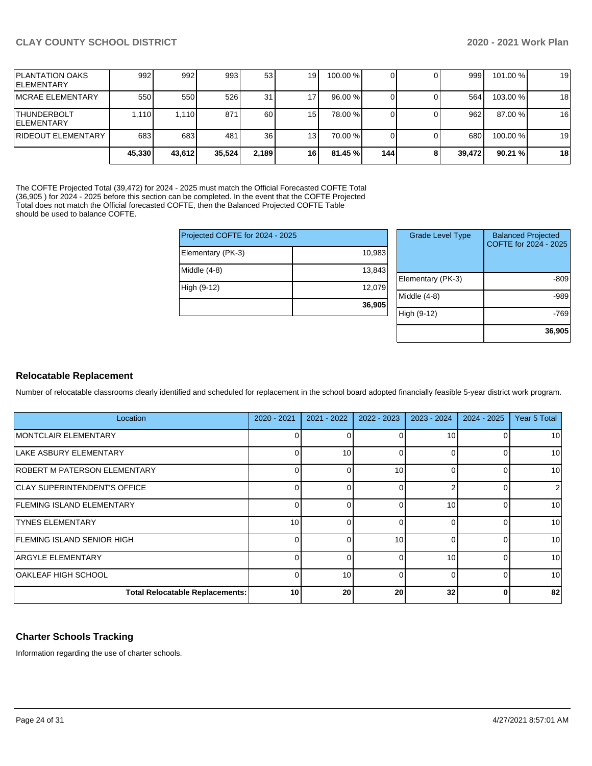| PLANTATION OAKS ELEMENTARY | 992 | 992 | 993 | 53 | 19 | 100.00 % | 0 | 0 | 999 | 101.00 % | 19 |
|---|---|---|---|---|---|---|---|---|---|---|---|
| MCRAE ELEMENTARY | 550 | 550 | 526 | 31 | 17 | 96.00 % | 0 | 0 | 564 | 103.00 % | 18 |
| THUNDERBOLT ELEMENTARY | 1,110 | 1,110 | 871 | 60 | 15 | 78.00 % | 0 | 0 | 962 | 87.00 % | 16 |
| RIDEOUT ELEMENTARY | 683 | 683 | 481 | 36 | 13 | 70.00 % | 0 | 0 | 680 | 100.00 % | 19 |
| | **45,330** | **43,612** | **35,524** | **2,189** | **16** | **81.45 %** | **144** | **8** | **39,472** | **90.21 %** | **18** |

The COFTE Projected Total (39,472) for 2024 - 2025 must match the Official Forecasted COFTE Total (36,905 ) for 2024 - 2025 before this section can be completed. In the event that the COFTE Projected Total does not match the Official forecasted COFTE, then the Balanced Projected COFTE Table should be used to balance COFTE.

| Projected COFTE for 2024 - 2025 | |
|---|---|
| Elementary (PK-3) | 10,983 |
| Middle (4-8) | 13,843 |
| High (9-12) | 12,079 |
| | **36,905** |

| Grade Level Type | Balanced Projected COFTE for 2024 - 2025 |
|---|---|
| Elementary (PK-3) | -809 |
| Middle (4-8) | -989 |
| High (9-12) | -769 |
| | **36,905** |

## Relocatable Replacement

Number of relocatable classrooms clearly identified and scheduled for replacement in the school board adopted financially feasible 5-year district work program.

| Location | 2020 - 2021 | 2021 - 2022 | 2022 - 2023 | 2023 - 2024 | 2024 - 2025 | Year 5 Total |
|---|---|---|---|---|---|---|
| MONTCLAIR ELEMENTARY | 0 | 0 | 0 | 10 | 0 | 10 |
| LAKE ASBURY ELEMENTARY | 0 | 10 | 0 | 0 | 0 | 10 |
| ROBERT M PATERSON ELEMENTARY | 0 | 0 | 10 | 0 | 0 | 10 |
| CLAY SUPERINTENDENT'S OFFICE | 0 | 0 | 0 | 2 | 0 | 2 |
| FLEMING ISLAND ELEMENTARY | 0 | 0 | 0 | 10 | 0 | 10 |
| TYNES ELEMENTARY | 10 | 0 | 0 | 0 | 0 | 10 |
| FLEMING ISLAND SENIOR HIGH | 0 | 0 | 10 | 0 | 0 | 10 |
| ARGYLE ELEMENTARY | 0 | 0 | 0 | 10 | 0 | 10 |
| OAKLEAF HIGH SCHOOL | 0 | 10 | 0 | 0 | 0 | 10 |
| **Total Relocatable Replacements:** | **10** | **20** | **20** | **32** | **0** | **82** |

## Charter Schools Tracking

Information regarding the use of charter schools.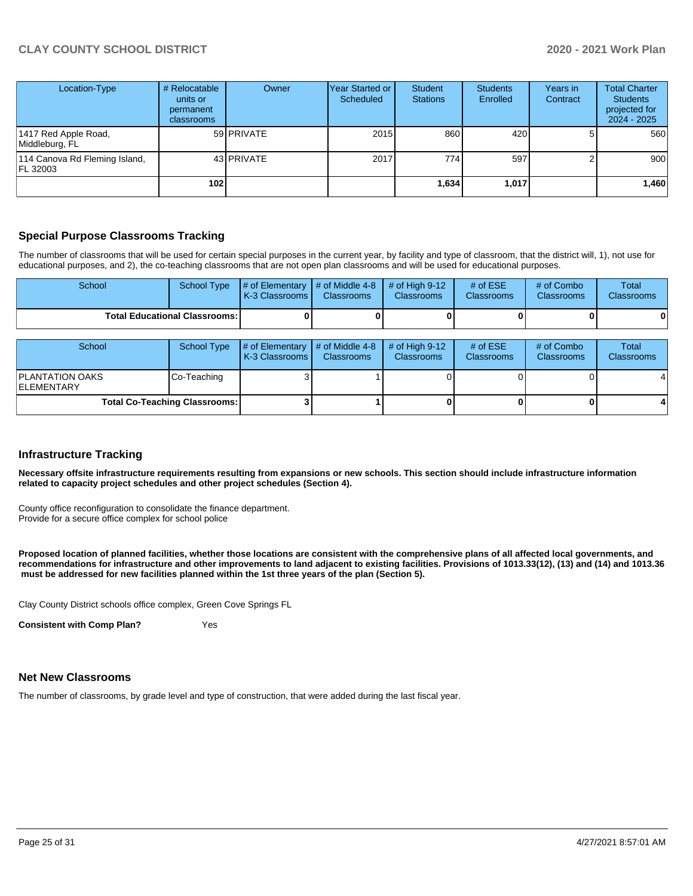| Location-Type | # Relocatable units or permanent classrooms | Owner | Year Started or Scheduled | Student Stations | Students Enrolled | Years in Contract | Total Charter Students projected for 2024 - 2025 |
|---|---|---|---|---|---|---|---|
| 1417 Red Apple Road, Middleburg, FL | 59 | PRIVATE | 2015 | 860 | 420 | 5 | 560 |
| 114 Canova Rd Fleming Island, FL 32003 | 43 | PRIVATE | 2017 | 774 | 597 | 2 | 900 |
| | **102** | | | **1,634** | **1,017** | | **1,460** |

## Special Purpose Classrooms Tracking

The number of classrooms that will be used for certain special purposes in the current year, by facility and type of classroom, that the district will, 1), not use for educational purposes, and 2), the co-teaching classrooms that are not open plan classrooms and will be used for educational purposes.

| School | School Type | # of Elementary K-3 Classrooms | # of Middle 4-8 Classrooms | # of High 9-12 Classrooms | # of ESE Classrooms | # of Combo Classrooms | Total Classrooms |
|---|---|---|---|---|---|---|---|
| **Total Educational Classrooms:** | | **0** | **0** | **0** | **0** | **0** | **0** |

| School | School Type | # of Elementary K-3 Classrooms | # of Middle 4-8 Classrooms | # of High 9-12 Classrooms | # of ESE Classrooms | # of Combo Classrooms | Total Classrooms |
|---|---|---|---|---|---|---|---|
| PLANTATION OAKS ELEMENTARY | Co-Teaching | 3 | 1 | 0 | 0 | 0 | 4 |
| **Total Co-Teaching Classrooms:** | | **3** | **1** | **0** | **0** | **0** | **4** |

## Infrastructure Tracking

**Necessary offsite infrastructure requirements resulting from expansions or new schools. This section should include infrastructure information related to capacity project schedules and other project schedules (Section 4).**

County office reconfiguration to consolidate the finance department.
Provide for a secure office complex for school police

**Proposed location of planned facilities, whether those locations are consistent with the comprehensive plans of all affected local governments, and recommendations for infrastructure and other improvements to land adjacent to existing facilities. Provisions of 1013.33(12), (13) and (14) and 1013.36 must be addressed for new facilities planned within the 1st three years of the plan (Section 5).**

Clay County District schools office complex, Green Cove Springs FL

**Consistent with Comp Plan?** Yes

## Net New Classrooms

The number of classrooms, by grade level and type of construction, that were added during the last fiscal year.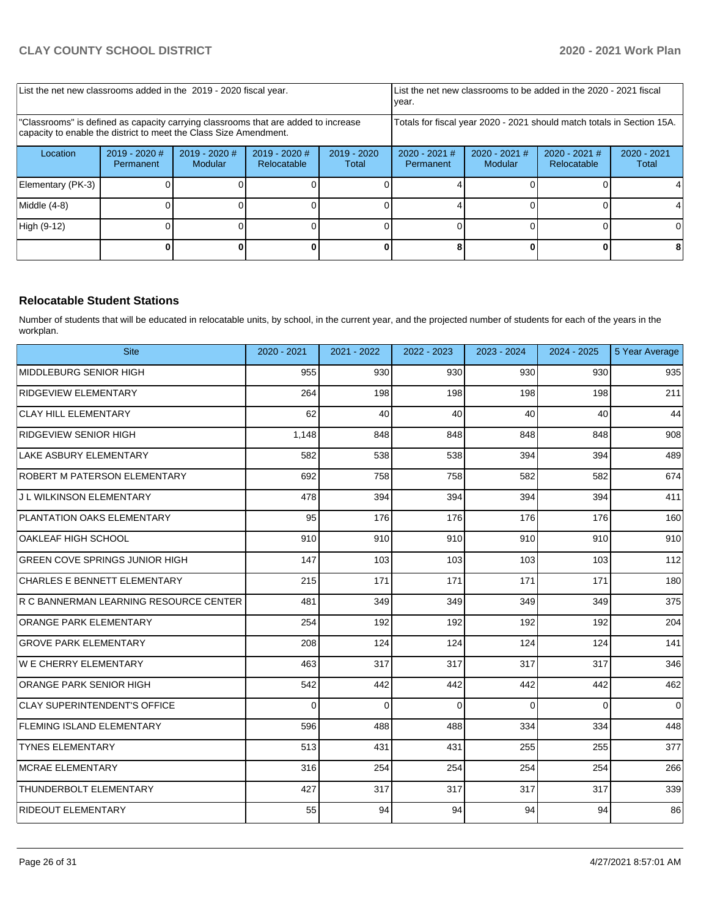| List the net new classrooms added in the 2019 - 2020 fiscal year. | | | | | List the net new classrooms to be added in the 2020 - 2021 fiscal year. | | | |
|---|---|---|---|---|---|---|---|---|
| "Classrooms" is defined as capacity carrying classrooms that are added to increase capacity to enable the district to meet the Class Size Amendment. | | | | | Totals for fiscal year 2020 - 2021 should match totals in Section 15A. | | | |
| Location | 2019 - 2020 # Permanent | 2019 - 2020 # Modular | 2019 - 2020 # Relocatable | 2019 - 2020 Total | 2020 - 2021 # Permanent | 2020 - 2021 # Modular | 2020 - 2021 # Relocatable | 2020 - 2021 Total |
| Elementary (PK-3) | 0 | 0 | 0 | 0 | 4 | 0 | 0 | 4 |
| Middle (4-8) | 0 | 0 | 0 | 0 | 4 | 0 | 0 | 4 |
| High (9-12) | 0 | 0 | 0 | 0 | 0 | 0 | 0 | 0 |
| | **0** | **0** | **0** | **0** | **8** | **0** | **0** | **8** |

## Relocatable Student Stations

Number of students that will be educated in relocatable units, by school, in the current year, and the projected number of students for each of the years in the workplan.

| Site | 2020 - 2021 | 2021 - 2022 | 2022 - 2023 | 2023 - 2024 | 2024 - 2025 | 5 Year Average |
|---|---|---|---|---|---|---|
| MIDDLEBURG SENIOR HIGH | 955 | 930 | 930 | 930 | 930 | 935 |
| RIDGEVIEW ELEMENTARY | 264 | 198 | 198 | 198 | 198 | 211 |
| CLAY HILL ELEMENTARY | 62 | 40 | 40 | 40 | 40 | 44 |
| RIDGEVIEW SENIOR HIGH | 1,148 | 848 | 848 | 848 | 848 | 908 |
| LAKE ASBURY ELEMENTARY | 582 | 538 | 538 | 394 | 394 | 489 |
| ROBERT M PATERSON ELEMENTARY | 692 | 758 | 758 | 582 | 582 | 674 |
| J L WILKINSON ELEMENTARY | 478 | 394 | 394 | 394 | 394 | 411 |
| PLANTATION OAKS ELEMENTARY | 95 | 176 | 176 | 176 | 176 | 160 |
| OAKLEAF HIGH SCHOOL | 910 | 910 | 910 | 910 | 910 | 910 |
| GREEN COVE SPRINGS JUNIOR HIGH | 147 | 103 | 103 | 103 | 103 | 112 |
| CHARLES E BENNETT ELEMENTARY | 215 | 171 | 171 | 171 | 171 | 180 |
| R C BANNERMAN LEARNING RESOURCE CENTER | 481 | 349 | 349 | 349 | 349 | 375 |
| ORANGE PARK ELEMENTARY | 254 | 192 | 192 | 192 | 192 | 204 |
| GROVE PARK ELEMENTARY | 208 | 124 | 124 | 124 | 124 | 141 |
| W E CHERRY ELEMENTARY | 463 | 317 | 317 | 317 | 317 | 346 |
| ORANGE PARK SENIOR HIGH | 542 | 442 | 442 | 442 | 442 | 462 |
| CLAY SUPERINTENDENT'S OFFICE | 0 | 0 | 0 | 0 | 0 | 0 |
| FLEMING ISLAND ELEMENTARY | 596 | 488 | 488 | 334 | 334 | 448 |
| TYNES ELEMENTARY | 513 | 431 | 431 | 255 | 255 | 377 |
| MCRAE ELEMENTARY | 316 | 254 | 254 | 254 | 254 | 266 |
| THUNDERBOLT ELEMENTARY | 427 | 317 | 317 | 317 | 317 | 339 |
| RIDEOUT ELEMENTARY | 55 | 94 | 94 | 94 | 94 | 86 |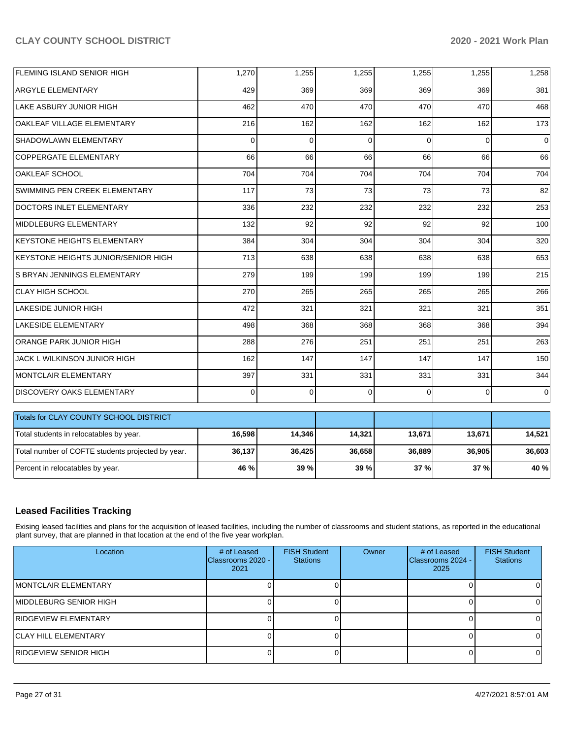| | | | | | | |
|---|---|---|---|---|---|---|
| FLEMING ISLAND SENIOR HIGH | 1,270 | 1,255 | 1,255 | 1,255 | 1,255 | 1,258 |
| ARGYLE ELEMENTARY | 429 | 369 | 369 | 369 | 369 | 381 |
| LAKE ASBURY JUNIOR HIGH | 462 | 470 | 470 | 470 | 470 | 468 |
| OAKLEAF VILLAGE ELEMENTARY | 216 | 162 | 162 | 162 | 162 | 173 |
| SHADOWLAWN ELEMENTARY | 0 | 0 | 0 | 0 | 0 | 0 |
| COPPERGATE ELEMENTARY | 66 | 66 | 66 | 66 | 66 | 66 |
| OAKLEAF SCHOOL | 704 | 704 | 704 | 704 | 704 | 704 |
| SWIMMING PEN CREEK ELEMENTARY | 117 | 73 | 73 | 73 | 73 | 82 |
| DOCTORS INLET ELEMENTARY | 336 | 232 | 232 | 232 | 232 | 253 |
| MIDDLEBURG ELEMENTARY | 132 | 92 | 92 | 92 | 92 | 100 |
| KEYSTONE HEIGHTS ELEMENTARY | 384 | 304 | 304 | 304 | 304 | 320 |
| KEYSTONE HEIGHTS JUNIOR/SENIOR HIGH | 713 | 638 | 638 | 638 | 638 | 653 |
| S BRYAN JENNINGS ELEMENTARY | 279 | 199 | 199 | 199 | 199 | 215 |
| CLAY HIGH SCHOOL | 270 | 265 | 265 | 265 | 265 | 266 |
| LAKESIDE JUNIOR HIGH | 472 | 321 | 321 | 321 | 321 | 351 |
| LAKESIDE ELEMENTARY | 498 | 368 | 368 | 368 | 368 | 394 |
| ORANGE PARK JUNIOR HIGH | 288 | 276 | 251 | 251 | 251 | 263 |
| JACK L WILKINSON JUNIOR HIGH | 162 | 147 | 147 | 147 | 147 | 150 |
| MONTCLAIR ELEMENTARY | 397 | 331 | 331 | 331 | 331 | 344 |
| DISCOVERY OAKS ELEMENTARY | 0 | 0 | 0 | 0 | 0 | 0 |

| Totals for CLAY COUNTY SCHOOL DISTRICT | | | | | | |
|---|---|---|---|---|---|---|
| Total students in relocatables by year. | **16,598** | **14,346** | **14,321** | **13,671** | **13,671** | **14,521** |
| Total number of COFTE students projected by year. | **36,137** | **36,425** | **36,658** | **36,889** | **36,905** | **36,603** |
| Percent in relocatables by year. | **46 %** | **39 %** | **39 %** | **37 %** | **37 %** | **40 %** |

## Leased Facilities Tracking

Exising leased facilities and plans for the acquisition of leased facilities, including the number of classrooms and student stations, as reported in the educational plant survey, that are planned in that location at the end of the five year workplan.

| Location | # of Leased Classrooms 2020 - 2021 | FISH Student Stations | Owner | # of Leased Classrooms 2024 - 2025 | FISH Student Stations |
|---|---|---|---|---|---|
| MONTCLAIR ELEMENTARY | 0 | 0 | | 0 | 0 |
| MIDDLEBURG SENIOR HIGH | 0 | 0 | | 0 | 0 |
| RIDGEVIEW ELEMENTARY | 0 | 0 | | 0 | 0 |
| CLAY HILL ELEMENTARY | 0 | 0 | | 0 | 0 |
| RIDGEVIEW SENIOR HIGH | 0 | 0 | | 0 | 0 |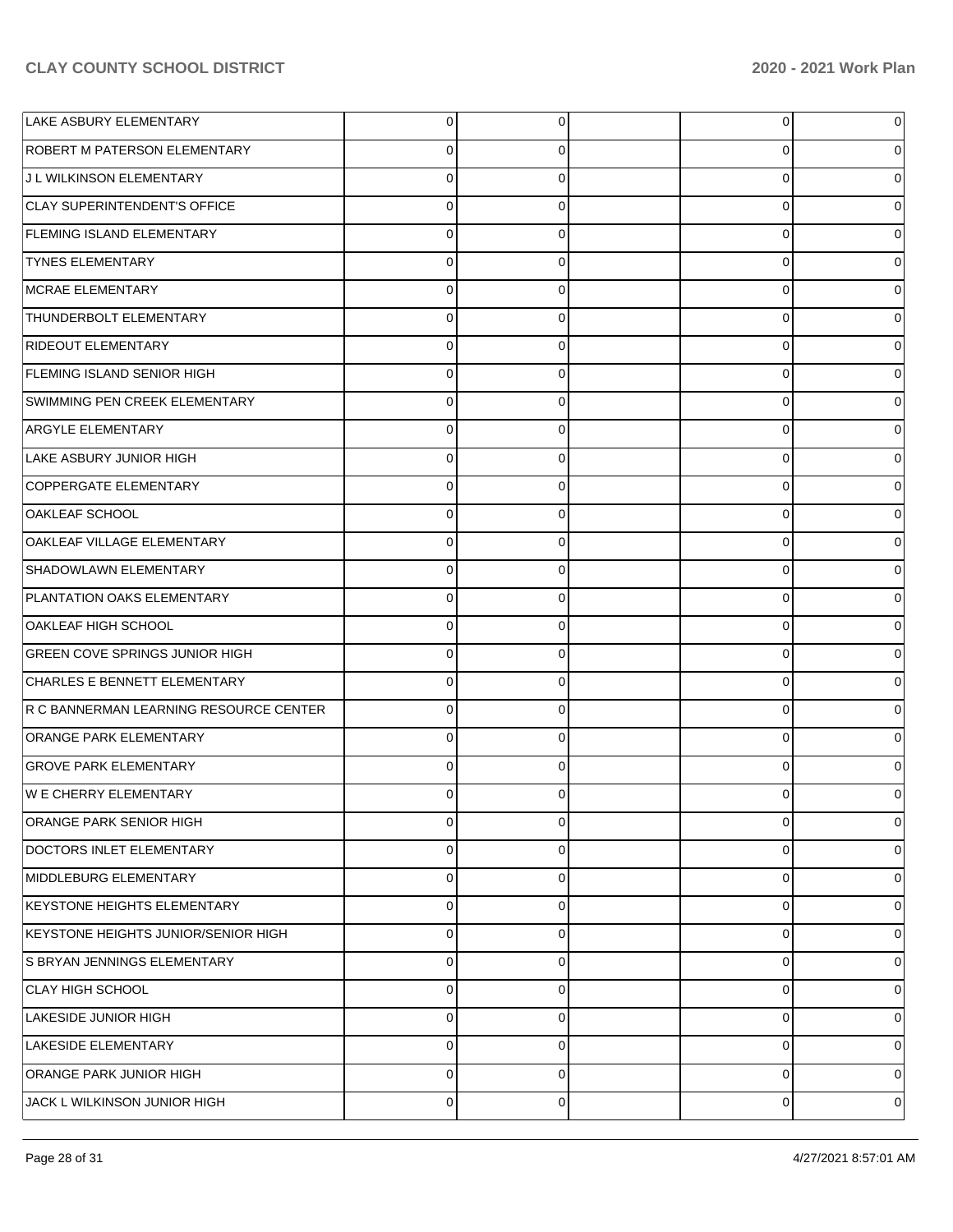| | | | | | |
|---|---|---|---|---|---|
| LAKE ASBURY ELEMENTARY | 0 | 0 | | 0 | 0 |
| ROBERT M PATERSON ELEMENTARY | 0 | 0 | | 0 | 0 |
| J L WILKINSON ELEMENTARY | 0 | 0 | | 0 | 0 |
| CLAY SUPERINTENDENT'S OFFICE | 0 | 0 | | 0 | 0 |
| FLEMING ISLAND ELEMENTARY | 0 | 0 | | 0 | 0 |
| TYNES ELEMENTARY | 0 | 0 | | 0 | 0 |
| MCRAE ELEMENTARY | 0 | 0 | | 0 | 0 |
| THUNDERBOLT ELEMENTARY | 0 | 0 | | 0 | 0 |
| RIDEOUT ELEMENTARY | 0 | 0 | | 0 | 0 |
| FLEMING ISLAND SENIOR HIGH | 0 | 0 | | 0 | 0 |
| SWIMMING PEN CREEK ELEMENTARY | 0 | 0 | | 0 | 0 |
| ARGYLE ELEMENTARY | 0 | 0 | | 0 | 0 |
| LAKE ASBURY JUNIOR HIGH | 0 | 0 | | 0 | 0 |
| COPPERGATE ELEMENTARY | 0 | 0 | | 0 | 0 |
| OAKLEAF SCHOOL | 0 | 0 | | 0 | 0 |
| OAKLEAF VILLAGE ELEMENTARY | 0 | 0 | | 0 | 0 |
| SHADOWLAWN ELEMENTARY | 0 | 0 | | 0 | 0 |
| PLANTATION OAKS ELEMENTARY | 0 | 0 | | 0 | 0 |
| OAKLEAF HIGH SCHOOL | 0 | 0 | | 0 | 0 |
| GREEN COVE SPRINGS JUNIOR HIGH | 0 | 0 | | 0 | 0 |
| CHARLES E BENNETT ELEMENTARY | 0 | 0 | | 0 | 0 |
| R C BANNERMAN LEARNING RESOURCE CENTER | 0 | 0 | | 0 | 0 |
| ORANGE PARK ELEMENTARY | 0 | 0 | | 0 | 0 |
| GROVE PARK ELEMENTARY | 0 | 0 | | 0 | 0 |
| W E CHERRY ELEMENTARY | 0 | 0 | | 0 | 0 |
| ORANGE PARK SENIOR HIGH | 0 | 0 | | 0 | 0 |
| DOCTORS INLET ELEMENTARY | 0 | 0 | | 0 | 0 |
| MIDDLEBURG ELEMENTARY | 0 | 0 | | 0 | 0 |
| KEYSTONE HEIGHTS ELEMENTARY | 0 | 0 | | 0 | 0 |
| KEYSTONE HEIGHTS JUNIOR/SENIOR HIGH | 0 | 0 | | 0 | 0 |
| S BRYAN JENNINGS ELEMENTARY | 0 | 0 | | 0 | 0 |
| CLAY HIGH SCHOOL | 0 | 0 | | 0 | 0 |
| LAKESIDE JUNIOR HIGH | 0 | 0 | | 0 | 0 |
| LAKESIDE ELEMENTARY | 0 | 0 | | 0 | 0 |
| ORANGE PARK JUNIOR HIGH | 0 | 0 | | 0 | 0 |
| JACK L WILKINSON JUNIOR HIGH | 0 | 0 | | 0 | 0 |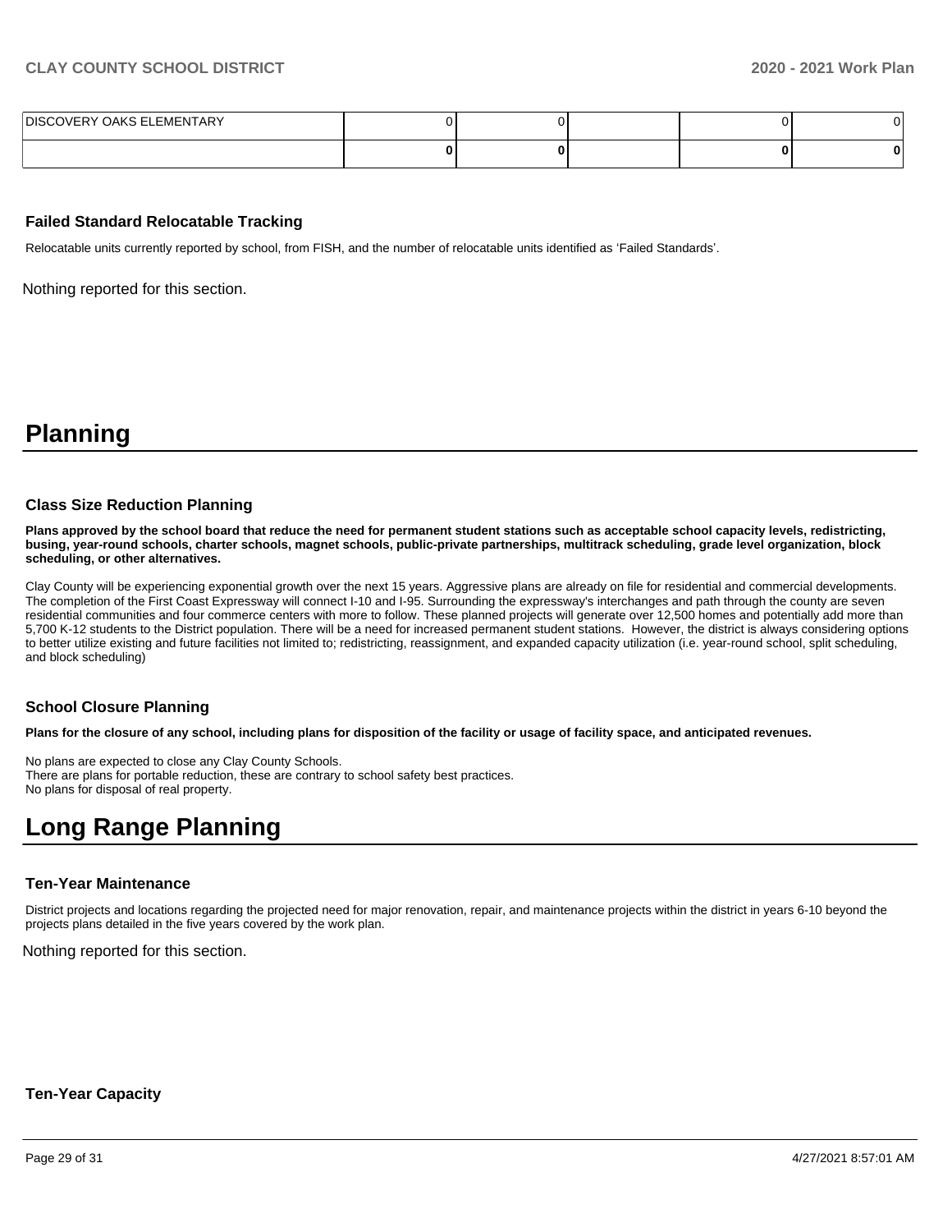| DISCOVERY OAKS ELEMENTARY | 0 | 0 | | 0 | 0 |
|---|---|---|---|---|---|
| | **0** | **0** | | **0** | **0** |

### Failed Standard Relocatable Tracking

Relocatable units currently reported by school, from FISH, and the number of relocatable units identified as 'Failed Standards'.

Nothing reported for this section.

# Planning

### Class Size Reduction Planning

**Plans approved by the school board that reduce the need for permanent student stations such as acceptable school capacity levels, redistricting, busing, year-round schools, charter schools, magnet schools, public-private partnerships, multitrack scheduling, grade level organization, block scheduling, or other alternatives.**

Clay County will be experiencing exponential growth over the next 15 years. Aggressive plans are already on file for residential and commercial developments. The completion of the First Coast Expressway will connect I-10 and I-95. Surrounding the expressway's interchanges and path through the county are seven residential communities and four commerce centers with more to follow. These planned projects will generate over 12,500 homes and potentially add more than 5,700 K-12 students to the District population. There will be a need for increased permanent student stations. However, the district is always considering options to better utilize existing and future facilities not limited to; redistricting, reassignment, and expanded capacity utilization (i.e. year-round school, split scheduling, and block scheduling)

### School Closure Planning

**Plans for the closure of any school, including plans for disposition of the facility or usage of facility space, and anticipated revenues.**

No plans are expected to close any Clay County Schools.
There are plans for portable reduction, these are contrary to school safety best practices.
No plans for disposal of real property.

# Long Range Planning

### Ten-Year Maintenance

District projects and locations regarding the projected need for major renovation, repair, and maintenance projects within the district in years 6-10 beyond the projects plans detailed in the five years covered by the work plan.

Nothing reported for this section.

### Ten-Year Capacity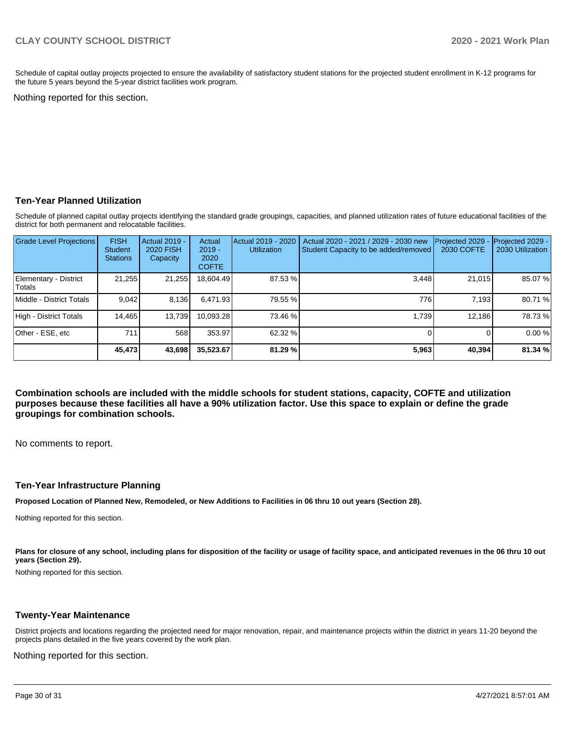Schedule of capital outlay projects projected to ensure the availability of satisfactory student stations for the projected student enrollment in K-12 programs for the future 5 years beyond the 5-year district facilities work program.

Nothing reported for this section.

### Ten-Year Planned Utilization

Schedule of planned capital outlay projects identifying the standard grade groupings, capacities, and planned utilization rates of future educational facilities of the district for both permanent and relocatable facilities.

| Grade Level Projections | FISH Student Stations | Actual 2019 - 2020 FISH Capacity | Actual 2019 - 2020 COFTE | Actual 2019 - 2020 Utilization | Actual 2020 - 2021 / 2029 - 2030 new Student Capacity to be added/removed | Projected 2029 - 2030 COFTE | Projected 2029 - 2030 Utilization |
|---|---|---|---|---|---|---|---|
| Elementary - District Totals | 21,255 | 21,255 | 18,604.49 | 87.53 % | 3,448 | 21,015 | 85.07 % |
| Middle - District Totals | 9,042 | 8,136 | 6,471.93 | 79.55 % | 776 | 7,193 | 80.71 % |
| High - District Totals | 14,465 | 13,739 | 10,093.28 | 73.46 % | 1,739 | 12,186 | 78.73 % |
| Other - ESE, etc | 711 | 568 | 353.97 | 62.32 % | 0 | 0 | 0.00 % |
| | **45,473** | **43,698** | **35,523.67** | **81.29 %** | **5,963** | **40,394** | **81.34 %** |

**Combination schools are included with the middle schools for student stations, capacity, COFTE and utilization purposes because these facilities all have a 90% utilization factor. Use this space to explain or define the grade groupings for combination schools.**

No comments to report.

### Ten-Year Infrastructure Planning

**Proposed Location of Planned New, Remodeled, or New Additions to Facilities in 06 thru 10 out years (Section 28).**

Nothing reported for this section.

**Plans for closure of any school, including plans for disposition of the facility or usage of facility space, and anticipated revenues in the 06 thru 10 out years (Section 29).**

Nothing reported for this section.

### Twenty-Year Maintenance

District projects and locations regarding the projected need for major renovation, repair, and maintenance projects within the district in years 11-20 beyond the projects plans detailed in the five years covered by the work plan.

Nothing reported for this section.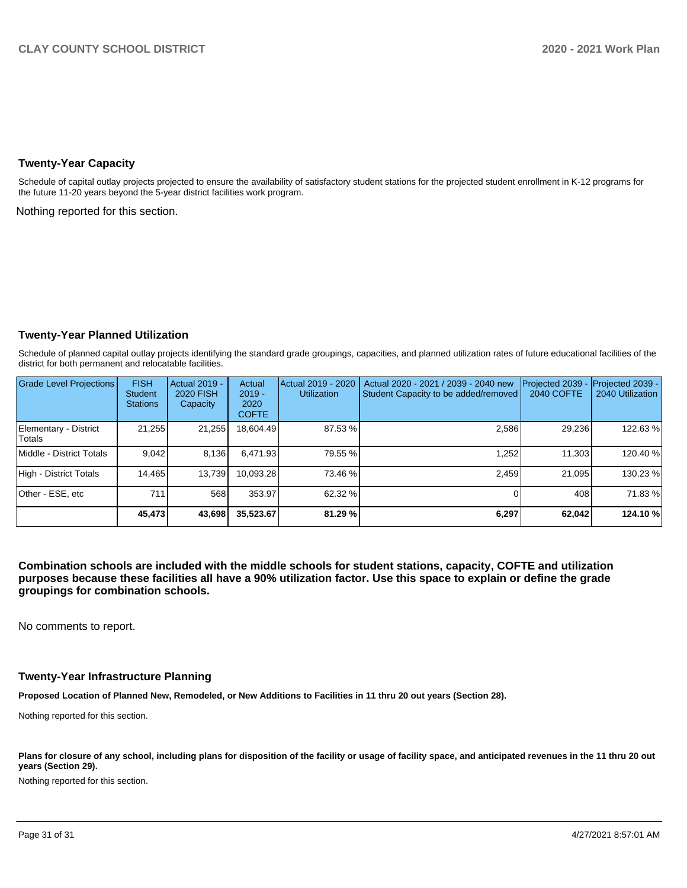## Twenty-Year Capacity

Schedule of capital outlay projects projected to ensure the availability of satisfactory student stations for the projected student enrollment in K-12 programs for the future 11-20 years beyond the 5-year district facilities work program.

Nothing reported for this section.

## Twenty-Year Planned Utilization

Schedule of planned capital outlay projects identifying the standard grade groupings, capacities, and planned utilization rates of future educational facilities of the district for both permanent and relocatable facilities.

| Grade Level Projections | FISH Student Stations | Actual 2019 - 2020 FISH Capacity | Actual 2019 - 2020 COFTE | Actual 2019 - 2020 Utilization | Actual 2020 - 2021 / 2039 - 2040 new Student Capacity to be added/removed | Projected 2039 - 2040 COFTE | Projected 2039 - 2040 Utilization |
|---|---|---|---|---|---|---|---|
| Elementary - District Totals | 21,255 | 21,255 | 18,604.49 | 87.53 % | 2,586 | 29,236 | 122.63 % |
| Middle - District Totals | 9,042 | 8,136 | 6,471.93 | 79.55 % | 1,252 | 11,303 | 120.40 % |
| High - District Totals | 14,465 | 13,739 | 10,093.28 | 73.46 % | 2,459 | 21,095 | 130.23 % |
| Other - ESE, etc | 711 | 568 | 353.97 | 62.32 % | 0 | 408 | 71.83 % |
| | **45,473** | **43,698** | **35,523.67** | **81.29 %** | **6,297** | **62,042** | **124.10 %** |

**Combination schools are included with the middle schools for student stations, capacity, COFTE and utilization purposes because these facilities all have a 90% utilization factor. Use this space to explain or define the grade groupings for combination schools.**

No comments to report.

## Twenty-Year Infrastructure Planning

**Proposed Location of Planned New, Remodeled, or New Additions to Facilities in 11 thru 20 out years (Section 28).**

Nothing reported for this section.

**Plans for closure of any school, including plans for disposition of the facility or usage of facility space, and anticipated revenues in the 11 thru 20 out years (Section 29).**

Nothing reported for this section.